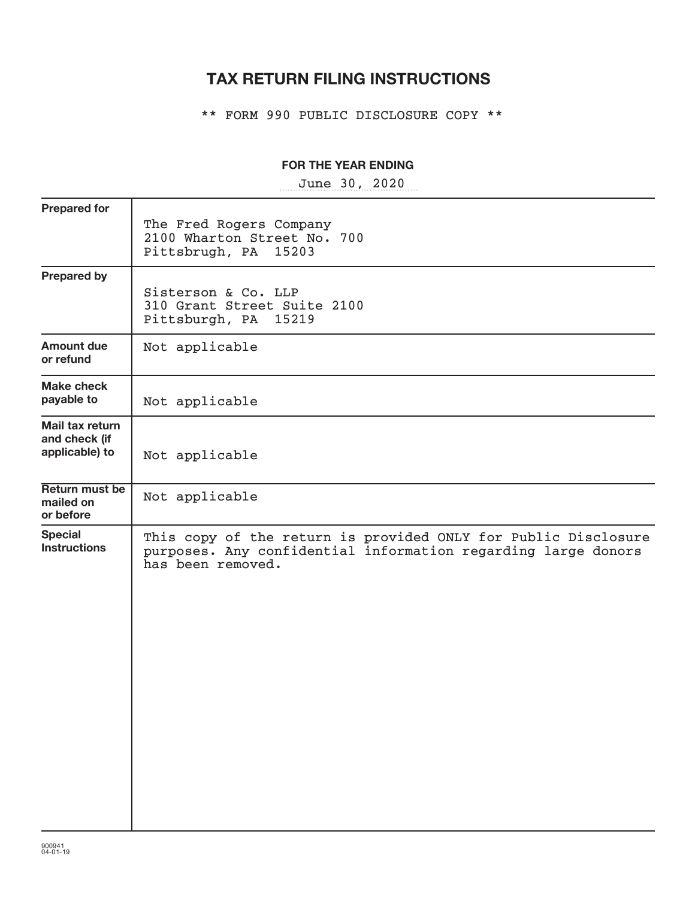# TAX RETURN FILING INSTRUCTIONS

** FORM 990 PUBLIC DISCLOSURE COPY **

**FOR THE YEAR ENDING**

June 30, 2020

| | |
|---|---|
| **Prepared for** | The Fred Rogers Company<br>2100 Wharton Street No. 700<br>Pittsbrugh, PA 15203 |
| **Prepared by** | Sisterson & Co. LLP<br>310 Grant Street Suite 2100<br>Pittsburgh, PA 15219 |
| **Amount due or refund** | Not applicable |
| **Make check payable to** | Not applicable |
| **Mail tax return and check (if applicable) to** | Not applicable |
| **Return must be mailed on or before** | Not applicable |
| **Special Instructions** | This copy of the return is provided ONLY for Public Disclosure purposes. Any confidential information regarding large donors has been removed. |

900941
04-01-19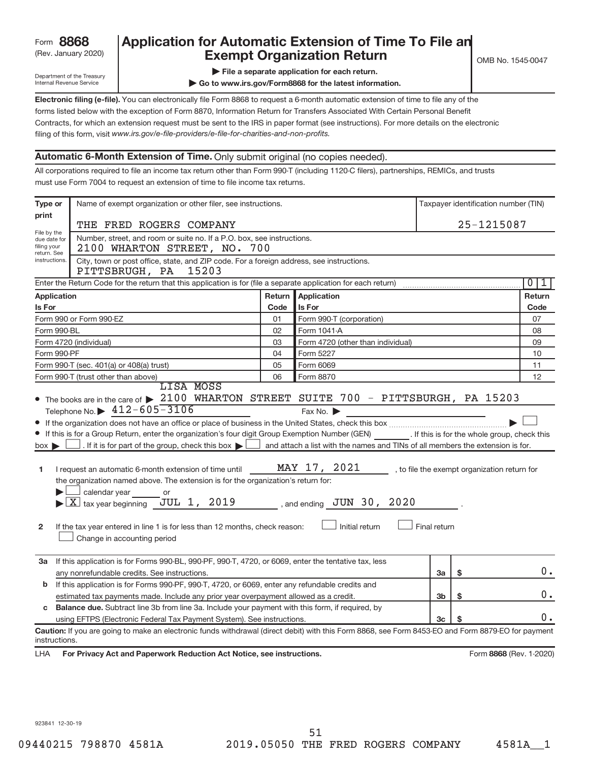Form **8868** (Rev. January 2020)

Department of the Treasury Internal Revenue Service

# Application for Automatic Extension of Time To File an Exempt Organization Return

▶ File a separate application for each return.

▶ Go to www.irs.gov/Form8868 for the latest information.

OMB No. 1545-0047

**Electronic filing (e-file).** You can electronically file Form 8868 to request a 6-month automatic extension of time to file any of the forms listed below with the exception of Form 8870, Information Return for Transfers Associated With Certain Personal Benefit Contracts, for which an extension request must be sent to the IRS in paper format (see instructions). For more details on the electronic filing of this form, visit *www.irs.gov/e-file-providers/e-file-for-charities-and-non-profits.*

## Automatic 6-Month Extension of Time. Only submit original (no copies needed).

All corporations required to file an income tax return other than Form 990-T (including 1120-C filers), partnerships, REMICs, and trusts must use Form 7004 to request an extension of time to file income tax returns.

Type or print. File by the due date for filing your return. See instructions.

Name of exempt organization or other filer, see instructions: THE FRED ROGERS COMPANY

Taxpayer identification number (TIN): 25-1215087

Number, street, and room or suite no. If a P.O. box, see instructions: 2100 WHARTON STREET, NO. 700

City, town or post office, state, and ZIP code. For a foreign address, see instructions: PITTSBRUGH, PA 15203

Enter the Return Code for the return that this application is for (file a separate application for each return): 01

| Application Is For | Return Code | Application Is For | Return Code |
|---|---|---|---|
| Form 990 or Form 990-EZ | 01 | Form 990-T (corporation) | 07 |
| Form 990-BL | 02 | Form 1041-A | 08 |
| Form 4720 (individual) | 03 | Form 4720 (other than individual) | 09 |
| Form 990-PF | 04 | Form 5227 | 10 |
| Form 990-T (sec. 401(a) or 408(a) trust) | 05 | Form 6069 | 11 |
| Form 990-T (trust other than above) | 06 | Form 8870 | 12 |

- The books are in the care of ▶ LISA MOSS 2100 WHARTON STREET SUITE 700 - PITTSBURGH, PA 15203
  Telephone No. ▶ 412-605-3106 Fax No. ▶
- If the organization does not have an office or place of business in the United States, check this box ▶ ☐
- If this is for a Group Return, enter the organization's four digit Group Exemption Number (GEN) \_\_\_\_\_\_. If this is for the whole group, check this box ▶ ☐. If it is for part of the group, check this box ▶ ☐ and attach a list with the names and TINs of all members the extension is for.

**1** I request an automatic 6-month extension of time until MAY 17, 2021, to file the exempt organization return for the organization named above. The extension is for the organization's return for:
▶ ☐ calendar year \_\_\_\_\_\_ or
▶ ☒ tax year beginning JUL 1, 2019, and ending JUN 30, 2020.

**2** If the tax year entered in line 1 is for less than 12 months, check reason: ☐ Initial return ☐ Final return ☐ Change in accounting period

| | | | |
|---|---|---|---|
| **3a** | If this application is for Forms 990-BL, 990-PF, 990-T, 4720, or 6069, enter the tentative tax, less any nonrefundable credits. See instructions. | 3a | $ 0. |
| **b** | If this application is for Forms 990-PF, 990-T, 4720, or 6069, enter any refundable credits and estimated tax payments made. Include any prior year overpayment allowed as a credit. | 3b | $ 0. |
| **c** | **Balance due.** Subtract line 3b from line 3a. Include your payment with this form, if required, by using EFTPS (Electronic Federal Tax Payment System). See instructions. | 3c | $ 0. |

**Caution:** If you are going to make an electronic funds withdrawal (direct debit) with this Form 8868, see Form 8453-EO and Form 8879-EO for payment instructions.

LHA **For Privacy Act and Paperwork Reduction Act Notice, see instructions.** Form **8868** (Rev. 1-2020)

923841 12-30-19

09440215 798870 4581A 2019.05050 THE FRED ROGERS COMPANY 4581A__1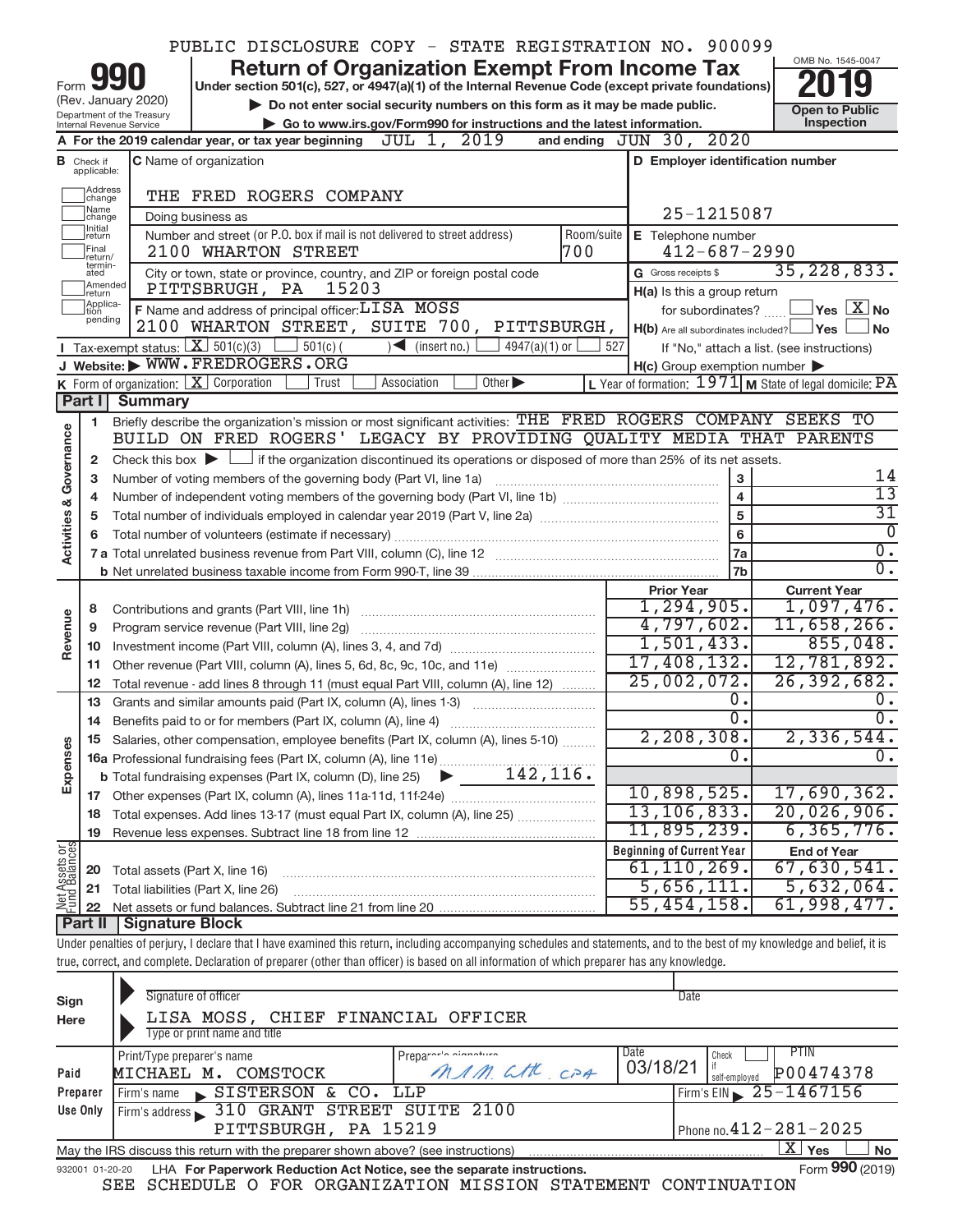PUBLIC DISCLOSURE COPY - STATE REGISTRATION NO. 900099

# Form 990 — Return of Organization Exempt From Income Tax

(Rev. January 2020)
Department of the Treasury
Internal Revenue Service

Under section 501(c), 527, or 4947(a)(1) of the Internal Revenue Code (except private foundations)

▶ Do not enter social security numbers on this form as it may be made public.
▶ Go to www.irs.gov/Form990 for instructions and the latest information.

OMB No. 1545-0047
**2019**
Open to Public Inspection

**A** For the 2019 calendar year, or tax year beginning JUL 1, 2019 and ending JUN 30, 2020

**B** Check if applicable: Address change, Name change, Initial return, Final return/terminated, Amended return, Application pending

**C** Name of organization: THE FRED ROGERS COMPANY
Doing business as
Number and street (or P.O. box if mail is not delivered to street address): 2100 WHARTON STREET — Room/suite: 700
City or town, state or province, country, and ZIP or foreign postal code: PITTSBRUGH, PA 15203

**D** Employer identification number: 25-1215087
**E** Telephone number: 412-687-2990
**G** Gross receipts $ 35,228,833.

**F** Name and address of principal officer: LISA MOSS, 2100 WHARTON STREET, SUITE 700, PITTSBURGH,

H(a) Is this a group return for subordinates? ☐ Yes ☒ No
H(b) Are all subordinates included? ☐ Yes ☐ No
If "No," attach a list. (see instructions)
H(c) Group exemption number ▶

**I** Tax-exempt status: ☒ 501(c)(3) ☐ 501(c) ( ) ◀ (insert no.) ☐ 4947(a)(1) or ☐ 527

**J** Website: ▶ WWW.FREDROGERS.ORG

**K** Form of organization: ☒ Corporation ☐ Trust ☐ Association ☐ Other ▶

**L** Year of formation: 1971 **M** State of legal domicile: PA

## Part I Summary

**Activities & Governance**

1 Briefly describe the organization's mission or most significant activities: THE FRED ROGERS COMPANY SEEKS TO BUILD ON FRED ROGERS' LEGACY BY PROVIDING QUALITY MEDIA THAT PARENTS

2 Check this box ▶ ☐ if the organization discontinued its operations or disposed of more than 25% of its net assets.

| Line | Description | No. | Value |
|---|---|---|---|
| 3 | Number of voting members of the governing body (Part VI, line 1a) | 3 | 14 |
| 4 | Number of independent voting members of the governing body (Part VI, line 1b) | 4 | 13 |
| 5 | Total number of individuals employed in calendar year 2019 (Part V, line 2a) | 5 | 31 |
| 6 | Total number of volunteers (estimate if necessary) | 6 | 0 |
| 7a | Total unrelated business revenue from Part VIII, column (C), line 12 | 7a | 0. |
| 7b | Net unrelated business taxable income from Form 990-T, line 39 | 7b | 0. |

| | Line | Description | Prior Year | Current Year |
|---|---|---|---|---|
| Revenue | 8 | Contributions and grants (Part VIII, line 1h) | 1,294,905. | 1,097,476. |
| | 9 | Program service revenue (Part VIII, line 2g) | 4,797,602. | 11,658,266. |
| | 10 | Investment income (Part VIII, column (A), lines 3, 4, and 7d) | 1,501,433. | 855,048. |
| | 11 | Other revenue (Part VIII, column (A), lines 5, 6d, 8c, 9c, 10c, and 11e) | 17,408,132. | 12,781,892. |
| | 12 | Total revenue - add lines 8 through 11 (must equal Part VIII, column (A), line 12) | 25,002,072. | 26,392,682. |
| Expenses | 13 | Grants and similar amounts paid (Part IX, column (A), lines 1-3) | 0. | 0. |
| | 14 | Benefits paid to or for members (Part IX, column (A), line 4) | 0. | 0. |
| | 15 | Salaries, other compensation, employee benefits (Part IX, column (A), lines 5-10) | 2,208,308. | 2,336,544. |
| | 16a | Professional fundraising fees (Part IX, column (A), line 11e) | 0. | 0. |
| | b | Total fundraising expenses (Part IX, column (D), line 25) ▶ 142,116. | | |
| | 17 | Other expenses (Part IX, column (A), lines 11a-11d, 11f-24e) | 10,898,525. | 17,690,362. |
| | 18 | Total expenses. Add lines 13-17 (must equal Part IX, column (A), line 25) | 13,106,833. | 20,026,906. |
| | 19 | Revenue less expenses. Subtract line 18 from line 12 | 11,895,239. | 6,365,776. |

| | Line | Description | Beginning of Current Year | End of Year |
|---|---|---|---|---|
| Net Assets or Fund Balances | 20 | Total assets (Part X, line 16) | 61,110,269. | 67,630,541. |
| | 21 | Total liabilities (Part X, line 26) | 5,656,111. | 5,632,064. |
| | 22 | Net assets or fund balances. Subtract line 21 from line 20 | 55,454,158. | 61,998,477. |

## Part II Signature Block

Under penalties of perjury, I declare that I have examined this return, including accompanying schedules and statements, and to the best of my knowledge and belief, it is true, correct, and complete. Declaration of preparer (other than officer) is based on all information of which preparer has any knowledge.

**Sign Here**
Signature of officer — Date
LISA MOSS, CHIEF FINANCIAL OFFICER
Type or print name and title

**Paid Preparer Use Only**

| Print/Type preparer's name | Preparer's signature | Date | Check if self-employed | PTIN |
|---|---|---|---|---|
| MICHAEL M. COMSTOCK | MMM CTK CPA | 03/18/21 | ☐ | P00474378 |

Firm's name ▶ SISTERSON & CO. LLP — Firm's EIN ▶ 25-1467156
Firm's address ▶ 310 GRANT STREET SUITE 2100, PITTSBURGH, PA 15219 — Phone no. 412-281-2025

May the IRS discuss this return with the preparer shown above? (see instructions) ☒ Yes ☐ No

932001 01-20-20 LHA For Paperwork Reduction Act Notice, see the separate instructions. Form **990** (2019)

SEE SCHEDULE O FOR ORGANIZATION MISSION STATEMENT CONTINUATION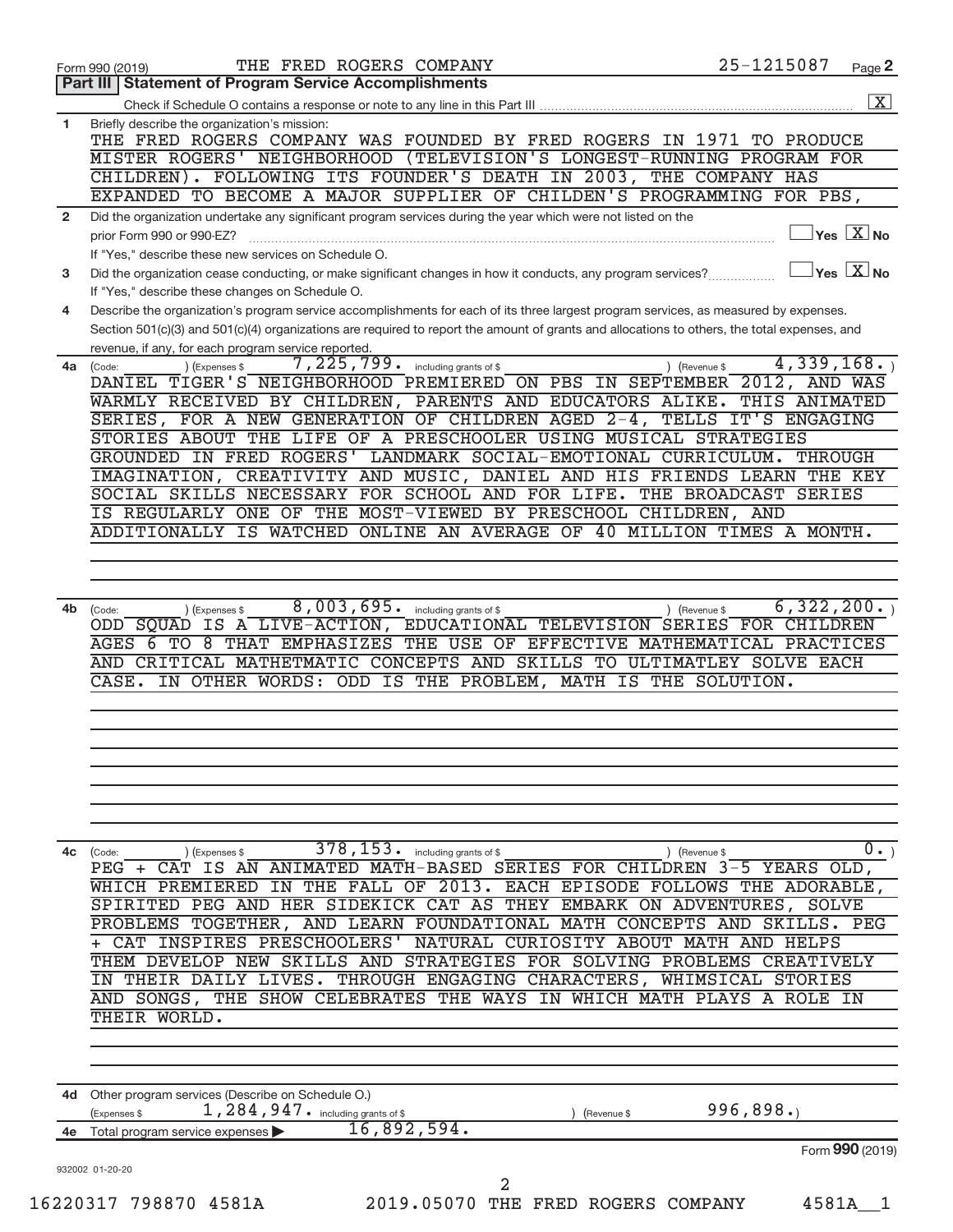Form 990 (2019) THE FRED ROGERS COMPANY 25-1215087 Page **2**

## Part III Statement of Program Service Accomplishments

Check if Schedule O contains a response or note to any line in this Part III ..... [X]

**1** Briefly describe the organization's mission:

THE FRED ROGERS COMPANY WAS FOUNDED BY FRED ROGERS IN 1971 TO PRODUCE MISTER ROGERS' NEIGHBORHOOD (TELEVISION'S LONGEST-RUNNING PROGRAM FOR CHILDREN). FOLLOWING ITS FOUNDER'S DEATH IN 2003, THE COMPANY HAS EXPANDED TO BECOME A MAJOR SUPPLIER OF CHILDEN'S PROGRAMMING FOR PBS,

**2** Did the organization undertake any significant program services during the year which were not listed on the prior Form 990 or 990-EZ? ..... [ ] Yes [X] No

If "Yes," describe these new services on Schedule O.

**3** Did the organization cease conducting, or make significant changes in how it conducts, any program services? ..... [ ] Yes [X] No

If "Yes," describe these changes on Schedule O.

**4** Describe the organization's program service accomplishments for each of its three largest program services, as measured by expenses. Section 501(c)(3) and 501(c)(4) organizations are required to report the amount of grants and allocations to others, the total expenses, and revenue, if any, for each program service reported.

**4a** (Code: ) (Expenses $ 7,225,799. including grants of $ ) (Revenue $ 4,339,168. )

DANIEL TIGER'S NEIGHBORHOOD PREMIERED ON PBS IN SEPTEMBER 2012, AND WAS WARMLY RECEIVED BY CHILDREN, PARENTS AND EDUCATORS ALIKE. THIS ANIMATED SERIES, FOR A NEW GENERATION OF CHILDREN AGED 2-4, TELLS IT'S ENGAGING STORIES ABOUT THE LIFE OF A PRESCHOOLER USING MUSICAL STRATEGIES GROUNDED IN FRED ROGERS' LANDMARK SOCIAL-EMOTIONAL CURRICULUM. THROUGH IMAGINATION, CREATIVITY AND MUSIC, DANIEL AND HIS FRIENDS LEARN THE KEY SOCIAL SKILLS NECESSARY FOR SCHOOL AND FOR LIFE. THE BROADCAST SERIES IS REGULARLY ONE OF THE MOST-VIEWED BY PRESCHOOL CHILDREN, AND ADDITIONALLY IS WATCHED ONLINE AN AVERAGE OF 40 MILLION TIMES A MONTH.

**4b** (Code: ) (Expenses $ 8,003,695. including grants of $ ) (Revenue $ 6,322,200. )

ODD SQUAD IS A LIVE-ACTION, EDUCATIONAL TELEVISION SERIES FOR CHILDREN AGES 6 TO 8 THAT EMPHASIZES THE USE OF EFFECTIVE MATHEMATICAL PRACTICES AND CRITICAL MATHETMATIC CONCEPTS AND SKILLS TO ULTIMATLEY SOLVE EACH CASE. IN OTHER WORDS: ODD IS THE PROBLEM, MATH IS THE SOLUTION.

**4c** (Code: ) (Expenses $ 378,153. including grants of $ ) (Revenue $ 0. )

PEG + CAT IS AN ANIMATED MATH-BASED SERIES FOR CHILDREN 3-5 YEARS OLD, WHICH PREMIERED IN THE FALL OF 2013. EACH EPISODE FOLLOWS THE ADORABLE, SPIRITED PEG AND HER SIDEKICK CAT AS THEY EMBARK ON ADVENTURES, SOLVE PROBLEMS TOGETHER, AND LEARN FOUNDATIONAL MATH CONCEPTS AND SKILLS. PEG + CAT INSPIRES PRESCHOOLERS' NATURAL CURIOSITY ABOUT MATH AND HELPS THEM DEVELOP NEW SKILLS AND STRATEGIES FOR SOLVING PROBLEMS CREATIVELY IN THEIR DAILY LIVES. THROUGH ENGAGING CHARACTERS, WHIMSICAL STORIES AND SONGS, THE SHOW CELEBRATES THE WAYS IN WHICH MATH PLAYS A ROLE IN THEIR WORLD.

**4d** Other program services (Describe on Schedule O.)

(Expenses $ 1,284,947. including grants of $ ) (Revenue $ 996,898. )

**4e** Total program service expenses ▶ 16,892,594.

Form **990** (2019)

932002 01-20-20

16220317 798870 4581A 2019.05070 THE FRED ROGERS COMPANY 4581A__1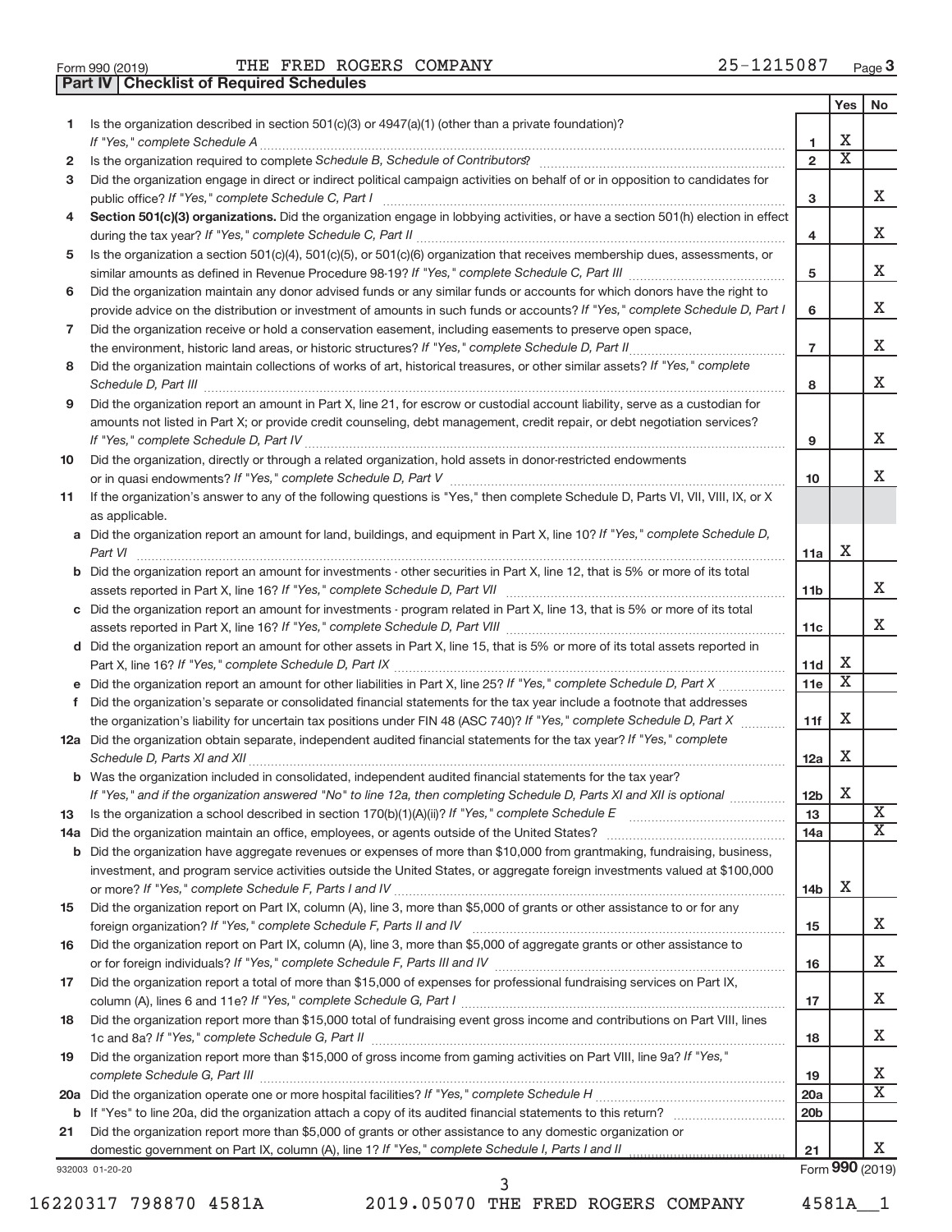Form 990 (2019) THE FRED ROGERS COMPANY 25-1215087 Page 3

## Part IV | Checklist of Required Schedules

| | | | Yes | No |
|---|---|---|---|---|
| 1 | Is the organization described in section 501(c)(3) or 4947(a)(1) (other than a private foundation)? *If "Yes," complete Schedule A* | 1 | X | |
| 2 | Is the organization required to complete *Schedule B, Schedule of Contributors*? | 2 | X | |
| 3 | Did the organization engage in direct or indirect political campaign activities on behalf of or in opposition to candidates for public office? *If "Yes," complete Schedule C, Part I* | 3 | | X |
| 4 | **Section 501(c)(3) organizations.** Did the organization engage in lobbying activities, or have a section 501(h) election in effect during the tax year? *If "Yes," complete Schedule C, Part II* | 4 | | X |
| 5 | Is the organization a section 501(c)(4), 501(c)(5), or 501(c)(6) organization that receives membership dues, assessments, or similar amounts as defined in Revenue Procedure 98-19? *If "Yes," complete Schedule C, Part III* | 5 | | X |
| 6 | Did the organization maintain any donor advised funds or any similar funds or accounts for which donors have the right to provide advice on the distribution or investment of amounts in such funds or accounts? *If "Yes," complete Schedule D, Part I* | 6 | | X |
| 7 | Did the organization receive or hold a conservation easement, including easements to preserve open space, the environment, historic land areas, or historic structures? *If "Yes," complete Schedule D, Part II* | 7 | | X |
| 8 | Did the organization maintain collections of works of art, historical treasures, or other similar assets? *If "Yes," complete Schedule D, Part III* | 8 | | X |
| 9 | Did the organization report an amount in Part X, line 21, for escrow or custodial account liability, serve as a custodian for amounts not listed in Part X; or provide credit counseling, debt management, credit repair, or debt negotiation services? *If "Yes," complete Schedule D, Part IV* | 9 | | X |
| 10 | Did the organization, directly or through a related organization, hold assets in donor-restricted endowments or in quasi endowments? *If "Yes," complete Schedule D, Part V* | 10 | | X |
| 11 | If the organization's answer to any of the following questions is "Yes," then complete Schedule D, Parts VI, VII, VIII, IX, or X as applicable. | | | |
| a | Did the organization report an amount for land, buildings, and equipment in Part X, line 10? *If "Yes," complete Schedule D, Part VI* | 11a | X | |
| b | Did the organization report an amount for investments - other securities in Part X, line 12, that is 5% or more of its total assets reported in Part X, line 16? *If "Yes," complete Schedule D, Part VII* | 11b | | X |
| c | Did the organization report an amount for investments - program related in Part X, line 13, that is 5% or more of its total assets reported in Part X, line 16? *If "Yes," complete Schedule D, Part VIII* | 11c | | X |
| d | Did the organization report an amount for other assets in Part X, line 15, that is 5% or more of its total assets reported in Part X, line 16? *If "Yes," complete Schedule D, Part IX* | 11d | X | |
| e | Did the organization report an amount for other liabilities in Part X, line 25? *If "Yes," complete Schedule D, Part X* | 11e | X | |
| f | Did the organization's separate or consolidated financial statements for the tax year include a footnote that addresses the organization's liability for uncertain tax positions under FIN 48 (ASC 740)? *If "Yes," complete Schedule D, Part X* | 11f | X | |
| 12a | Did the organization obtain separate, independent audited financial statements for the tax year? *If "Yes," complete Schedule D, Parts XI and XII* | 12a | X | |
| b | Was the organization included in consolidated, independent audited financial statements for the tax year? *If "Yes," and if the organization answered "No" to line 12a, then completing Schedule D, Parts XI and XII is optional* | 12b | X | |
| 13 | Is the organization a school described in section 170(b)(1)(A)(ii)? *If "Yes," complete Schedule E* | 13 | | X |
| 14a | Did the organization maintain an office, employees, or agents outside of the United States? | 14a | | X |
| b | Did the organization have aggregate revenues or expenses of more than $10,000 from grantmaking, fundraising, business, investment, and program service activities outside the United States, or aggregate foreign investments valued at $100,000 or more? *If "Yes," complete Schedule F, Parts I and IV* | 14b | X | |
| 15 | Did the organization report on Part IX, column (A), line 3, more than $5,000 of grants or other assistance to or for any foreign organization? *If "Yes," complete Schedule F, Parts II and IV* | 15 | | X |
| 16 | Did the organization report on Part IX, column (A), line 3, more than $5,000 of aggregate grants or other assistance to or for foreign individuals? *If "Yes," complete Schedule F, Parts III and IV* | 16 | | X |
| 17 | Did the organization report a total of more than $15,000 of expenses for professional fundraising services on Part IX, column (A), lines 6 and 11e? *If "Yes," complete Schedule G, Part I* | 17 | | X |
| 18 | Did the organization report more than $15,000 total of fundraising event gross income and contributions on Part VIII, lines 1c and 8a? *If "Yes," complete Schedule G, Part II* | 18 | | X |
| 19 | Did the organization report more than $15,000 of gross income from gaming activities on Part VIII, line 9a? *If "Yes," complete Schedule G, Part III* | 19 | | X |
| 20a | Did the organization operate one or more hospital facilities? *If "Yes," complete Schedule H* | 20a | | X |
| b | If "Yes" to line 20a, did the organization attach a copy of its audited financial statements to this return? | 20b | | |
| 21 | Did the organization report more than $5,000 of grants or other assistance to any domestic organization or domestic government on Part IX, column (A), line 1? *If "Yes," complete Schedule I, Parts I and II* | 21 | | X |

932003 01-20-20

Form **990** (2019)

16220317 798870 4581A 2019.05070 THE FRED ROGERS COMPANY 4581A__1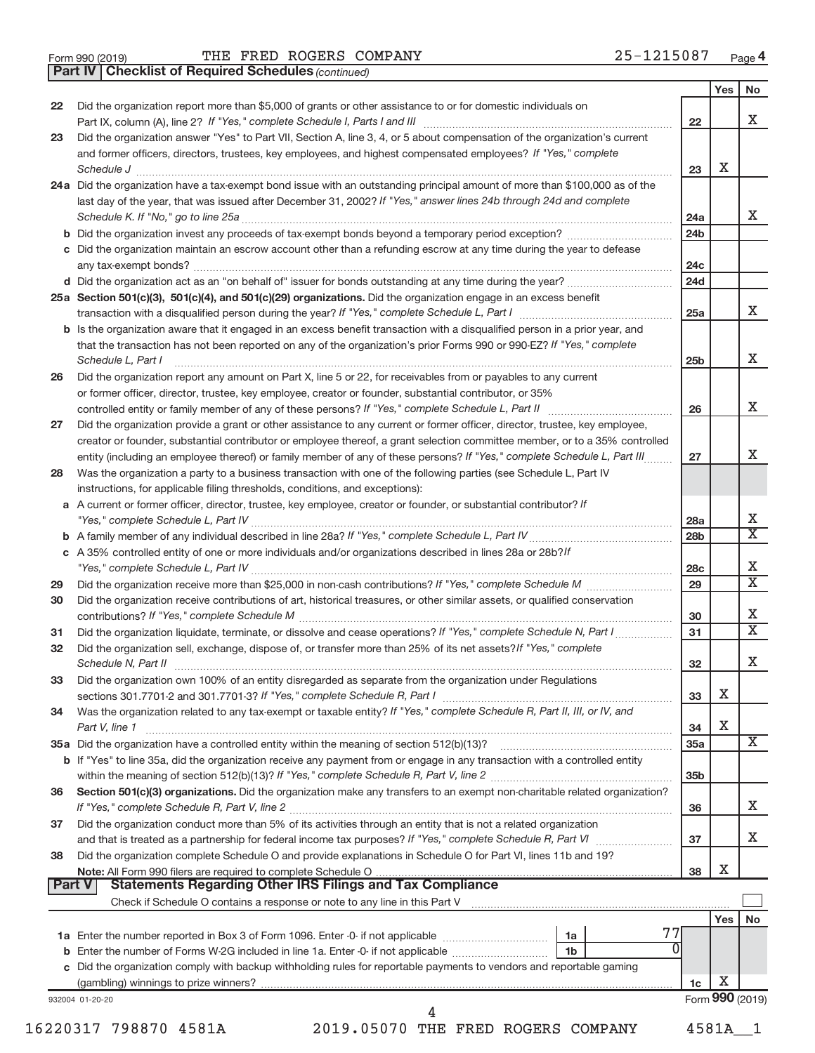Form 990 (2019) THE FRED ROGERS COMPANY 25-1215087 Page 4

**Part IV | Checklist of Required Schedules** *(continued)*

| | | | Yes | No |
|---|---|---|---|---|
| 22 | Did the organization report more than $5,000 of grants or other assistance to or for domestic individuals on Part IX, column (A), line 2? *If "Yes," complete Schedule I, Parts I and III* | 22 | | X |
| 23 | Did the organization answer "Yes" to Part VII, Section A, line 3, 4, or 5 about compensation of the organization's current and former officers, directors, trustees, key employees, and highest compensated employees? *If "Yes," complete Schedule J* | 23 | X | |
| 24a | Did the organization have a tax-exempt bond issue with an outstanding principal amount of more than $100,000 as of the last day of the year, that was issued after December 31, 2002? *If "Yes," answer lines 24b through 24d and complete Schedule K. If "No," go to line 25a* | 24a | | X |
| b | Did the organization invest any proceeds of tax-exempt bonds beyond a temporary period exception? | 24b | | |
| c | Did the organization maintain an escrow account other than a refunding escrow at any time during the year to defease any tax-exempt bonds? | 24c | | |
| d | Did the organization act as an "on behalf of" issuer for bonds outstanding at any time during the year? | 24d | | |
| 25a | **Section 501(c)(3), 501(c)(4), and 501(c)(29) organizations.** Did the organization engage in an excess benefit transaction with a disqualified person during the year? *If "Yes," complete Schedule L, Part I* | 25a | | X |
| b | Is the organization aware that it engaged in an excess benefit transaction with a disqualified person in a prior year, and that the transaction has not been reported on any of the organization's prior Forms 990 or 990-EZ? *If "Yes," complete Schedule L, Part I* | 25b | | X |
| 26 | Did the organization report any amount on Part X, line 5 or 22, for receivables from or payables to any current or former officer, director, trustee, key employee, creator or founder, substantial contributor, or 35% controlled entity or family member of any of these persons? *If "Yes," complete Schedule L, Part II* | 26 | | X |
| 27 | Did the organization provide a grant or other assistance to any current or former officer, director, trustee, key employee, creator or founder, substantial contributor or employee thereof, a grant selection committee member, or to a 35% controlled entity (including an employee thereof) or family member of any of these persons? *If "Yes," complete Schedule L, Part III* | 27 | | X |
| 28 | Was the organization a party to a business transaction with one of the following parties (see Schedule L, Part IV instructions, for applicable filing thresholds, conditions, and exceptions): | | | |
| a | A current or former officer, director, trustee, key employee, creator or founder, or substantial contributor? *If "Yes," complete Schedule L, Part IV* | 28a | | X |
| b | A family member of any individual described in line 28a? *If "Yes," complete Schedule L, Part IV* | 28b | | X |
| c | A 35% controlled entity of one or more individuals and/or organizations described in lines 28a or 28b? *If "Yes," complete Schedule L, Part IV* | 28c | | X |
| 29 | Did the organization receive more than $25,000 in non-cash contributions? *If "Yes," complete Schedule M* | 29 | | X |
| 30 | Did the organization receive contributions of art, historical treasures, or other similar assets, or qualified conservation contributions? *If "Yes," complete Schedule M* | 30 | | X |
| 31 | Did the organization liquidate, terminate, or dissolve and cease operations? *If "Yes," complete Schedule N, Part I* | 31 | | X |
| 32 | Did the organization sell, exchange, dispose of, or transfer more than 25% of its net assets? *If "Yes," complete Schedule N, Part II* | 32 | | X |
| 33 | Did the organization own 100% of an entity disregarded as separate from the organization under Regulations sections 301.7701-2 and 301.7701-3? *If "Yes," complete Schedule R, Part I* | 33 | X | |
| 34 | Was the organization related to any tax-exempt or taxable entity? *If "Yes," complete Schedule R, Part II, III, or IV, and Part V, line 1* | 34 | X | |
| 35a | Did the organization have a controlled entity within the meaning of section 512(b)(13)? | 35a | | X |
| b | If "Yes" to line 35a, did the organization receive any payment from or engage in any transaction with a controlled entity within the meaning of section 512(b)(13)? *If "Yes," complete Schedule R, Part V, line 2* | 35b | | |
| 36 | **Section 501(c)(3) organizations.** Did the organization make any transfers to an exempt non-charitable related organization? *If "Yes," complete Schedule R, Part V, line 2* | 36 | | X |
| 37 | Did the organization conduct more than 5% of its activities through an entity that is not a related organization and that is treated as a partnership for federal income tax purposes? *If "Yes," complete Schedule R, Part VI* | 37 | | X |
| 38 | Did the organization complete Schedule O and provide explanations in Schedule O for Part VI, lines 11b and 19? **Note:** All Form 990 filers are required to complete Schedule O | 38 | X | |

**Part V | Statements Regarding Other IRS Filings and Tax Compliance**

Check if Schedule O contains a response or note to any line in this Part V ☐

| | | | | | Yes | No |
|---|---|---|---|---|---|---|
| 1a | Enter the number reported in Box 3 of Form 1096. Enter -0- if not applicable | 1a | 77 | | | |
| b | Enter the number of Forms W-2G included in line 1a. Enter -0- if not applicable | 1b | 0 | | | |
| c | Did the organization comply with backup withholding rules for reportable payments to vendors and reportable gaming (gambling) winnings to prize winners? | | | 1c | X | |

932004 01-20-20 Form **990** (2019)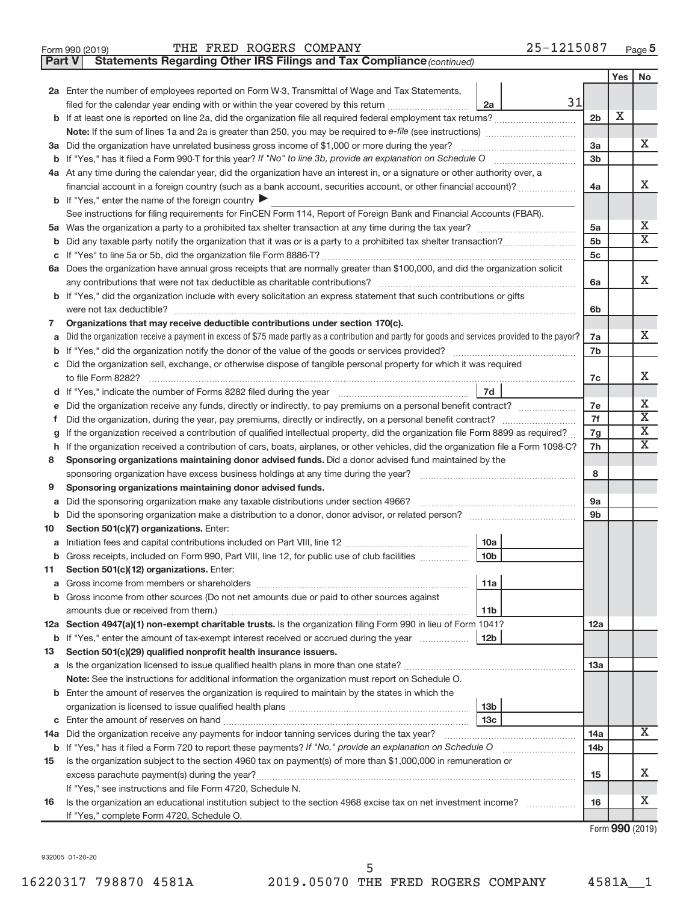Form 990 (2019) THE FRED ROGERS COMPANY 25-1215087 Page 5

**Part V | Statements Regarding Other IRS Filings and Tax Compliance** *(continued)*

| | | | | Yes | No |
|---|---|---|---|---|---|
| **2a** | Enter the number of employees reported on Form W-3, Transmittal of Wage and Tax Statements, filed for the calendar year ending with or within the year covered by this return | 2a | 31 | | |
| **b** | If at least one is reported on line 2a, did the organization file all required federal employment tax returns? | | 2b | X | |
| | **Note:** If the sum of lines 1a and 2a is greater than 250, you may be required to *e-file* (see instructions) | | | | |
| **3a** | Did the organization have unrelated business gross income of $1,000 or more during the year? | | 3a | | X |
| **b** | If "Yes," has it filed a Form 990-T for this year? *If "No" to line 3b, provide an explanation on Schedule O* | | 3b | | |
| **4a** | At any time during the calendar year, did the organization have an interest in, or a signature or other authority over, a financial account in a foreign country (such as a bank account, securities account, or other financial account)? | | 4a | | X |
| **b** | If "Yes," enter the name of the foreign country ▶ | | | | |
| | See instructions for filing requirements for FinCEN Form 114, Report of Foreign Bank and Financial Accounts (FBAR). | | | | |
| **5a** | Was the organization a party to a prohibited tax shelter transaction at any time during the tax year? | | 5a | | X |
| **b** | Did any taxable party notify the organization that it was or is a party to a prohibited tax shelter transaction? | | 5b | | X |
| **c** | If "Yes" to line 5a or 5b, did the organization file Form 8886-T? | | 5c | | |
| **6a** | Does the organization have annual gross receipts that are normally greater than $100,000, and did the organization solicit any contributions that were not tax deductible as charitable contributions? | | 6a | | X |
| **b** | If "Yes," did the organization include with every solicitation an express statement that such contributions or gifts were not tax deductible? | | 6b | | |
| **7** | **Organizations that may receive deductible contributions under section 170(c).** | | | | |
| **a** | Did the organization receive a payment in excess of $75 made partly as a contribution and partly for goods and services provided to the payor? | | 7a | | X |
| **b** | If "Yes," did the organization notify the donor of the value of the goods or services provided? | | 7b | | |
| **c** | Did the organization sell, exchange, or otherwise dispose of tangible personal property for which it was required to file Form 8282? | | 7c | | X |
| **d** | If "Yes," indicate the number of Forms 8282 filed during the year | 7d | | | |
| **e** | Did the organization receive any funds, directly or indirectly, to pay premiums on a personal benefit contract? | | 7e | | X |
| **f** | Did the organization, during the year, pay premiums, directly or indirectly, on a personal benefit contract? | | 7f | | X |
| **g** | If the organization received a contribution of qualified intellectual property, did the organization file Form 8899 as required? | | 7g | | X |
| **h** | If the organization received a contribution of cars, boats, airplanes, or other vehicles, did the organization file a Form 1098-C? | | 7h | | X |
| **8** | **Sponsoring organizations maintaining donor advised funds.** Did a donor advised fund maintained by the sponsoring organization have excess business holdings at any time during the year? | | 8 | | |
| **9** | **Sponsoring organizations maintaining donor advised funds.** | | | | |
| **a** | Did the sponsoring organization make any taxable distributions under section 4966? | | 9a | | |
| **b** | Did the sponsoring organization make a distribution to a donor, donor advisor, or related person? | | 9b | | |
| **10** | **Section 501(c)(7) organizations.** Enter: | | | | |
| **a** | Initiation fees and capital contributions included on Part VIII, line 12 | 10a | | | |
| **b** | Gross receipts, included on Form 990, Part VIII, line 12, for public use of club facilities | 10b | | | |
| **11** | **Section 501(c)(12) organizations.** Enter: | | | | |
| **a** | Gross income from members or shareholders | 11a | | | |
| **b** | Gross income from other sources (Do not net amounts due or paid to other sources against amounts due or received from them.) | 11b | | | |
| **12a** | **Section 4947(a)(1) non-exempt charitable trusts.** Is the organization filing Form 990 in lieu of Form 1041? | | 12a | | |
| **b** | If "Yes," enter the amount of tax-exempt interest received or accrued during the year | 12b | | | |
| **13** | **Section 501(c)(29) qualified nonprofit health insurance issuers.** | | | | |
| **a** | Is the organization licensed to issue qualified health plans in more than one state? | | 13a | | |
| | **Note:** See the instructions for additional information the organization must report on Schedule O. | | | | |
| **b** | Enter the amount of reserves the organization is required to maintain by the states in which the organization is licensed to issue qualified health plans | 13b | | | |
| **c** | Enter the amount of reserves on hand | 13c | | | |
| **14a** | Did the organization receive any payments for indoor tanning services during the tax year? | | 14a | | X |
| **b** | If "Yes," has it filed a Form 720 to report these payments? *If "No," provide an explanation on Schedule O* | | 14b | | |
| **15** | Is the organization subject to the section 4960 tax on payment(s) of more than $1,000,000 in remuneration or excess parachute payment(s) during the year? | | 15 | | X |
| | If "Yes," see instructions and file Form 4720, Schedule N. | | | | |
| **16** | Is the organization an educational institution subject to the section 4968 excise tax on net investment income? | | 16 | | X |
| | If "Yes," complete Form 4720, Schedule O. | | | | |

Form **990** (2019)

932005 01-20-20

16220317 798870 4581A 2019.05070 THE FRED ROGERS COMPANY 4581A__1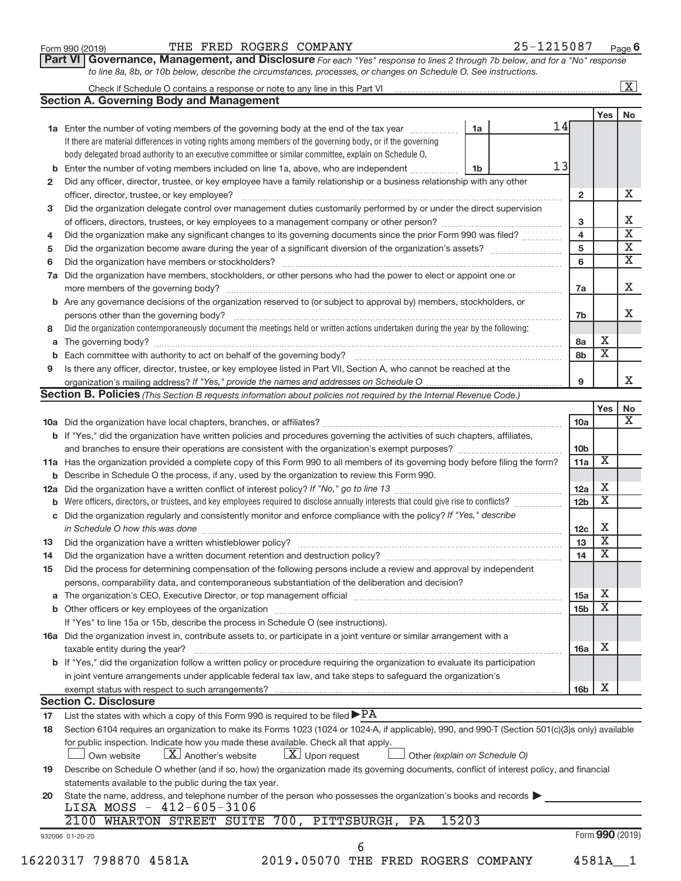Form 990 (2019) THE FRED ROGERS COMPANY 25-1215087 Page 6

**Part VI Governance, Management, and Disclosure** *For each "Yes" response to lines 2 through 7b below, and for a "No" response to line 8a, 8b, or 10b below, describe the circumstances, processes, or changes on Schedule O. See instructions.*

Check if Schedule O contains a response or note to any line in this Part VI ..... [X]

## Section A. Governing Body and Management

| | | | | Yes | No |
|---|---|---|---|---|---|
| **1a** | Enter the number of voting members of the governing body at the end of the tax year ..... **1a** 14 <br> If there are material differences in voting rights among members of the governing body, or if the governing body delegated broad authority to an executive committee or similar committee, explain on Schedule O. | | | | |
| **b** | Enter the number of voting members included on line 1a, above, who are independent ..... **1b** 13 | | | | |
| **2** | Did any officer, director, trustee, or key employee have a family relationship or a business relationship with any other officer, director, trustee, or key employee? | | 2 | | X |
| **3** | Did the organization delegate control over management duties customarily performed by or under the direct supervision of officers, directors, trustees, or key employees to a management company or other person? | | 3 | | X |
| **4** | Did the organization make any significant changes to its governing documents since the prior Form 990 was filed? | | 4 | | X |
| **5** | Did the organization become aware during the year of a significant diversion of the organization's assets? | | 5 | | X |
| **6** | Did the organization have members or stockholders? | | 6 | | X |
| **7a** | Did the organization have members, stockholders, or other persons who had the power to elect or appoint one or more members of the governing body? | | 7a | | X |
| **b** | Are any governance decisions of the organization reserved to (or subject to approval by) members, stockholders, or persons other than the governing body? | | 7b | | X |
| **8** | Did the organization contemporaneously document the meetings held or written actions undertaken during the year by the following: | | | | |
| **a** | The governing body? | | 8a | X | |
| **b** | Each committee with authority to act on behalf of the governing body? | | 8b | X | |
| **9** | Is there any officer, director, trustee, or key employee listed in Part VII, Section A, who cannot be reached at the organization's mailing address? *If "Yes," provide the names and addresses on Schedule O* | | 9 | | X |

## Section B. Policies *(This Section B requests information about policies not required by the Internal Revenue Code.)*

| | | | Yes | No |
|---|---|---|---|---|
| **10a** | Did the organization have local chapters, branches, or affiliates? | 10a | | X |
| **b** | If "Yes," did the organization have written policies and procedures governing the activities of such chapters, affiliates, and branches to ensure their operations are consistent with the organization's exempt purposes? | 10b | | |
| **11a** | Has the organization provided a complete copy of this Form 990 to all members of its governing body before filing the form? | 11a | X | |
| **b** | Describe in Schedule O the process, if any, used by the organization to review this Form 990. | | | |
| **12a** | Did the organization have a written conflict of interest policy? *If "No," go to line 13* | 12a | X | |
| **b** | Were officers, directors, or trustees, and key employees required to disclose annually interests that could give rise to conflicts? | 12b | X | |
| **c** | Did the organization regularly and consistently monitor and enforce compliance with the policy? *If "Yes," describe in Schedule O how this was done* | 12c | X | |
| **13** | Did the organization have a written whistleblower policy? | 13 | X | |
| **14** | Did the organization have a written document retention and destruction policy? | 14 | X | |
| **15** | Did the process for determining compensation of the following persons include a review and approval by independent persons, comparability data, and contemporaneous substantiation of the deliberation and decision? | | | |
| **a** | The organization's CEO, Executive Director, or top management official | 15a | X | |
| **b** | Other officers or key employees of the organization | 15b | X | |
| | If "Yes" to line 15a or 15b, describe the process in Schedule O (see instructions). | | | |
| **16a** | Did the organization invest in, contribute assets to, or participate in a joint venture or similar arrangement with a taxable entity during the year? | 16a | X | |
| **b** | If "Yes," did the organization follow a written policy or procedure requiring the organization to evaluate its participation in joint venture arrangements under applicable federal tax law, and take steps to safeguard the organization's exempt status with respect to such arrangements? | 16b | X | |

## Section C. Disclosure

**17** List the states with which a copy of this Form 990 is required to be filed ▶ PA

**18** Section 6104 requires an organization to make its Forms 1023 (1024 or 1024-A, if applicable), 990, and 990-T (Section 501(c)(3)s only) available for public inspection. Indicate how you made these available. Check all that apply.

[ ] Own website [X] Another's website [X] Upon request [ ] Other *(explain on Schedule O)*

**19** Describe on Schedule O whether (and if so, how) the organization made its governing documents, conflict of interest policy, and financial statements available to the public during the tax year.

**20** State the name, address, and telephone number of the person who possesses the organization's books and records ▶

LISA MOSS - 412-605-3106
2100 WHARTON STREET SUITE 700, PITTSBURGH, PA 15203

932006 01-20-20 Form **990** (2019)

16220317 798870 4581A 2019.05070 THE FRED ROGERS COMPANY 4581A__1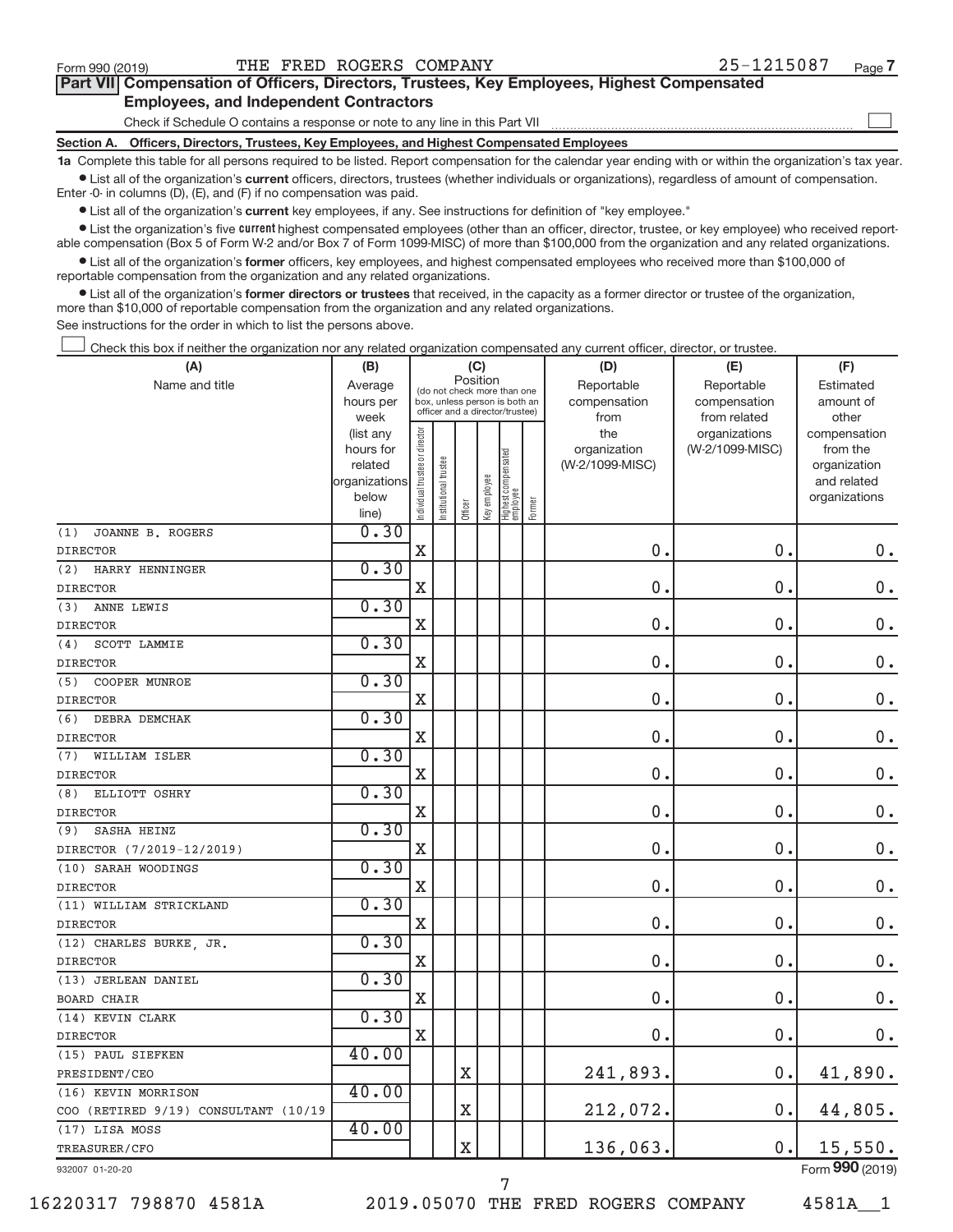Form 990 (2019) THE FRED ROGERS COMPANY 25-1215087 Page 7

## Part VII Compensation of Officers, Directors, Trustees, Key Employees, Highest Compensated Employees, and Independent Contractors

Check if Schedule O contains a response or note to any line in this Part VII ☐

### Section A. Officers, Directors, Trustees, Key Employees, and Highest Compensated Employees

**1a** Complete this table for all persons required to be listed. Report compensation for the calendar year ending with or within the organization's tax year.

- List all of the organization's **current** officers, directors, trustees (whether individuals or organizations), regardless of amount of compensation. Enter -0- in columns (D), (E), and (F) if no compensation was paid.
- List all of the organization's **current** key employees, if any. See instructions for definition of "key employee."
- List the organization's five **current** highest compensated employees (other than an officer, director, trustee, or key employee) who received reportable compensation (Box 5 of Form W-2 and/or Box 7 of Form 1099-MISC) of more than $100,000 from the organization and any related organizations.
- List all of the organization's **former** officers, key employees, and highest compensated employees who received more than $100,000 of reportable compensation from the organization and any related organizations.
- List all of the organization's **former directors or trustees** that received, in the capacity as a former director or trustee of the organization, more than $10,000 of reportable compensation from the organization and any related organizations.

See instructions for the order in which to list the persons above.

☐ Check this box if neither the organization nor any related organization compensated any current officer, director, or trustee.

| (A) Name and title | (B) Average hours per week (list any hours for related organizations below line) | (C) Position: Individual trustee or director | Institutional trustee | Officer | Key employee | Highest compensated employee | Former | (D) Reportable compensation from the organization (W-2/1099-MISC) | (E) Reportable compensation from related organizations (W-2/1099-MISC) | (F) Estimated amount of other compensation from the organization and related organizations |
|---|---|---|---|---|---|---|---|---|---|---|
| (1) JOANNE B. ROGERS<br>DIRECTOR | 0.30 | X | | | | | | 0. | 0. | 0. |
| (2) HARRY HENNINGER<br>DIRECTOR | 0.30 | X | | | | | | 0. | 0. | 0. |
| (3) ANNE LEWIS<br>DIRECTOR | 0.30 | X | | | | | | 0. | 0. | 0. |
| (4) SCOTT LAMMIE<br>DIRECTOR | 0.30 | X | | | | | | 0. | 0. | 0. |
| (5) COOPER MUNROE<br>DIRECTOR | 0.30 | X | | | | | | 0. | 0. | 0. |
| (6) DEBRA DEMCHAK<br>DIRECTOR | 0.30 | X | | | | | | 0. | 0. | 0. |
| (7) WILLIAM ISLER<br>DIRECTOR | 0.30 | X | | | | | | 0. | 0. | 0. |
| (8) ELLIOTT OSHRY<br>DIRECTOR | 0.30 | X | | | | | | 0. | 0. | 0. |
| (9) SASHA HEINZ<br>DIRECTOR (7/2019-12/2019) | 0.30 | X | | | | | | 0. | 0. | 0. |
| (10) SARAH WOODINGS<br>DIRECTOR | 0.30 | X | | | | | | 0. | 0. | 0. |
| (11) WILLIAM STRICKLAND<br>DIRECTOR | 0.30 | X | | | | | | 0. | 0. | 0. |
| (12) CHARLES BURKE, JR.<br>DIRECTOR | 0.30 | X | | | | | | 0. | 0. | 0. |
| (13) JERLEAN DANIEL<br>BOARD CHAIR | 0.30 | X | | | | | | 0. | 0. | 0. |
| (14) KEVIN CLARK<br>DIRECTOR | 0.30 | X | | | | | | 0. | 0. | 0. |
| (15) PAUL SIEFKEN<br>PRESIDENT/CEO | 40.00 | | | X | | | | 241,893. | 0. | 41,890. |
| (16) KEVIN MORRISON<br>COO (RETIRED 9/19) CONSULTANT (10/19 | 40.00 | | | X | | | | 212,072. | 0. | 44,805. |
| (17) LISA MOSS<br>TREASURER/CFO | 40.00 | | | X | | | | 136,063. | 0. | 15,550. |

932007 01-20-20 Form **990** (2019)

16220317 798870 4581A 2019.05070 THE FRED ROGERS COMPANY 4581A__1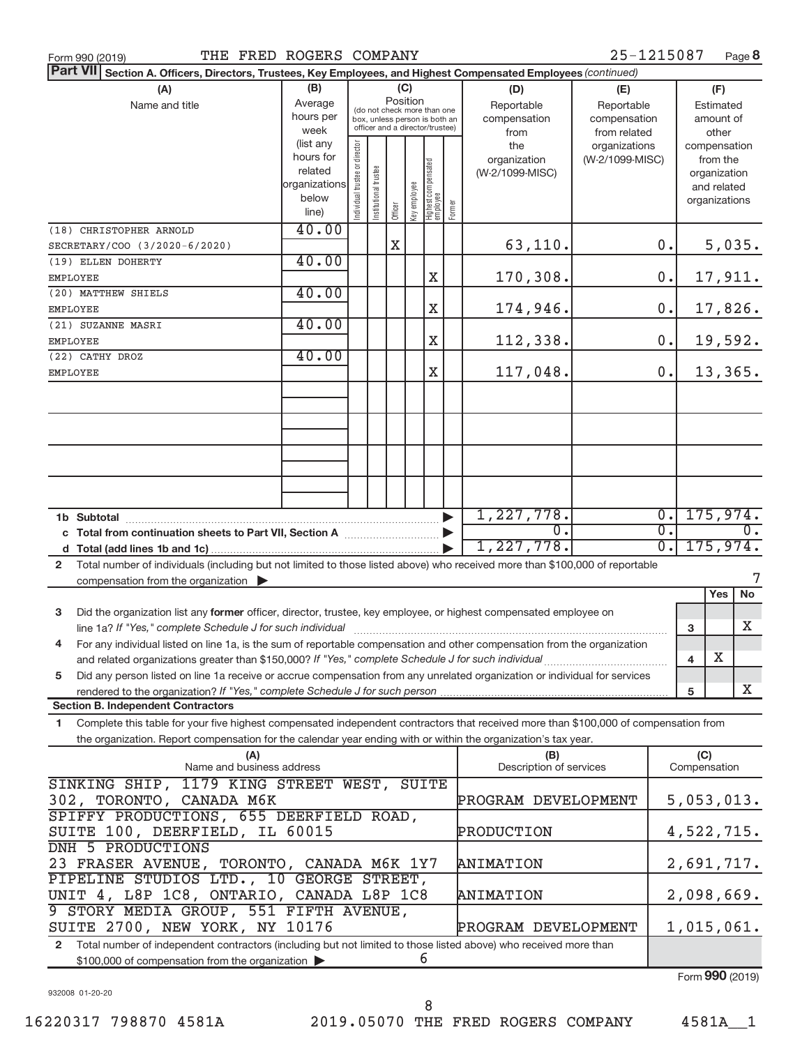Form 990 (2019) THE FRED ROGERS COMPANY 25-1215087 Page **8**

**Part VII** **Section A. Officers, Directors, Trustees, Key Employees, and Highest Compensated Employees** *(continued)*

| (A) Name and title | (B) Average hours per week (list any hours for related organizations below line) | (C) Position: Individual trustee or director | Institutional trustee | Officer | Key employee | Highest compensated employee | Former | (D) Reportable compensation from the organization (W-2/1099-MISC) | (E) Reportable compensation from related organizations (W-2/1099-MISC) | (F) Estimated amount of other compensation from the organization and related organizations |
|---|---|---|---|---|---|---|---|---|---|---|
| (18) CHRISTOPHER ARNOLD SECRETARY/COO (3/2020-6/2020) | 40.00 | | | X | | | | 63,110. | 0. | 5,035. |
| (19) ELLEN DOHERTY EMPLOYEE | 40.00 | | | | | X | | 170,308. | 0. | 17,911. |
| (20) MATTHEW SHIELS EMPLOYEE | 40.00 | | | | | X | | 174,946. | 0. | 17,826. |
| (21) SUZANNE MASRI EMPLOYEE | 40.00 | | | | | X | | 112,338. | 0. | 19,592. |
| (22) CATHY DROZ EMPLOYEE | 40.00 | | | | | X | | 117,048. | 0. | 13,365. |
| **1b Subtotal** | | | | | | | | 1,227,778. | 0. | 175,974. |
| **c Total from continuation sheets to Part VII, Section A** | | | | | | | | 0. | 0. | 0. |
| **d Total (add lines 1b and 1c)** | | | | | | | | 1,227,778. | 0. | 175,974. |

**2** Total number of individuals (including but not limited to those listed above) who received more than $100,000 of reportable compensation from the organization ▶ 7

| | | Yes | No |
|---|---|---|---|
| **3** Did the organization list any **former** officer, director, trustee, key employee, or highest compensated employee on line 1a? *If "Yes," complete Schedule J for such individual* | 3 | | X |
| **4** For any individual listed on line 1a, is the sum of reportable compensation and other compensation from the organization and related organizations greater than $150,000? *If "Yes," complete Schedule J for such individual* | 4 | X | |
| **5** Did any person listed on line 1a receive or accrue compensation from any unrelated organization or individual for services rendered to the organization? *If "Yes," complete Schedule J for such person* | 5 | | X |

**Section B. Independent Contractors**

**1** Complete this table for your five highest compensated independent contractors that received more than $100,000 of compensation from the organization. Report compensation for the calendar year ending with or within the organization's tax year.

| (A) Name and business address | (B) Description of services | (C) Compensation |
|---|---|---|
| SINKING SHIP, 1179 KING STREET WEST, SUITE 302, TORONTO, CANADA M6K | PROGRAM DEVELOPMENT | 5,053,013. |
| SPIFFY PRODUCTIONS, 655 DEERFIELD ROAD, SUITE 100, DEERFIELD, IL 60015 | PRODUCTION | 4,522,715. |
| DNH 5 PRODUCTIONS 23 FRASER AVENUE, TORONTO, CANADA M6K 1Y7 | ANIMATION | 2,691,717. |
| PIPELINE STUDIOS LTD., 10 GEORGE STREET, UNIT 4, L8P 1C8, ONTARIO, CANADA L8P 1C8 | ANIMATION | 2,098,669. |
| 9 STORY MEDIA GROUP, 551 FIFTH AVENUE, SUITE 2700, NEW YORK, NY 10176 | PROGRAM DEVELOPMENT | 1,015,061. |

**2** Total number of independent contractors (including but not limited to those listed above) who received more than $100,000 of compensation from the organization ▶ 6

Form **990** (2019)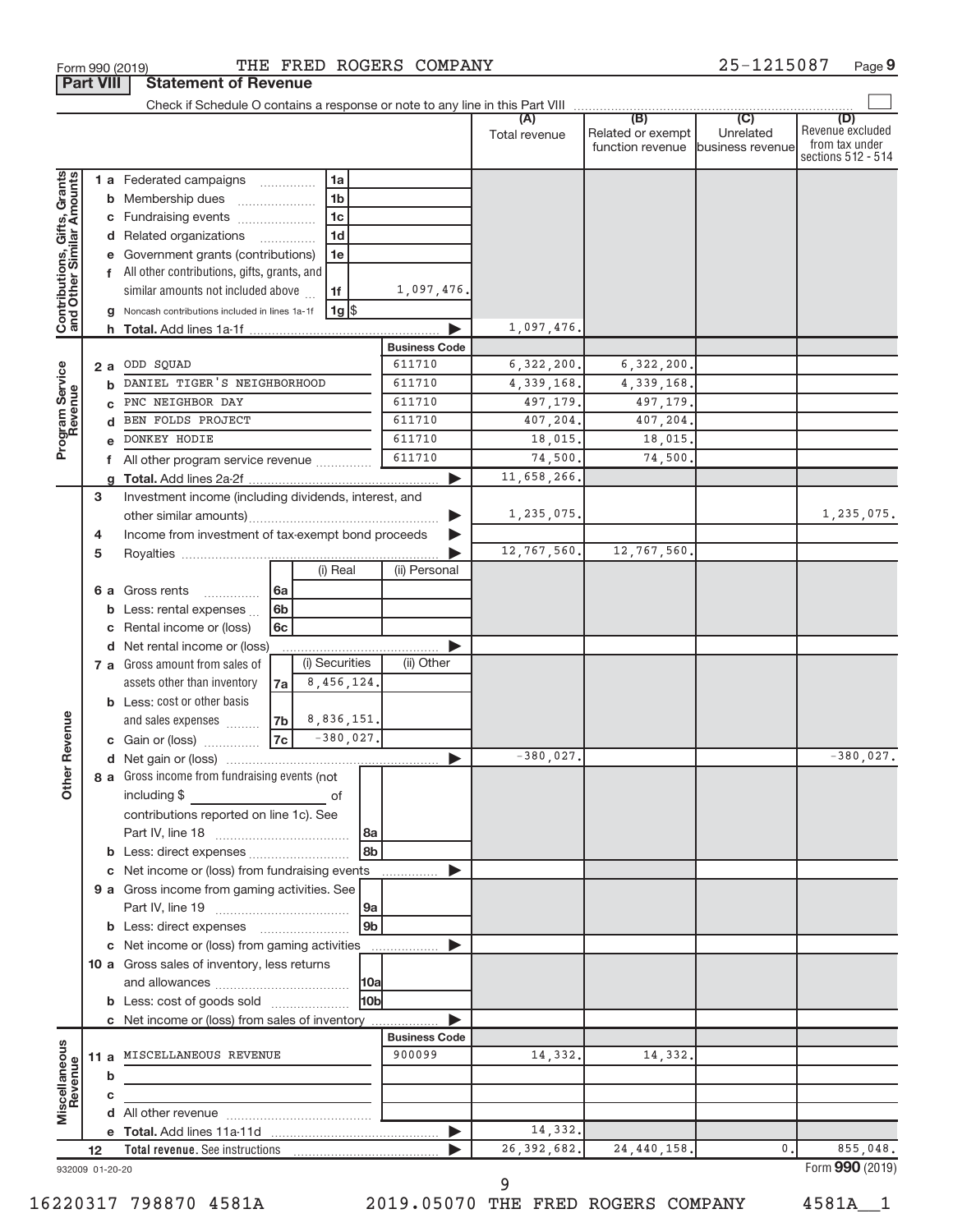Form 990 (2019) THE FRED ROGERS COMPANY 25-1215087 Page 9

## Part VIII Statement of Revenue

Check if Schedule O contains a response or note to any line in this Part VIII

| | | | | | (A) Total revenue | (B) Related or exempt function revenue | (C) Unrelated business revenue | (D) Revenue excluded from tax under sections 512 - 514 |
|---|---|---|---|---|---|---|---|---|
| **Contributions, Gifts, Grants and Other Similar Amounts** | 1 a | Federated campaigns | 1a | | | | | |
| | b | Membership dues | 1b | | | | | |
| | c | Fundraising events | 1c | | | | | |
| | d | Related organizations | 1d | | | | | |
| | e | Government grants (contributions) | 1e | | | | | |
| | f | All other contributions, gifts, grants, and similar amounts not included above | 1f | 1,097,476. | | | | |
| | g | Noncash contributions included in lines 1a-1f | 1g | $ | | | | |
| | h | **Total.** Add lines 1a-1f | | | 1,097,476. | | | |
| | | | | **Business Code** | | | | |
| **Program Service Revenue** | 2 a | ODD SQUAD | | 611710 | 6,322,200. | 6,322,200. | | |
| | b | DANIEL TIGER'S NEIGHBORHOOD | | 611710 | 4,339,168. | 4,339,168. | | |
| | c | PNC NEIGHBOR DAY | | 611710 | 497,179. | 497,179. | | |
| | d | BEN FOLDS PROJECT | | 611710 | 407,204. | 407,204. | | |
| | e | DONKEY HODIE | | 611710 | 18,015. | 18,015. | | |
| | f | All other program service revenue | | 611710 | 74,500. | 74,500. | | |
| | g | **Total.** Add lines 2a-2f | | | 11,658,266. | | | |
| **Other Revenue** | 3 | Investment income (including dividends, interest, and other similar amounts) | | | 1,235,075. | | | 1,235,075. |
| | 4 | Income from investment of tax-exempt bond proceeds | | | | | | |
| | 5 | Royalties | | | 12,767,560. | 12,767,560. | | |
| | | | (i) Real | (ii) Personal | | | | |
| | 6 a | Gross rents (6a) | | | | | | |
| | b | Less: rental expenses (6b) | | | | | | |
| | c | Rental income or (loss) (6c) | | | | | | |
| | d | Net rental income or (loss) | | | | | | |
| | | | (i) Securities | (ii) Other | | | | |
| | 7 a | Gross amount from sales of assets other than inventory (7a) | 8,456,124. | | | | | |
| | b | Less: cost or other basis and sales expenses (7b) | 8,836,151. | | | | | |
| | c | Gain or (loss) (7c) | -380,027. | | | | | |
| | d | Net gain or (loss) | | | -380,027. | | | -380,027. |
| | 8 a | Gross income from fundraising events (not including $ of contributions reported on line 1c). See Part IV, line 18 | 8a | | | | | |
| | b | Less: direct expenses | 8b | | | | | |
| | c | Net income or (loss) from fundraising events | | | | | | |
| | 9 a | Gross income from gaming activities. See Part IV, line 19 | 9a | | | | | |
| | b | Less: direct expenses | 9b | | | | | |
| | c | Net income or (loss) from gaming activities | | | | | | |
| | 10 a | Gross sales of inventory, less returns and allowances | 10a | | | | | |
| | b | Less: cost of goods sold | 10b | | | | | |
| | c | Net income or (loss) from sales of inventory | | | | | | |
| | | | | **Business Code** | | | | |
| **Miscellaneous Revenue** | 11 a | MISCELLANEOUS REVENUE | | 900099 | 14,332. | 14,332. | | |
| | b | | | | | | | |
| | c | | | | | | | |
| | d | All other revenue | | | | | | |
| | e | **Total.** Add lines 11a-11d | | | 14,332. | | | |
| | 12 | **Total revenue.** See instructions | | | 26,392,682. | 24,440,158. | 0. | 855,048. |

932009 01-20-20 Form **990** (2019)

16220317 798870 4581A 2019.05070 THE FRED ROGERS COMPANY 4581A__1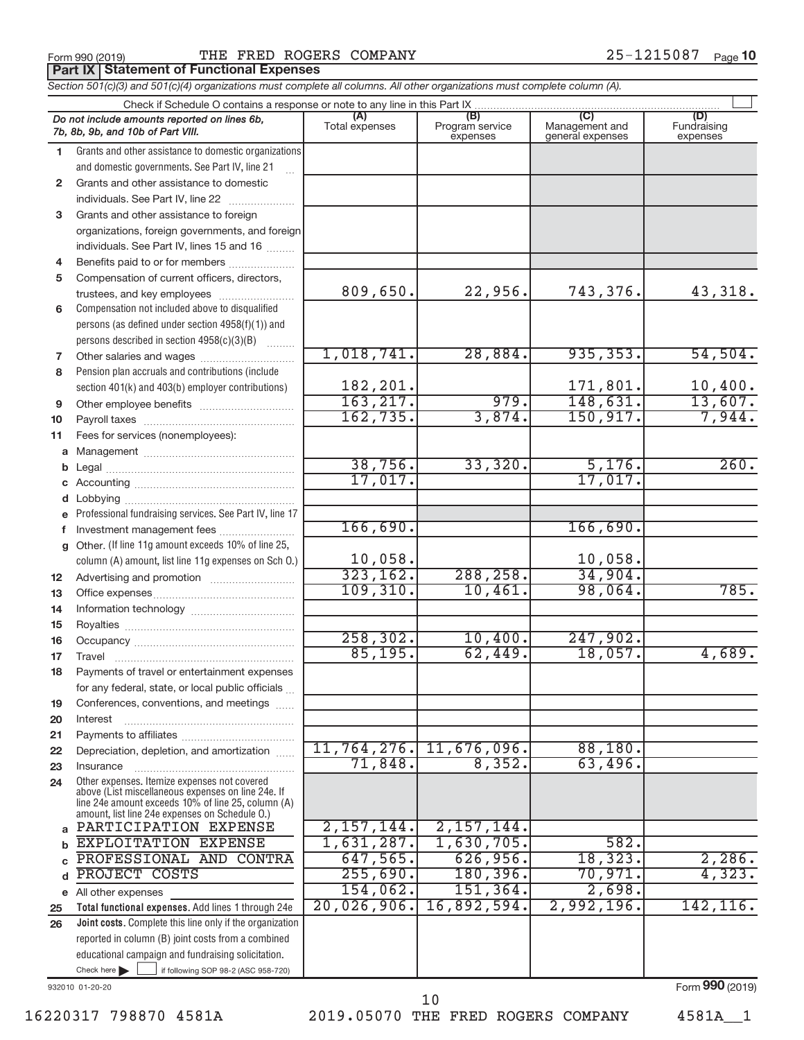Form 990 (2019) THE FRED ROGERS COMPANY 25-1215087 Page 10

**Part IX | Statement of Functional Expenses**

*Section 501(c)(3) and 501(c)(4) organizations must complete all columns. All other organizations must complete column (A).*

Check if Schedule O contains a response or note to any line in this Part IX ☐

| | *Do not include amounts reported on lines 6b, 7b, 8b, 9b, and 10b of Part VIII.* | (A) Total expenses | (B) Program service expenses | (C) Management and general expenses | (D) Fundraising expenses |
|---|---|---|---|---|---|
| 1 | Grants and other assistance to domestic organizations and domestic governments. See Part IV, line 21 | | | | |
| 2 | Grants and other assistance to domestic individuals. See Part IV, line 22 | | | | |
| 3 | Grants and other assistance to foreign organizations, foreign governments, and foreign individuals. See Part IV, lines 15 and 16 | | | | |
| 4 | Benefits paid to or for members | | | | |
| 5 | Compensation of current officers, directors, trustees, and key employees | 809,650. | 22,956. | 743,376. | 43,318. |
| 6 | Compensation not included above to disqualified persons (as defined under section 4958(f)(1)) and persons described in section 4958(c)(3)(B) | | | | |
| 7 | Other salaries and wages | 1,018,741. | 28,884. | 935,353. | 54,504. |
| 8 | Pension plan accruals and contributions (include section 401(k) and 403(b) employer contributions) | 182,201. | | 171,801. | 10,400. |
| 9 | Other employee benefits | 163,217. | 979. | 148,631. | 13,607. |
| 10 | Payroll taxes | 162,735. | 3,874. | 150,917. | 7,944. |
| 11 | Fees for services (nonemployees): | | | | |
| a | Management | | | | |
| b | Legal | 38,756. | 33,320. | 5,176. | 260. |
| c | Accounting | 17,017. | | 17,017. | |
| d | Lobbying | | | | |
| e | Professional fundraising services. See Part IV, line 17 | | | | |
| f | Investment management fees | 166,690. | | 166,690. | |
| g | Other. (If line 11g amount exceeds 10% of line 25, column (A) amount, list line 11g expenses on Sch O.) | 10,058. | | 10,058. | |
| 12 | Advertising and promotion | 323,162. | 288,258. | 34,904. | |
| 13 | Office expenses | 109,310. | 10,461. | 98,064. | 785. |
| 14 | Information technology | | | | |
| 15 | Royalties | | | | |
| 16 | Occupancy | 258,302. | 10,400. | 247,902. | |
| 17 | Travel | 85,195. | 62,449. | 18,057. | 4,689. |
| 18 | Payments of travel or entertainment expenses for any federal, state, or local public officials | | | | |
| 19 | Conferences, conventions, and meetings | | | | |
| 20 | Interest | | | | |
| 21 | Payments to affiliates | | | | |
| 22 | Depreciation, depletion, and amortization | 11,764,276. | 11,676,096. | 88,180. | |
| 23 | Insurance | 71,848. | 8,352. | 63,496. | |
| 24 | Other expenses. Itemize expenses not covered above (List miscellaneous expenses on line 24e. If line 24e amount exceeds 10% of line 25, column (A) amount, list line 24e expenses on Schedule O.) | | | | |
| a | PARTICIPATION EXPENSE | 2,157,144. | 2,157,144. | | |
| b | EXPLOITATION EXPENSE | 1,631,287. | 1,630,705. | 582. | |
| c | PROFESSIONAL AND CONTRA | 647,565. | 626,956. | 18,323. | 2,286. |
| d | PROJECT COSTS | 255,690. | 180,396. | 70,971. | 4,323. |
| e | All other expenses | 154,062. | 151,364. | 2,698. | |
| 25 | **Total functional expenses.** Add lines 1 through 24e | 20,026,906. | 16,892,594. | 2,992,196. | 142,116. |
| 26 | **Joint costs.** Complete this line only if the organization reported in column (B) joint costs from a combined educational campaign and fundraising solicitation. Check here ☐ if following SOP 98-2 (ASC 958-720) | | | | |

932010 01-20-20 Form **990** (2019)

16220317 798870 4581A 2019.05070 THE FRED ROGERS COMPANY 4581A__1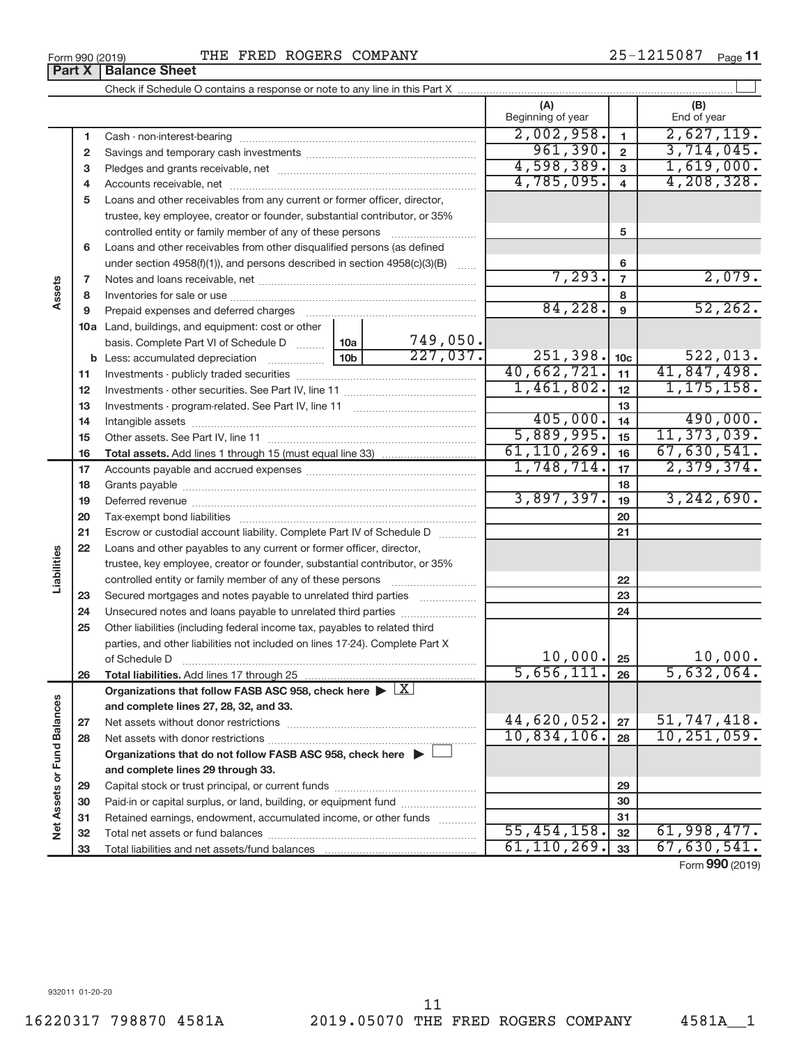Form 990 (2019) THE FRED ROGERS COMPANY 25-1215087 Page 11

## Part X | Balance Sheet

Check if Schedule O contains a response or note to any line in this Part X ☐

| Section | Line | Description | | (A) Beginning of year | | (B) End of year |
|---|---|---|---|---|---|---|
| Assets | 1 | Cash - non-interest-bearing | | 2,002,958. | 1 | 2,627,119. |
| | 2 | Savings and temporary cash investments | | 961,390. | 2 | 3,714,045. |
| | 3 | Pledges and grants receivable, net | | 4,598,389. | 3 | 1,619,000. |
| | 4 | Accounts receivable, net | | 4,785,095. | 4 | 4,208,328. |
| | 5 | Loans and other receivables from any current or former officer, director, trustee, key employee, creator or founder, substantial contributor, or 35% controlled entity or family member of any of these persons | | | 5 | |
| | 6 | Loans and other receivables from other disqualified persons (as defined under section 4958(f)(1)), and persons described in section 4958(c)(3)(B) | | | 6 | |
| | 7 | Notes and loans receivable, net | | 7,293. | 7 | 2,079. |
| | 8 | Inventories for sale or use | | | 8 | |
| | 9 | Prepaid expenses and deferred charges | | 84,228. | 9 | 52,262. |
| | 10a | Land, buildings, and equipment: cost or other basis. Complete Part VI of Schedule D | 10a 749,050. | | | |
| | b | Less: accumulated depreciation | 10b 227,037. | 251,398. | 10c | 522,013. |
| | 11 | Investments - publicly traded securities | | 40,662,721. | 11 | 41,847,498. |
| | 12 | Investments - other securities. See Part IV, line 11 | | 1,461,802. | 12 | 1,175,158. |
| | 13 | Investments - program-related. See Part IV, line 11 | | | 13 | |
| | 14 | Intangible assets | | 405,000. | 14 | 490,000. |
| | 15 | Other assets. See Part IV, line 11 | | 5,889,995. | 15 | 11,373,039. |
| | 16 | **Total assets.** Add lines 1 through 15 (must equal line 33) | | 61,110,269. | 16 | 67,630,541. |
| Liabilities | 17 | Accounts payable and accrued expenses | | 1,748,714. | 17 | 2,379,374. |
| | 18 | Grants payable | | | 18 | |
| | 19 | Deferred revenue | | 3,897,397. | 19 | 3,242,690. |
| | 20 | Tax-exempt bond liabilities | | | 20 | |
| | 21 | Escrow or custodial account liability. Complete Part IV of Schedule D | | | 21 | |
| | 22 | Loans and other payables to any current or former officer, director, trustee, key employee, creator or founder, substantial contributor, or 35% controlled entity or family member of any of these persons | | | 22 | |
| | 23 | Secured mortgages and notes payable to unrelated third parties | | | 23 | |
| | 24 | Unsecured notes and loans payable to unrelated third parties | | | 24 | |
| | 25 | Other liabilities (including federal income tax, payables to related third parties, and other liabilities not included on lines 17-24). Complete Part X of Schedule D | | 10,000. | 25 | 10,000. |
| | 26 | **Total liabilities.** Add lines 17 through 25 | | 5,656,111. | 26 | 5,632,064. |
| Net Assets or Fund Balances | | **Organizations that follow FASB ASC 958, check here ▶ ☒ and complete lines 27, 28, 32, and 33.** | | | | |
| | 27 | Net assets without donor restrictions | | 44,620,052. | 27 | 51,747,418. |
| | 28 | Net assets with donor restrictions | | 10,834,106. | 28 | 10,251,059. |
| | | **Organizations that do not follow FASB ASC 958, check here ▶ ☐ and complete lines 29 through 33.** | | | | |
| | 29 | Capital stock or trust principal, or current funds | | | 29 | |
| | 30 | Paid-in or capital surplus, or land, building, or equipment fund | | | 30 | |
| | 31 | Retained earnings, endowment, accumulated income, or other funds | | | 31 | |
| | 32 | Total net assets or fund balances | | 55,454,158. | 32 | 61,998,477. |
| | 33 | Total liabilities and net assets/fund balances | | 61,110,269. | 33 | 67,630,541. |

Form **990** (2019)

932011 01-20-20

16220317 798870 4581A 2019.05070 THE FRED ROGERS COMPANY 4581A__1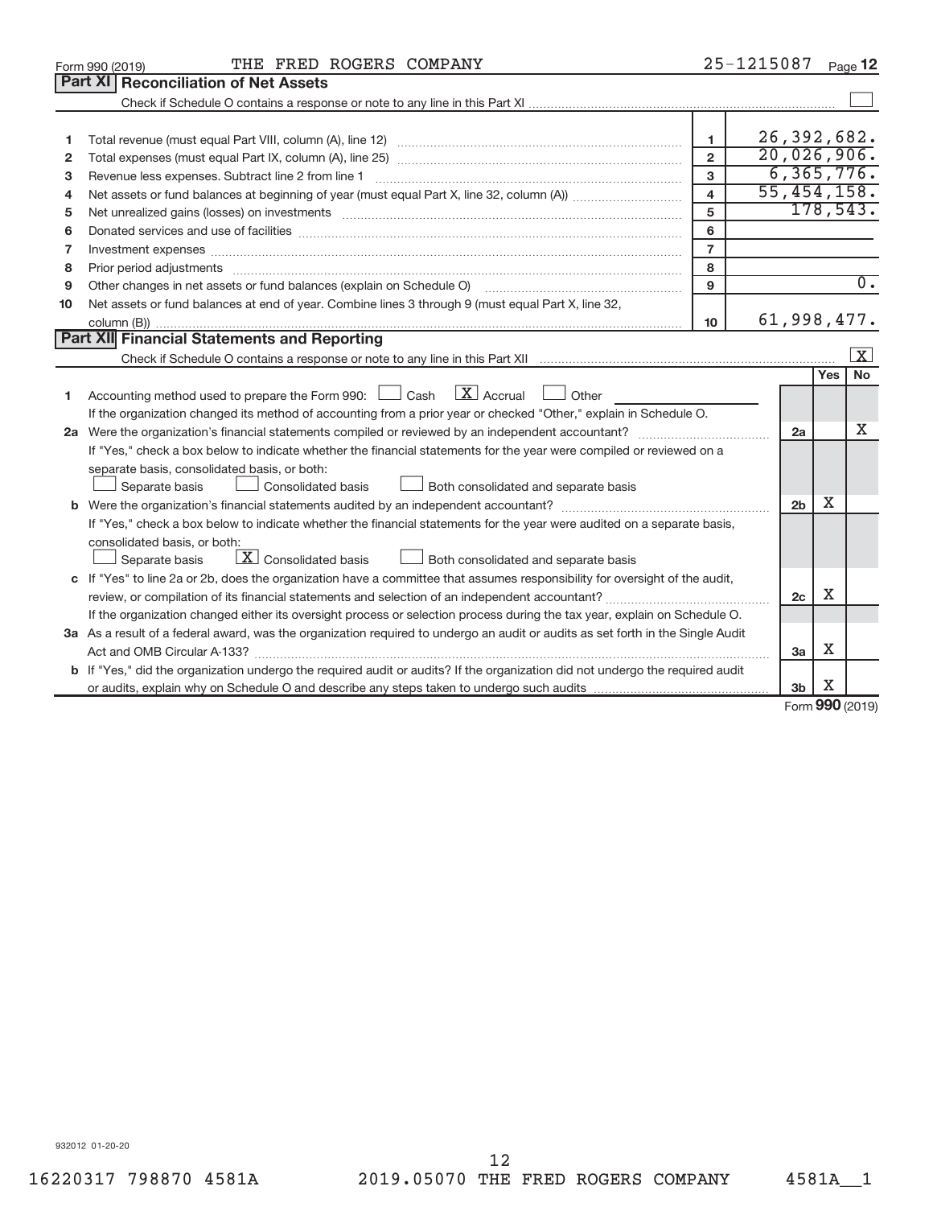Form 990 (2019) THE FRED ROGERS COMPANY 25-1215087 Page 12

## Part XI Reconciliation of Net Assets

Check if Schedule O contains a response or note to any line in this Part XI ☐

| | | | |
|---|---|---|---|
| 1 | Total revenue (must equal Part VIII, column (A), line 12) | 1 | 26,392,682. |
| 2 | Total expenses (must equal Part IX, column (A), line 25) | 2 | 20,026,906. |
| 3 | Revenue less expenses. Subtract line 2 from line 1 | 3 | 6,365,776. |
| 4 | Net assets or fund balances at beginning of year (must equal Part X, line 32, column (A)) | 4 | 55,454,158. |
| 5 | Net unrealized gains (losses) on investments | 5 | 178,543. |
| 6 | Donated services and use of facilities | 6 | |
| 7 | Investment expenses | 7 | |
| 8 | Prior period adjustments | 8 | |
| 9 | Other changes in net assets or fund balances (explain on Schedule O) | 9 | 0. |
| 10 | Net assets or fund balances at end of year. Combine lines 3 through 9 (must equal Part X, line 32, column (B)) | 10 | 61,998,477. |

## Part XII Financial Statements and Reporting

Check if Schedule O contains a response or note to any line in this Part XII ☒

| | | | Yes | No |
|---|---|---|---|---|
| 1 | Accounting method used to prepare the Form 990: ☐ Cash ☒ Accrual ☐ Other ______<br>If the organization changed its method of accounting from a prior year or checked "Other," explain in Schedule O. | | | |
| 2a | Were the organization's financial statements compiled or reviewed by an independent accountant? | 2a | | X |
| | If "Yes," check a box below to indicate whether the financial statements for the year were compiled or reviewed on a separate basis, consolidated basis, or both:<br>☐ Separate basis ☐ Consolidated basis ☐ Both consolidated and separate basis | | | |
| b | Were the organization's financial statements audited by an independent accountant? | 2b | X | |
| | If "Yes," check a box below to indicate whether the financial statements for the year were audited on a separate basis, consolidated basis, or both:<br>☐ Separate basis ☒ Consolidated basis ☐ Both consolidated and separate basis | | | |
| c | If "Yes" to line 2a or 2b, does the organization have a committee that assumes responsibility for oversight of the audit, review, or compilation of its financial statements and selection of an independent accountant? | 2c | X | |
| | If the organization changed either its oversight process or selection process during the tax year, explain on Schedule O. | | | |
| 3a | As a result of a federal award, was the organization required to undergo an audit or audits as set forth in the Single Audit Act and OMB Circular A-133? | 3a | X | |
| b | If "Yes," did the organization undergo the required audit or audits? If the organization did not undergo the required audit or audits, explain why on Schedule O and describe any steps taken to undergo such audits | 3b | X | |

Form **990** (2019)

932012 01-20-20

16220317 798870 4581A 2019.05070 THE FRED ROGERS COMPANY 4581A__1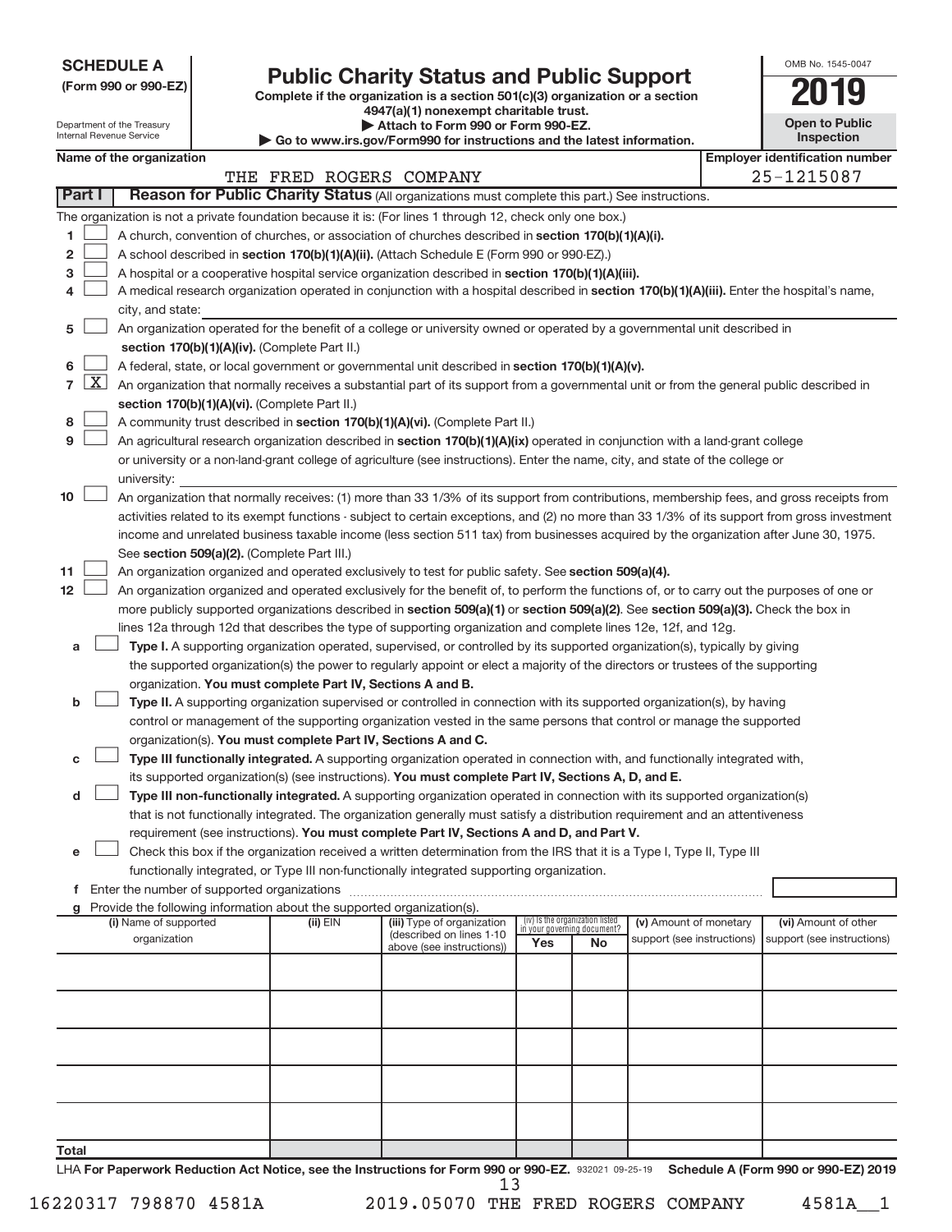**SCHEDULE A**
**(Form 990 or 990-EZ)**

Department of the Treasury
Internal Revenue Service

# Public Charity Status and Public Support

**Complete if the organization is a section 501(c)(3) organization or a section 4947(a)(1) nonexempt charitable trust.**
**▶ Attach to Form 990 or Form 990-EZ.**
**▶ Go to www.irs.gov/Form990 for instructions and the latest information.**

OMB No. 1545-0047
**2019**
**Open to Public Inspection**

**Name of the organization:** THE FRED ROGERS COMPANY
**Employer identification number:** 25-1215087

## Part I — Reason for Public Charity Status (All organizations must complete this part.) See instructions.

The organization is not a private foundation because it is: (For lines 1 through 12, check only one box.)

1. ☐ A church, convention of churches, or association of churches described in **section 170(b)(1)(A)(i).**
2. ☐ A school described in **section 170(b)(1)(A)(ii).** (Attach Schedule E (Form 990 or 990-EZ).)
3. ☐ A hospital or a cooperative hospital service organization described in **section 170(b)(1)(A)(iii).**
4. ☐ A medical research organization operated in conjunction with a hospital described in **section 170(b)(1)(A)(iii).** Enter the hospital's name, city, and state:
5. ☐ An organization operated for the benefit of a college or university owned or operated by a governmental unit described in **section 170(b)(1)(A)(iv).** (Complete Part II.)
6. ☐ A federal, state, or local government or governmental unit described in **section 170(b)(1)(A)(v).**
7. ☒ An organization that normally receives a substantial part of its support from a governmental unit or from the general public described in **section 170(b)(1)(A)(vi).** (Complete Part II.)
8. ☐ A community trust described in **section 170(b)(1)(A)(vi).** (Complete Part II.)
9. ☐ An agricultural research organization described in **section 170(b)(1)(A)(ix)** operated in conjunction with a land-grant college or university or a non-land-grant college of agriculture (see instructions). Enter the name, city, and state of the college or university:
10. ☐ An organization that normally receives: (1) more than 33 1/3% of its support from contributions, membership fees, and gross receipts from activities related to its exempt functions - subject to certain exceptions, and (2) no more than 33 1/3% of its support from gross investment income and unrelated business taxable income (less section 511 tax) from businesses acquired by the organization after June 30, 1975. See **section 509(a)(2).** (Complete Part III.)
11. ☐ An organization organized and operated exclusively to test for public safety. See **section 509(a)(4).**
12. ☐ An organization organized and operated exclusively for the benefit of, to perform the functions of, or to carry out the purposes of one or more publicly supported organizations described in **section 509(a)(1)** or **section 509(a)(2).** See **section 509(a)(3).** Check the box in lines 12a through 12d that describes the type of supporting organization and complete lines 12e, 12f, and 12g.
    - **a** ☐ **Type I.** A supporting organization operated, supervised, or controlled by its supported organization(s), typically by giving the supported organization(s) the power to regularly appoint or elect a majority of the directors or trustees of the supporting organization. **You must complete Part IV, Sections A and B.**
    - **b** ☐ **Type II.** A supporting organization supervised or controlled in connection with its supported organization(s), by having control or management of the supporting organization vested in the same persons that control or manage the supported organization(s). **You must complete Part IV, Sections A and C.**
    - **c** ☐ **Type III functionally integrated.** A supporting organization operated in connection with, and functionally integrated with, its supported organization(s) (see instructions). **You must complete Part IV, Sections A, D, and E.**
    - **d** ☐ **Type III non-functionally integrated.** A supporting organization operated in connection with its supported organization(s) that is not functionally integrated. The organization generally must satisfy a distribution requirement and an attentiveness requirement (see instructions). **You must complete Part IV, Sections A and D, and Part V.**
    - **e** ☐ Check this box if the organization received a written determination from the IRS that it is a Type I, Type II, Type III functionally integrated, or Type III non-functionally integrated supporting organization.
    - **f** Enter the number of supported organizations
    - **g** Provide the following information about the supported organization(s).

| (i) Name of supported organization | (ii) EIN | (iii) Type of organization (described on lines 1-10 above (see instructions)) | (iv) Is the organization listed in your governing document? Yes | No | (v) Amount of monetary support (see instructions) | (vi) Amount of other support (see instructions) |
|---|---|---|---|---|---|---|
| | | | | | | |
| | | | | | | |
| | | | | | | |
| | | | | | | |
| | | | | | | |
| **Total** | | | | | | |

LHA **For Paperwork Reduction Act Notice, see the Instructions for Form 990 or 990-EZ.** 932021 09-25-19 **Schedule A (Form 990 or 990-EZ) 2019**

16220317 798870 4581A 2019.05070 THE FRED ROGERS COMPANY 4581A__1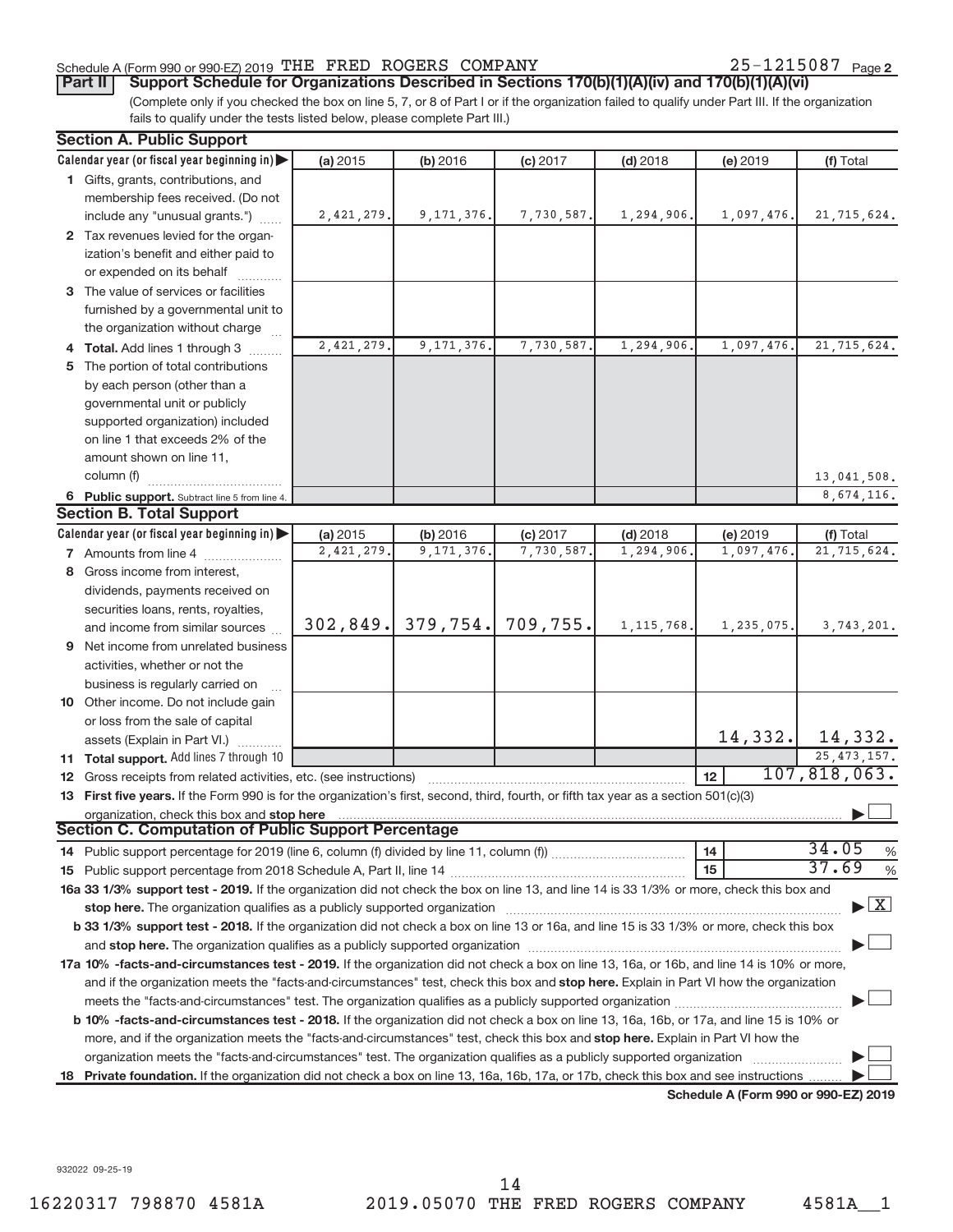Schedule A (Form 990 or 990-EZ) 2019 THE FRED ROGERS COMPANY 25-1215087 Page 2

## Part II Support Schedule for Organizations Described in Sections 170(b)(1)(A)(iv) and 170(b)(1)(A)(vi)

(Complete only if you checked the box on line 5, 7, or 8 of Part I or if the organization failed to qualify under Part III. If the organization fails to qualify under the tests listed below, please complete Part III.)

### Section A. Public Support

| Calendar year (or fiscal year beginning in) | (a) 2015 | (b) 2016 | (c) 2017 | (d) 2018 | (e) 2019 | (f) Total |
|---|---|---|---|---|---|---|
| 1 Gifts, grants, contributions, and membership fees received. (Do not include any "unusual grants.") | 2,421,279. | 9,171,376. | 7,730,587. | 1,294,906. | 1,097,476. | 21,715,624. |
| 2 Tax revenues levied for the organization's benefit and either paid to or expended on its behalf | | | | | | |
| 3 The value of services or facilities furnished by a governmental unit to the organization without charge | | | | | | |
| 4 Total. Add lines 1 through 3 | 2,421,279. | 9,171,376. | 7,730,587. | 1,294,906. | 1,097,476. | 21,715,624. |
| 5 The portion of total contributions by each person (other than a governmental unit or publicly supported organization) included on line 1 that exceeds 2% of the amount shown on line 11, column (f) | | | | | | 13,041,508. |
| 6 Public support. Subtract line 5 from line 4. | | | | | | 8,674,116. |

### Section B. Total Support

| Calendar year (or fiscal year beginning in) | (a) 2015 | (b) 2016 | (c) 2017 | (d) 2018 | (e) 2019 | (f) Total |
|---|---|---|---|---|---|---|
| 7 Amounts from line 4 | 2,421,279. | 9,171,376. | 7,730,587. | 1,294,906. | 1,097,476. | 21,715,624. |
| 8 Gross income from interest, dividends, payments received on securities loans, rents, royalties, and income from similar sources | 302,849. | 379,754. | 709,755. | 1,115,768. | 1,235,075. | 3,743,201. |
| 9 Net income from unrelated business activities, whether or not the business is regularly carried on | | | | | | |
| 10 Other income. Do not include gain or loss from the sale of capital assets (Explain in Part VI.) | | | | | 14,332. | 14,332. |
| 11 Total support. Add lines 7 through 10 | | | | | | 25,473,157. |

12 Gross receipts from related activities, etc. (see instructions) — 12 — 107,818,063.

13 **First five years.** If the Form 990 is for the organization's first, second, third, fourth, or fifth tax year as a section 501(c)(3) organization, check this box and **stop here** ☐

### Section C. Computation of Public Support Percentage

14 Public support percentage for 2019 (line 6, column (f) divided by line 11, column (f)) — 14 — 34.05 %

15 Public support percentage from 2018 Schedule A, Part II, line 14 — 15 — 37.69 %

**16a 33 1/3% support test - 2019.** If the organization did not check the box on line 13, and line 14 is 33 1/3% or more, check this box and **stop here.** The organization qualifies as a publicly supported organization ☒

**b 33 1/3% support test - 2018.** If the organization did not check a box on line 13 or 16a, and line 15 is 33 1/3% or more, check this box and **stop here.** The organization qualifies as a publicly supported organization ☐

**17a 10% -facts-and-circumstances test - 2019.** If the organization did not check a box on line 13, 16a, or 16b, and line 14 is 10% or more, and if the organization meets the "facts-and-circumstances" test, check this box and **stop here.** Explain in Part VI how the organization meets the "facts-and-circumstances" test. The organization qualifies as a publicly supported organization ☐

**b 10% -facts-and-circumstances test - 2018.** If the organization did not check a box on line 13, 16a, 16b, or 17a, and line 15 is 10% or more, and if the organization meets the "facts-and-circumstances" test, check this box and **stop here.** Explain in Part VI how the organization meets the "facts-and-circumstances" test. The organization qualifies as a publicly supported organization ☐

**18 Private foundation.** If the organization did not check a box on line 13, 16a, 16b, 17a, or 17b, check this box and see instructions ☐

**Schedule A (Form 990 or 990-EZ) 2019**

932022 09-25-19

16220317 798870 4581A 2019.05070 THE FRED ROGERS COMPANY 4581A__1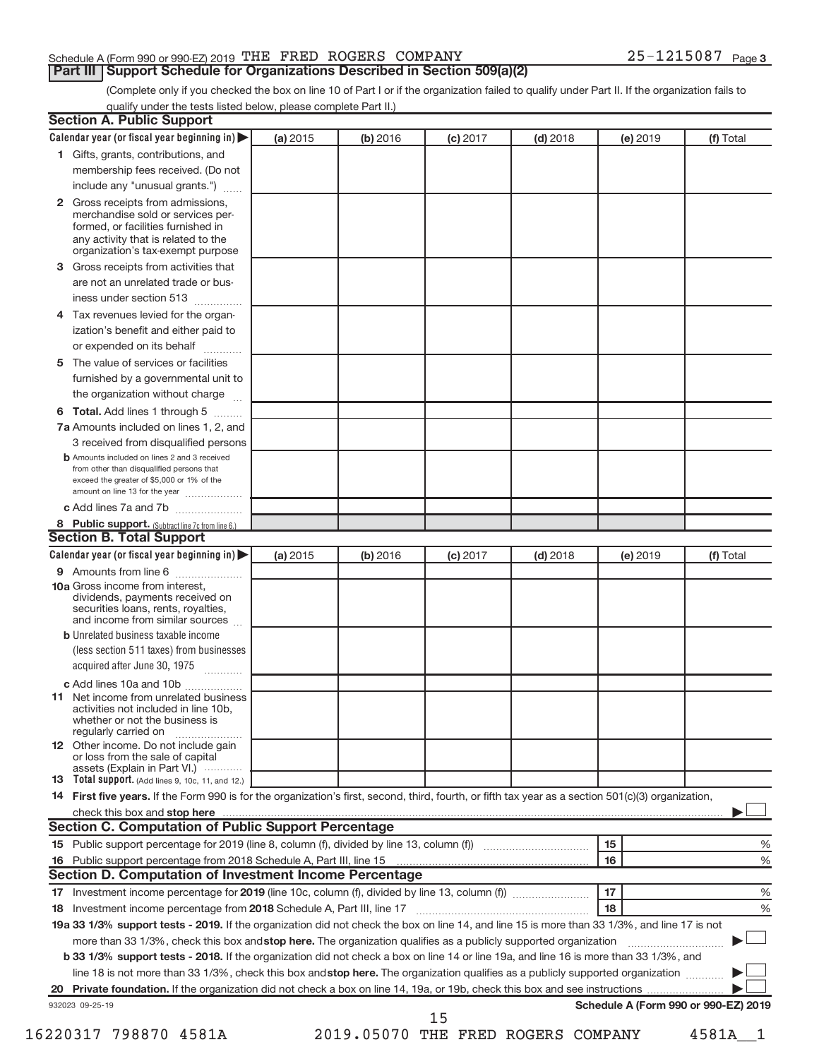Schedule A (Form 990 or 990-EZ) 2019 THE FRED ROGERS COMPANY 25-1215087 Page 3

## Part III Support Schedule for Organizations Described in Section 509(a)(2)

(Complete only if you checked the box on line 10 of Part I or if the organization failed to qualify under Part II. If the organization fails to qualify under the tests listed below, please complete Part II.)

### Section A. Public Support

| Calendar year (or fiscal year beginning in) | (a) 2015 | (b) 2016 | (c) 2017 | (d) 2018 | (e) 2019 | (f) Total |
|---|---|---|---|---|---|---|
| **1** Gifts, grants, contributions, and membership fees received. (Do not include any "unusual grants.") | | | | | | |
| **2** Gross receipts from admissions, merchandise sold or services performed, or facilities furnished in any activity that is related to the organization's tax-exempt purpose | | | | | | |
| **3** Gross receipts from activities that are not an unrelated trade or business under section 513 | | | | | | |
| **4** Tax revenues levied for the organization's benefit and either paid to or expended on its behalf | | | | | | |
| **5** The value of services or facilities furnished by a governmental unit to the organization without charge | | | | | | |
| **6 Total.** Add lines 1 through 5 | | | | | | |
| **7a** Amounts included on lines 1, 2, and 3 received from disqualified persons | | | | | | |
| **b** Amounts included on lines 2 and 3 received from other than disqualified persons that exceed the greater of $5,000 or 1% of the amount on line 13 for the year | | | | | | |
| **c** Add lines 7a and 7b | | | | | | |
| **8 Public support.** (Subtract line 7c from line 6.) | | | | | | |

### Section B. Total Support

| Calendar year (or fiscal year beginning in) | (a) 2015 | (b) 2016 | (c) 2017 | (d) 2018 | (e) 2019 | (f) Total |
|---|---|---|---|---|---|---|
| **9** Amounts from line 6 | | | | | | |
| **10a** Gross income from interest, dividends, payments received on securities loans, rents, royalties, and income from similar sources | | | | | | |
| **b** Unrelated business taxable income (less section 511 taxes) from businesses acquired after June 30, 1975 | | | | | | |
| **c** Add lines 10a and 10b | | | | | | |
| **11** Net income from unrelated business activities not included in line 10b, whether or not the business is regularly carried on | | | | | | |
| **12** Other income. Do not include gain or loss from the sale of capital assets (Explain in Part VI.) | | | | | | |
| **13 Total support.** (Add lines 9, 10c, 11, and 12.) | | | | | | |

**14 First five years.** If the Form 990 is for the organization's first, second, third, fourth, or fifth tax year as a section 501(c)(3) organization, check this box and **stop here** ☐

### Section C. Computation of Public Support Percentage

| | | | |
|---|---|---|---|
| **15** Public support percentage for 2019 (line 8, column (f), divided by line 13, column (f)) | 15 | | % |
| **16** Public support percentage from 2018 Schedule A, Part III, line 15 | 16 | | % |

### Section D. Computation of Investment Income Percentage

| | | | |
|---|---|---|---|
| **17** Investment income percentage for **2019** (line 10c, column (f), divided by line 13, column (f)) | 17 | | % |
| **18** Investment income percentage from **2018** Schedule A, Part III, line 17 | 18 | | % |

**19a 33 1/3% support tests - 2019.** If the organization did not check the box on line 14, and line 15 is more than 33 1/3%, and line 17 is not more than 33 1/3%, check this box and **stop here.** The organization qualifies as a publicly supported organization ☐

**b 33 1/3% support tests - 2018.** If the organization did not check a box on line 14 or line 19a, and line 16 is more than 33 1/3%, and line 18 is not more than 33 1/3%, check this box and **stop here.** The organization qualifies as a publicly supported organization ☐

**20 Private foundation.** If the organization did not check a box on line 14, 19a, or 19b, check this box and see instructions ☐

932023 09-25-19 **Schedule A (Form 990 or 990-EZ) 2019**

16220317 798870 4581A 2019.05070 THE FRED ROGERS COMPANY 4581A__1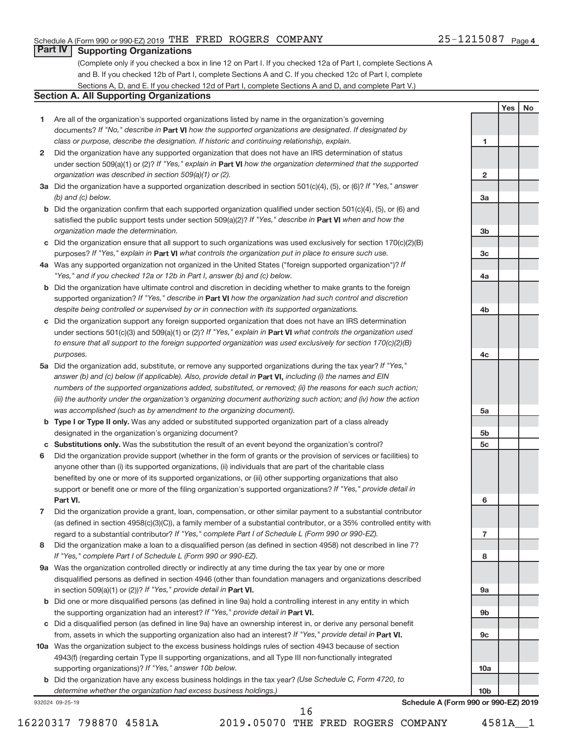Schedule A (Form 990 or 990-EZ) 2019 THE FRED ROGERS COMPANY 25-1215087 Page 4

## Part IV Supporting Organizations

(Complete only if you checked a box in line 12 on Part I. If you checked 12a of Part I, complete Sections A and B. If you checked 12b of Part I, complete Sections A and C. If you checked 12c of Part I, complete Sections A, D, and E. If you checked 12d of Part I, complete Sections A and D, and complete Part V.)

### Section A. All Supporting Organizations

| | | | Yes | No |
|---|---|---|---|---|
| **1** | Are all of the organization's supported organizations listed by name in the organization's governing documents? *If "No," describe in* **Part VI** *how the supported organizations are designated. If designated by class or purpose, describe the designation. If historic and continuing relationship, explain.* | 1 | | |
| **2** | Did the organization have any supported organization that does not have an IRS determination of status under section 509(a)(1) or (2)? *If "Yes," explain in* **Part VI** *how the organization determined that the supported organization was described in section 509(a)(1) or (2).* | 2 | | |
| **3a** | Did the organization have a supported organization described in section 501(c)(4), (5), or (6)? *If "Yes," answer (b) and (c) below.* | 3a | | |
| **b** | Did the organization confirm that each supported organization qualified under section 501(c)(4), (5), or (6) and satisfied the public support tests under section 509(a)(2)? *If "Yes," describe in* **Part VI** *when and how the organization made the determination.* | 3b | | |
| **c** | Did the organization ensure that all support to such organizations was used exclusively for section 170(c)(2)(B) purposes? *If "Yes," explain in* **Part VI** *what controls the organization put in place to ensure such use.* | 3c | | |
| **4a** | Was any supported organization not organized in the United States ("foreign supported organization")? *If "Yes," and if you checked 12a or 12b in Part I, answer (b) and (c) below.* | 4a | | |
| **b** | Did the organization have ultimate control and discretion in deciding whether to make grants to the foreign supported organization? *If "Yes," describe in* **Part VI** *how the organization had such control and discretion despite being controlled or supervised by or in connection with its supported organizations.* | 4b | | |
| **c** | Did the organization support any foreign supported organization that does not have an IRS determination under sections 501(c)(3) and 509(a)(1) or (2)? *If "Yes," explain in* **Part VI** *what controls the organization used to ensure that all support to the foreign supported organization was used exclusively for section 170(c)(2)(B) purposes.* | 4c | | |
| **5a** | Did the organization add, substitute, or remove any supported organizations during the tax year? *If "Yes," answer (b) and (c) below (if applicable). Also, provide detail in* **Part VI,** *including (i) the names and EIN numbers of the supported organizations added, substituted, or removed; (ii) the reasons for each such action; (iii) the authority under the organization's organizing document authorizing such action; and (iv) how the action was accomplished (such as by amendment to the organizing document).* | 5a | | |
| **b** | **Type I or Type II only.** Was any added or substituted supported organization part of a class already designated in the organization's organizing document? | 5b | | |
| **c** | **Substitutions only.** Was the substitution the result of an event beyond the organization's control? | 5c | | |
| **6** | Did the organization provide support (whether in the form of grants or the provision of services or facilities) to anyone other than (i) its supported organizations, (ii) individuals that are part of the charitable class benefited by one or more of its supported organizations, or (iii) other supporting organizations that also support or benefit one or more of the filing organization's supported organizations? *If "Yes," provide detail in* **Part VI.** | 6 | | |
| **7** | Did the organization provide a grant, loan, compensation, or other similar payment to a substantial contributor (as defined in section 4958(c)(3)(C)), a family member of a substantial contributor, or a 35% controlled entity with regard to a substantial contributor? *If "Yes," complete Part I of Schedule L (Form 990 or 990-EZ).* | 7 | | |
| **8** | Did the organization make a loan to a disqualified person (as defined in section 4958) not described in line 7? *If "Yes," complete Part I of Schedule L (Form 990 or 990-EZ).* | 8 | | |
| **9a** | Was the organization controlled directly or indirectly at any time during the tax year by one or more disqualified persons as defined in section 4946 (other than foundation managers and organizations described in section 509(a)(1) or (2))? *If "Yes," provide detail in* **Part VI.** | 9a | | |
| **b** | Did one or more disqualified persons (as defined in line 9a) hold a controlling interest in any entity in which the supporting organization had an interest? *If "Yes," provide detail in* **Part VI.** | 9b | | |
| **c** | Did a disqualified person (as defined in line 9a) have an ownership interest in, or derive any personal benefit from, assets in which the supporting organization also had an interest? *If "Yes," provide detail in* **Part VI.** | 9c | | |
| **10a** | Was the organization subject to the excess business holdings rules of section 4943 because of section 4943(f) (regarding certain Type II supporting organizations, and all Type III non-functionally integrated supporting organizations)? *If "Yes," answer 10b below.* | 10a | | |
| **b** | Did the organization have any excess business holdings in the tax year? *(Use Schedule C, Form 4720, to determine whether the organization had excess business holdings.)* | 10b | | |

932024 09-25-19

**Schedule A (Form 990 or 990-EZ) 2019**

16220317 798870 4581A 2019.05070 THE FRED ROGERS COMPANY 4581A__1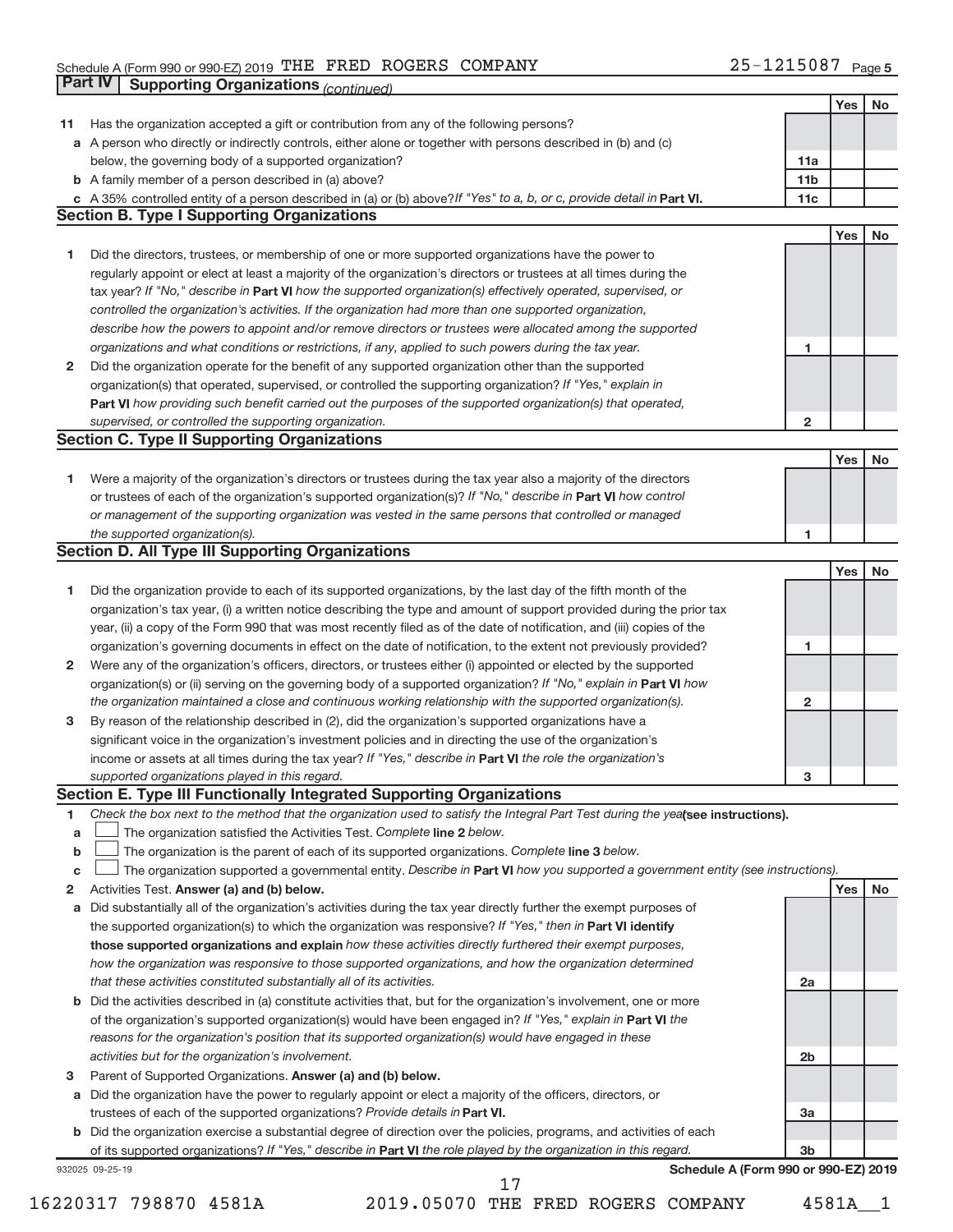Schedule A (Form 990 or 990-EZ) 2019 THE FRED ROGERS COMPANY 25-1215087 Page 5

## Part IV | Supporting Organizations *(continued)*

| | | | Yes | No |
|---|---|---|---|---|
| 11 | Has the organization accepted a gift or contribution from any of the following persons? | | | |
| a | A person who directly or indirectly controls, either alone or together with persons described in (b) and (c) below, the governing body of a supported organization? | 11a | | |
| b | A family member of a person described in (a) above? | 11b | | |
| c | A 35% controlled entity of a person described in (a) or (b) above? *If "Yes" to a, b, or c, provide detail in* **Part VI.** | 11c | | |

### Section B. Type I Supporting Organizations

| | | | Yes | No |
|---|---|---|---|---|
| 1 | Did the directors, trustees, or membership of one or more supported organizations have the power to regularly appoint or elect at least a majority of the organization's directors or trustees at all times during the tax year? *If "No," describe in* **Part VI** *how the supported organization(s) effectively operated, supervised, or controlled the organization's activities. If the organization had more than one supported organization, describe how the powers to appoint and/or remove directors or trustees were allocated among the supported organizations and what conditions or restrictions, if any, applied to such powers during the tax year.* | 1 | | |
| 2 | Did the organization operate for the benefit of any supported organization other than the supported organization(s) that operated, supervised, or controlled the supporting organization? *If "Yes," explain in* **Part VI** *how providing such benefit carried out the purposes of the supported organization(s) that operated, supervised, or controlled the supporting organization.* | 2 | | |

### Section C. Type II Supporting Organizations

| | | | Yes | No |
|---|---|---|---|---|
| 1 | Were a majority of the organization's directors or trustees during the tax year also a majority of the directors or trustees of each of the organization's supported organization(s)? *If "No," describe in* **Part VI** *how control or management of the supporting organization was vested in the same persons that controlled or managed the supported organization(s).* | 1 | | |

### Section D. All Type III Supporting Organizations

| | | | Yes | No |
|---|---|---|---|---|
| 1 | Did the organization provide to each of its supported organizations, by the last day of the fifth month of the organization's tax year, (i) a written notice describing the type and amount of support provided during the prior tax year, (ii) a copy of the Form 990 that was most recently filed as of the date of notification, and (iii) copies of the organization's governing documents in effect on the date of notification, to the extent not previously provided? | 1 | | |
| 2 | Were any of the organization's officers, directors, or trustees either (i) appointed or elected by the supported organization(s) or (ii) serving on the governing body of a supported organization? *If "No," explain in* **Part VI** *how the organization maintained a close and continuous working relationship with the supported organization(s).* | 2 | | |
| 3 | By reason of the relationship described in (2), did the organization's supported organizations have a significant voice in the organization's investment policies and in directing the use of the organization's income or assets at all times during the tax year? *If "Yes," describe in* **Part VI** *the role the organization's supported organizations played in this regard.* | 3 | | |

### Section E. Type III Functionally Integrated Supporting Organizations

1 *Check the box next to the method that the organization used to satisfy the Integral Part Test during the year* **(see instructions).**

- a ☐ The organization satisfied the Activities Test. *Complete* **line 2** *below.*
- b ☐ The organization is the parent of each of its supported organizations. *Complete* **line 3** *below.*
- c ☐ The organization supported a governmental entity. *Describe in* **Part VI** *how you supported a government entity (see instructions).*

| | | | Yes | No |
|---|---|---|---|---|
| 2 | Activities Test. **Answer (a) and (b) below.** | | | |
| a | Did substantially all of the organization's activities during the tax year directly further the exempt purposes of the supported organization(s) to which the organization was responsive? *If "Yes," then in* **Part VI identify those supported organizations and explain** *how these activities directly furthered their exempt purposes, how the organization was responsive to those supported organizations, and how the organization determined that these activities constituted substantially all of its activities.* | 2a | | |
| b | Did the activities described in (a) constitute activities that, but for the organization's involvement, one or more of the organization's supported organization(s) would have been engaged in? *If "Yes," explain in* **Part VI** *the reasons for the organization's position that its supported organization(s) would have engaged in these activities but for the organization's involvement.* | 2b | | |
| 3 | Parent of Supported Organizations. **Answer (a) and (b) below.** | | | |
| a | Did the organization have the power to regularly appoint or elect a majority of the officers, directors, or trustees of each of the supported organizations? *Provide details in* **Part VI.** | 3a | | |
| b | Did the organization exercise a substantial degree of direction over the policies, programs, and activities of each of its supported organizations? *If "Yes," describe in* **Part VI** *the role played by the organization in this regard.* | 3b | | |

932025 09-25-19 **Schedule A (Form 990 or 990-EZ) 2019**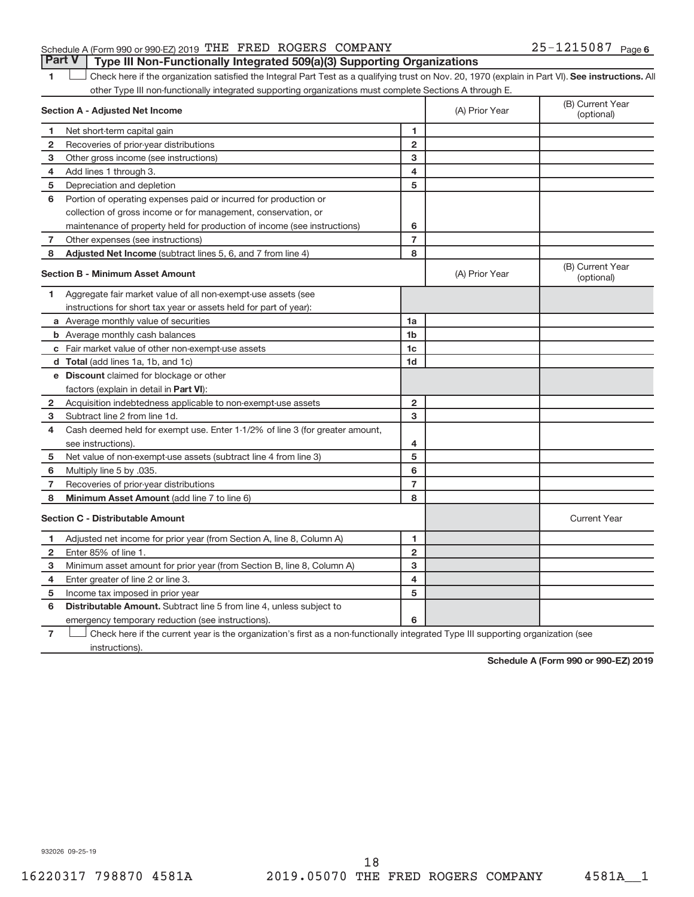Schedule A (Form 990 or 990-EZ) 2019 THE FRED ROGERS COMPANY 25-1215087 Page 6

## Part V Type III Non-Functionally Integrated 509(a)(3) Supporting Organizations

1 ☐ Check here if the organization satisfied the Integral Part Test as a qualifying trust on Nov. 20, 1970 (explain in Part VI). **See instructions.** All other Type III non-functionally integrated supporting organizations must complete Sections A through E.

| **Section A - Adjusted Net Income** | | | (A) Prior Year | (B) Current Year (optional) |
|---|---|---|---|---|
| 1 | Net short-term capital gain | 1 | | |
| 2 | Recoveries of prior-year distributions | 2 | | |
| 3 | Other gross income (see instructions) | 3 | | |
| 4 | Add lines 1 through 3. | 4 | | |
| 5 | Depreciation and depletion | 5 | | |
| 6 | Portion of operating expenses paid or incurred for production or collection of gross income or for management, conservation, or maintenance of property held for production of income (see instructions) | 6 | | |
| 7 | Other expenses (see instructions) | 7 | | |
| 8 | **Adjusted Net Income** (subtract lines 5, 6, and 7 from line 4) | 8 | | |

| **Section B - Minimum Asset Amount** | | | (A) Prior Year | (B) Current Year (optional) |
|---|---|---|---|---|
| 1 | Aggregate fair market value of all non-exempt-use assets (see instructions for short tax year or assets held for part of year): | | | |
| a | Average monthly value of securities | 1a | | |
| b | Average monthly cash balances | 1b | | |
| c | Fair market value of other non-exempt-use assets | 1c | | |
| d | **Total** (add lines 1a, 1b, and 1c) | 1d | | |
| e | **Discount** claimed for blockage or other factors (explain in detail in **Part VI**): | | | |
| 2 | Acquisition indebtedness applicable to non-exempt-use assets | 2 | | |
| 3 | Subtract line 2 from line 1d. | 3 | | |
| 4 | Cash deemed held for exempt use. Enter 1-1/2% of line 3 (for greater amount, see instructions). | 4 | | |
| 5 | Net value of non-exempt-use assets (subtract line 4 from line 3) | 5 | | |
| 6 | Multiply line 5 by .035. | 6 | | |
| 7 | Recoveries of prior-year distributions | 7 | | |
| 8 | **Minimum Asset Amount** (add line 7 to line 6) | 8 | | |

| **Section C - Distributable Amount** | | | | Current Year |
|---|---|---|---|---|
| 1 | Adjusted net income for prior year (from Section A, line 8, Column A) | 1 | | |
| 2 | Enter 85% of line 1. | 2 | | |
| 3 | Minimum asset amount for prior year (from Section B, line 8, Column A) | 3 | | |
| 4 | Enter greater of line 2 or line 3. | 4 | | |
| 5 | Income tax imposed in prior year | 5 | | |
| 6 | **Distributable Amount.** Subtract line 5 from line 4, unless subject to emergency temporary reduction (see instructions). | 6 | | |

7 ☐ Check here if the current year is the organization's first as a non-functionally integrated Type III supporting organization (see instructions).

**Schedule A (Form 990 or 990-EZ) 2019**

932026 09-25-19

16220317 798870 4581A 2019.05070 THE FRED ROGERS COMPANY 4581A__1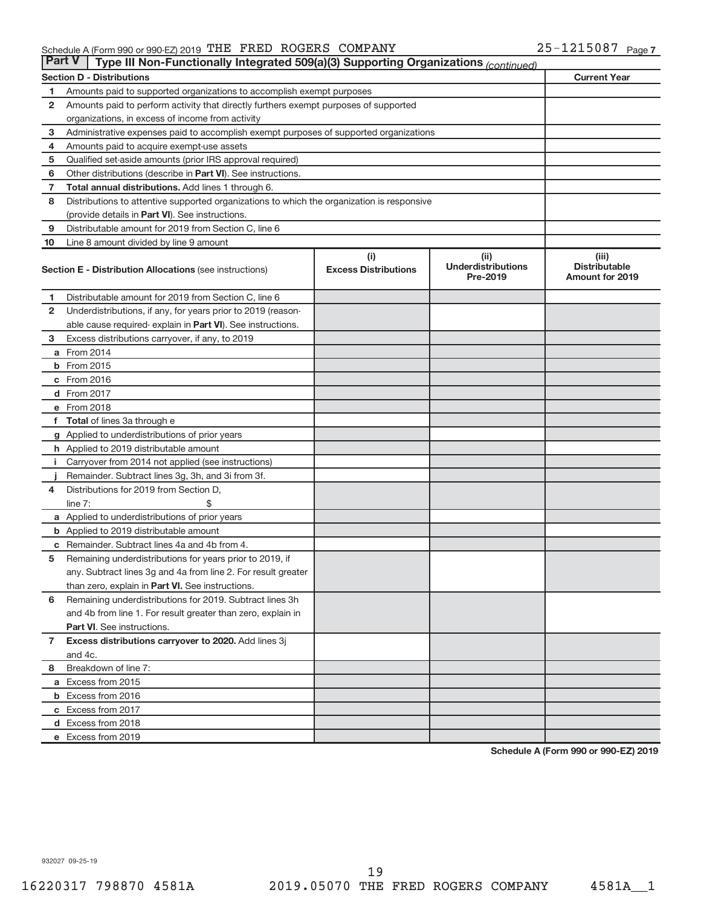Schedule A (Form 990 or 990-EZ) 2019 THE FRED ROGERS COMPANY 25-1215087 Page 7

**Part V** Type III Non-Functionally Integrated 509(a)(3) Supporting Organizations *(continued)*

| Section D - Distributions | | Current Year |
|---|---|---|
| 1 | Amounts paid to supported organizations to accomplish exempt purposes | |
| 2 | Amounts paid to perform activity that directly furthers exempt purposes of supported organizations, in excess of income from activity | |
| 3 | Administrative expenses paid to accomplish exempt purposes of supported organizations | |
| 4 | Amounts paid to acquire exempt-use assets | |
| 5 | Qualified set-aside amounts (prior IRS approval required) | |
| 6 | Other distributions (describe in **Part VI**). See instructions. | |
| 7 | **Total annual distributions.** Add lines 1 through 6. | |
| 8 | Distributions to attentive supported organizations to which the organization is responsive (provide details in **Part VI**). See instructions. | |
| 9 | Distributable amount for 2019 from Section C, line 6 | |
| 10 | Line 8 amount divided by line 9 amount | |

| | Section E - Distribution Allocations (see instructions) | (i) Excess Distributions | (ii) Underdistributions Pre-2019 | (iii) Distributable Amount for 2019 |
|---|---|---|---|---|
| 1 | Distributable amount for 2019 from Section C, line 6 | | | |
| 2 | Underdistributions, if any, for years prior to 2019 (reasonable cause required- explain in **Part VI**). See instructions. | | | |
| 3 | Excess distributions carryover, if any, to 2019 | | | |
| a | From 2014 | | | |
| b | From 2015 | | | |
| c | From 2016 | | | |
| d | From 2017 | | | |
| e | From 2018 | | | |
| f | **Total** of lines 3a through e | | | |
| g | Applied to underdistributions of prior years | | | |
| h | Applied to 2019 distributable amount | | | |
| i | Carryover from 2014 not applied (see instructions) | | | |
| j | Remainder. Subtract lines 3g, 3h, and 3i from 3f. | | | |
| 4 | Distributions for 2019 from Section D, line 7: $ | | | |
| a | Applied to underdistributions of prior years | | | |
| b | Applied to 2019 distributable amount | | | |
| c | Remainder. Subtract lines 4a and 4b from 4. | | | |
| 5 | Remaining underdistributions for years prior to 2019, if any. Subtract lines 3g and 4a from line 2. For result greater than zero, explain in **Part VI.** See instructions. | | | |
| 6 | Remaining underdistributions for 2019. Subtract lines 3h and 4b from line 1. For result greater than zero, explain in **Part VI**. See instructions. | | | |
| 7 | **Excess distributions carryover to 2020.** Add lines 3j and 4c. | | | |
| 8 | Breakdown of line 7: | | | |
| a | Excess from 2015 | | | |
| b | Excess from 2016 | | | |
| c | Excess from 2017 | | | |
| d | Excess from 2018 | | | |
| e | Excess from 2019 | | | |

**Schedule A (Form 990 or 990-EZ) 2019**

932027 09-25-19

16220317 798870 4581A 2019.05070 THE FRED ROGERS COMPANY 4581A__1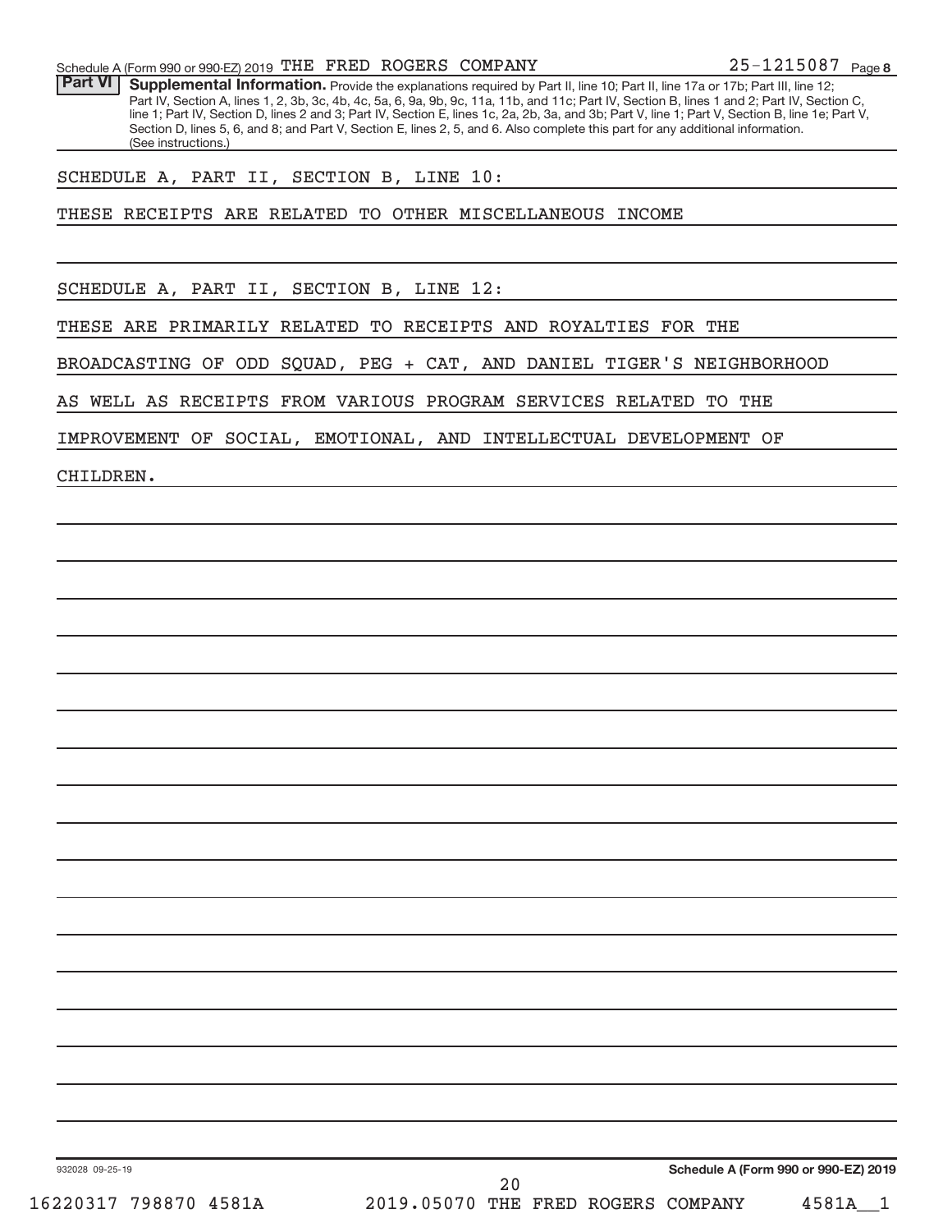Schedule A (Form 990 or 990-EZ) 2019 THE FRED ROGERS COMPANY 25-1215087 Page 8

**Part VI** **Supplemental Information.** Provide the explanations required by Part II, line 10; Part II, line 17a or 17b; Part III, line 12; Part IV, Section A, lines 1, 2, 3b, 3c, 4b, 4c, 5a, 6, 9a, 9b, 9c, 11a, 11b, and 11c; Part IV, Section B, lines 1 and 2; Part IV, Section C, line 1; Part IV, Section D, lines 2 and 3; Part IV, Section E, lines 1c, 2a, 2b, 3a, and 3b; Part V, line 1; Part V, Section B, line 1e; Part V, Section D, lines 5, 6, and 8; and Part V, Section E, lines 2, 5, and 6. Also complete this part for any additional information. (See instructions.)

SCHEDULE A, PART II, SECTION B, LINE 10:

THESE RECEIPTS ARE RELATED TO OTHER MISCELLANEOUS INCOME

SCHEDULE A, PART II, SECTION B, LINE 12:

THESE ARE PRIMARILY RELATED TO RECEIPTS AND ROYALTIES FOR THE BROADCASTING OF ODD SQUAD, PEG + CAT, AND DANIEL TIGER'S NEIGHBORHOOD AS WELL AS RECEIPTS FROM VARIOUS PROGRAM SERVICES RELATED TO THE IMPROVEMENT OF SOCIAL, EMOTIONAL, AND INTELLECTUAL DEVELOPMENT OF CHILDREN.

932028 09-25-19 **Schedule A (Form 990 or 990-EZ) 2019**

16220317 798870 4581A 2019.05070 THE FRED ROGERS COMPANY 4581A__1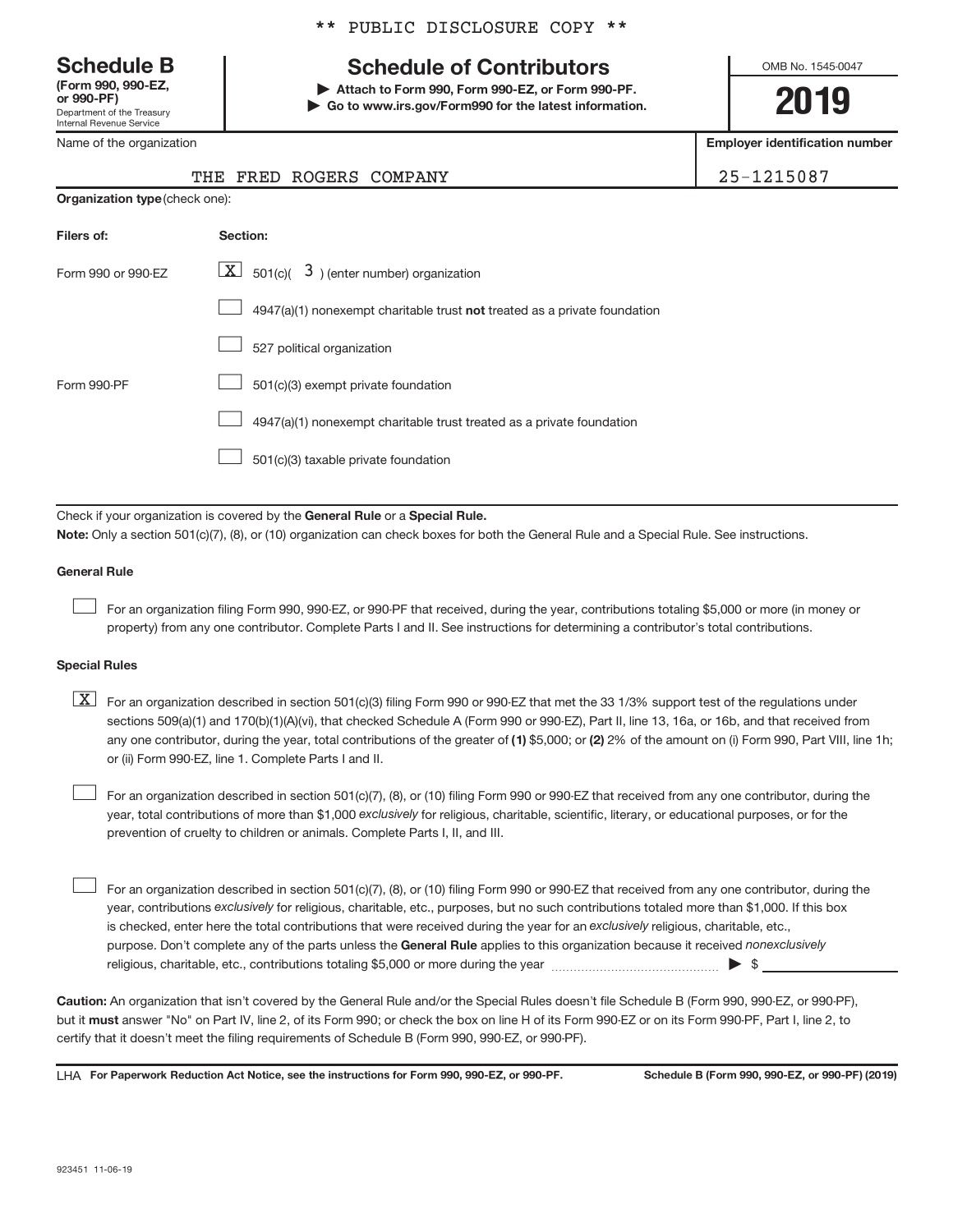\*\* PUBLIC DISCLOSURE COPY \*\*

# Schedule B

**(Form 990, 990-EZ, or 990-PF)**
Department of the Treasury
Internal Revenue Service

## Schedule of Contributors

**▶ Attach to Form 990, Form 990-EZ, or Form 990-PF.**
**▶ Go to www.irs.gov/Form990 for the latest information.**

OMB No. 1545-0047

**2019**

| Name of the organization | Employer identification number |
|---|---|
| THE FRED ROGERS COMPANY | 25-1215087 |

**Organization type** (check one):

| Filers of: | Section: |
|---|---|
| Form 990 or 990-EZ | [X] 501(c)( 3 ) (enter number) organization |
| | [ ] 4947(a)(1) nonexempt charitable trust **not** treated as a private foundation |
| | [ ] 527 political organization |
| Form 990-PF | [ ] 501(c)(3) exempt private foundation |
| | [ ] 4947(a)(1) nonexempt charitable trust treated as a private foundation |
| | [ ] 501(c)(3) taxable private foundation |

Check if your organization is covered by the **General Rule** or a **Special Rule.**

**Note:** Only a section 501(c)(7), (8), or (10) organization can check boxes for both the General Rule and a Special Rule. See instructions.

### General Rule

[ ] For an organization filing Form 990, 990-EZ, or 990-PF that received, during the year, contributions totaling $5,000 or more (in money or property) from any one contributor. Complete Parts I and II. See instructions for determining a contributor's total contributions.

### Special Rules

[X] For an organization described in section 501(c)(3) filing Form 990 or 990-EZ that met the 33 1/3% support test of the regulations under sections 509(a)(1) and 170(b)(1)(A)(vi), that checked Schedule A (Form 990 or 990-EZ), Part II, line 13, 16a, or 16b, and that received from any one contributor, during the year, total contributions of the greater of **(1)** $5,000; or **(2)** 2% of the amount on (i) Form 990, Part VIII, line 1h; or (ii) Form 990-EZ, line 1. Complete Parts I and II.

[ ] For an organization described in section 501(c)(7), (8), or (10) filing Form 990 or 990-EZ that received from any one contributor, during the year, total contributions of more than $1,000 *exclusively* for religious, charitable, scientific, literary, or educational purposes, or for the prevention of cruelty to children or animals. Complete Parts I, II, and III.

[ ] For an organization described in section 501(c)(7), (8), or (10) filing Form 990 or 990-EZ that received from any one contributor, during the year, contributions *exclusively* for religious, charitable, etc., purposes, but no such contributions totaled more than $1,000. If this box is checked, enter here the total contributions that were received during the year for an *exclusively* religious, charitable, etc., purpose. Don't complete any of the parts unless the **General Rule** applies to this organization because it received *nonexclusively* religious, charitable, etc., contributions totaling $5,000 or more during the year ▶ $ ____________

**Caution:** An organization that isn't covered by the General Rule and/or the Special Rules doesn't file Schedule B (Form 990, 990-EZ, or 990-PF), but it **must** answer "No" on Part IV, line 2, of its Form 990; or check the box on line H of its Form 990-EZ or on its Form 990-PF, Part I, line 2, to certify that it doesn't meet the filing requirements of Schedule B (Form 990, 990-EZ, or 990-PF).

LHA **For Paperwork Reduction Act Notice, see the instructions for Form 990, 990-EZ, or 990-PF.** **Schedule B (Form 990, 990-EZ, or 990-PF) (2019)**

923451 11-06-19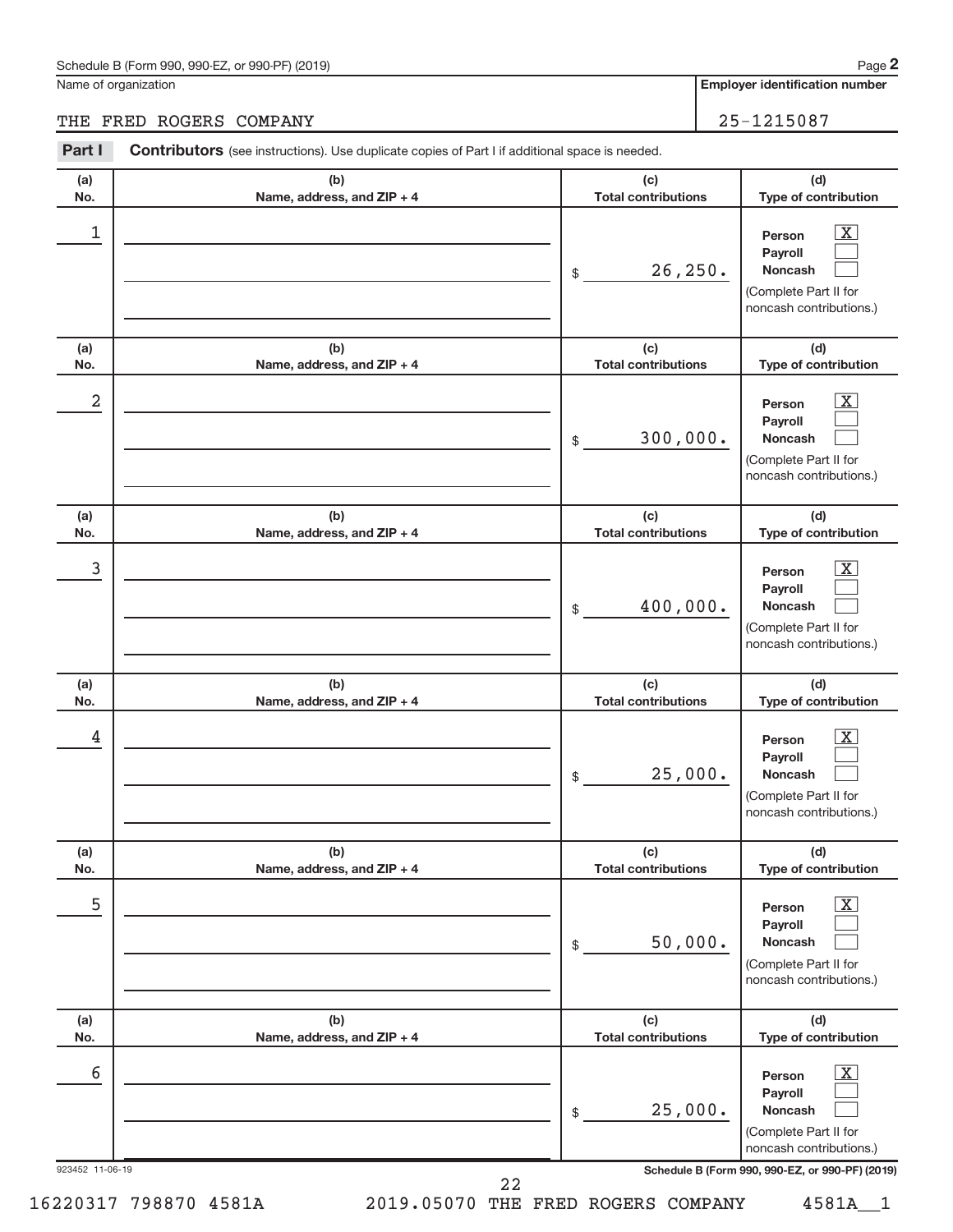Schedule B (Form 990, 990-EZ, or 990-PF) (2019) Page **2**

Name of organization: THE FRED ROGERS COMPANY

**Employer identification number:** 25-1215087

**Part I** **Contributors** (see instructions). Use duplicate copies of Part I if additional space is needed.

| (a) No. | (b) Name, address, and ZIP + 4 | (c) Total contributions | (d) Type of contribution |
|---|---|---|---|
| 1 | | $ 26,250. | Person [X] Payroll [ ] Noncash [ ] (Complete Part II for noncash contributions.) |
| 2 | | $ 300,000. | Person [X] Payroll [ ] Noncash [ ] (Complete Part II for noncash contributions.) |
| 3 | | $ 400,000. | Person [X] Payroll [ ] Noncash [ ] (Complete Part II for noncash contributions.) |
| 4 | | $ 25,000. | Person [X] Payroll [ ] Noncash [ ] (Complete Part II for noncash contributions.) |
| 5 | | $ 50,000. | Person [X] Payroll [ ] Noncash [ ] (Complete Part II for noncash contributions.) |
| 6 | | $ 25,000. | Person [X] Payroll [ ] Noncash [ ] (Complete Part II for noncash contributions.) |

923452 11-06-19 **Schedule B (Form 990, 990-EZ, or 990-PF) (2019)**

16220317 798870 4581A 2019.05070 THE FRED ROGERS COMPANY 4581A__1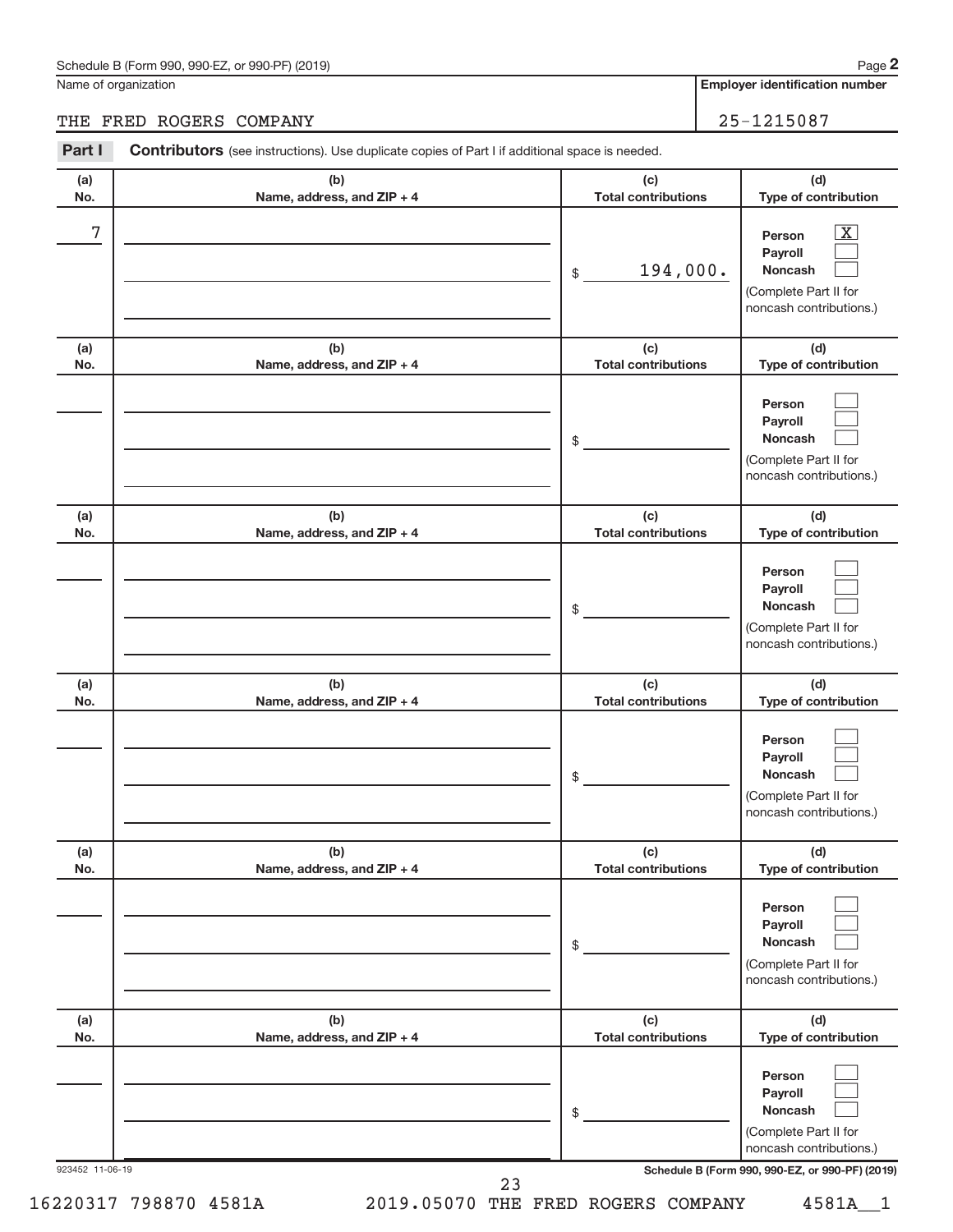Name of organization

THE FRED ROGERS COMPANY

**Employer identification number**

25-1215087

**Part I** **Contributors** (see instructions). Use duplicate copies of Part I if additional space is needed.

| (a) No. | (b) Name, address, and ZIP + 4 | (c) Total contributions | (d) Type of contribution |
|---|---|---|---|
| 7 | | $ 194,000. | Person [X] Payroll [ ] Noncash [ ] (Complete Part II for noncash contributions.) |
| | | $ | Person [ ] Payroll [ ] Noncash [ ] (Complete Part II for noncash contributions.) |
| | | $ | Person [ ] Payroll [ ] Noncash [ ] (Complete Part II for noncash contributions.) |
| | | $ | Person [ ] Payroll [ ] Noncash [ ] (Complete Part II for noncash contributions.) |
| | | $ | Person [ ] Payroll [ ] Noncash [ ] (Complete Part II for noncash contributions.) |
| | | $ | Person [ ] Payroll [ ] Noncash [ ] (Complete Part II for noncash contributions.) |

923452 11-06-19

**Schedule B (Form 990, 990-EZ, or 990-PF) (2019)**

16220317 798870 4581A 2019.05070 THE FRED ROGERS COMPANY 4581A__1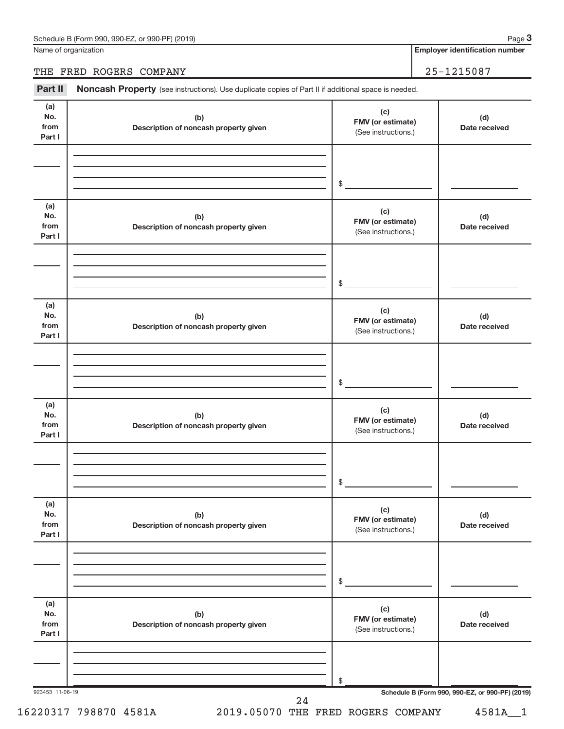Name of organization

THE FRED ROGERS COMPANY

**Employer identification number**

25-1215087

**Part II** **Noncash Property** (see instructions). Use duplicate copies of Part II if additional space is needed.

| (a) No. from Part I | (b) Description of noncash property given | (c) FMV (or estimate) (See instructions.) | (d) Date received |
|---|---|---|---|
| | | $ | |

| (a) No. from Part I | (b) Description of noncash property given | (c) FMV (or estimate) (See instructions.) | (d) Date received |
|---|---|---|---|
| | | $ | |

| (a) No. from Part I | (b) Description of noncash property given | (c) FMV (or estimate) (See instructions.) | (d) Date received |
|---|---|---|---|
| | | $ | |

| (a) No. from Part I | (b) Description of noncash property given | (c) FMV (or estimate) (See instructions.) | (d) Date received |
|---|---|---|---|
| | | $ | |

| (a) No. from Part I | (b) Description of noncash property given | (c) FMV (or estimate) (See instructions.) | (d) Date received |
|---|---|---|---|
| | | $ | |

| (a) No. from Part I | (b) Description of noncash property given | (c) FMV (or estimate) (See instructions.) | (d) Date received |
|---|---|---|---|
| | | $ | |

923453 11-06-19

16220317 798870 4581A 2019.05070 THE FRED ROGERS COMPANY 4581A__1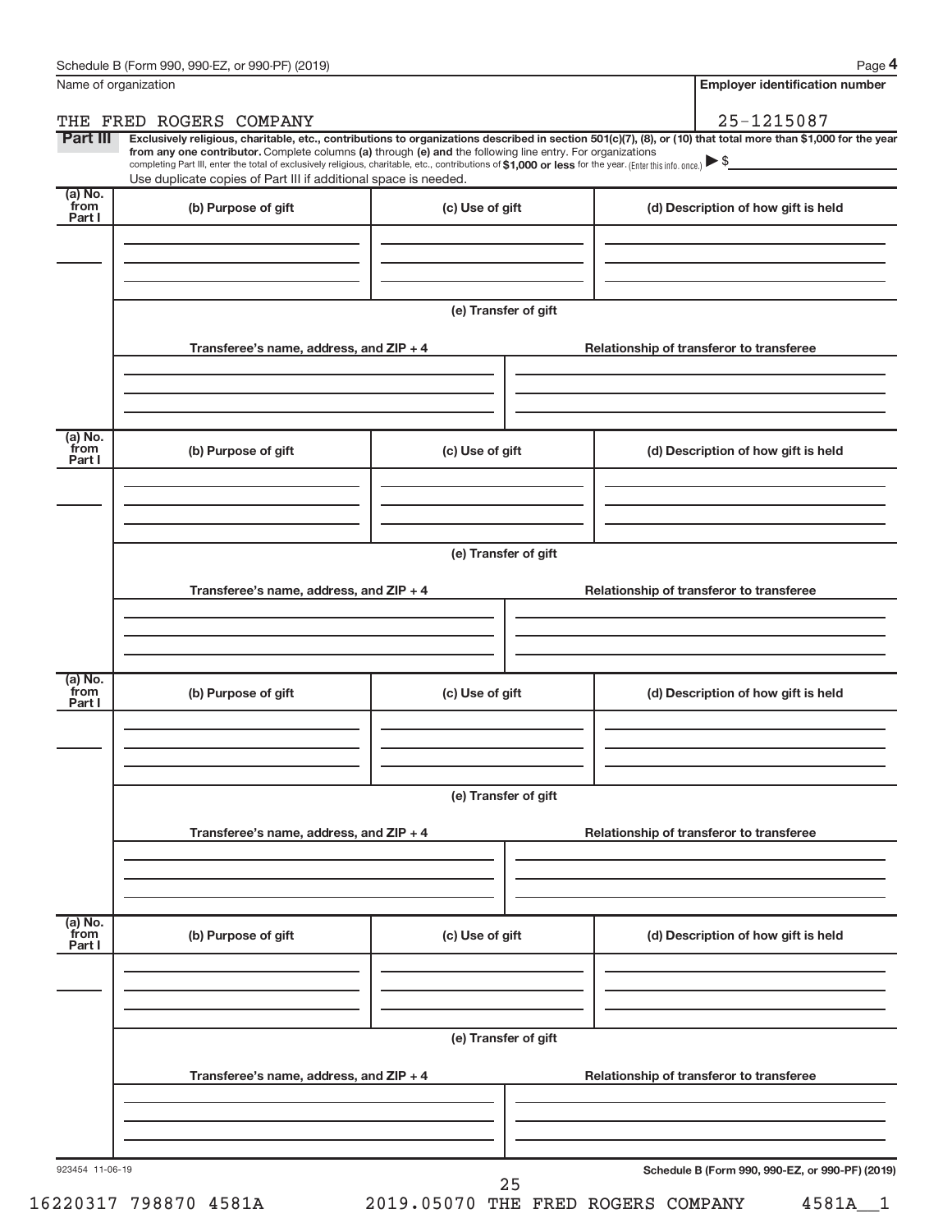Schedule B (Form 990, 990-EZ, or 990-PF) (2019)

| Name of organization | Employer identification number |
|---|---|
| THE FRED ROGERS COMPANY | 25-1215087 |

**Part III** **Exclusively religious, charitable, etc., contributions to organizations described in section 501(c)(7), (8), or (10) that total more than $1,000 for the year from any one contributor.** Complete columns **(a)** through **(e) and** the following line entry. For organizations completing Part III, enter the total of exclusively religious, charitable, etc., contributions of **$1,000 or less** for the year. (Enter this info. once.) ▶ $

Use duplicate copies of Part III if additional space is needed.

| (a) No. from Part I | (b) Purpose of gift | (c) Use of gift | (d) Description of how gift is held |
|---|---|---|---|
| | | | |

**(e) Transfer of gift**

| Transferee's name, address, and ZIP + 4 | Relationship of transferor to transferee |
|---|---|
| | |

| (a) No. from Part I | (b) Purpose of gift | (c) Use of gift | (d) Description of how gift is held |
|---|---|---|---|
| | | | |

**(e) Transfer of gift**

| Transferee's name, address, and ZIP + 4 | Relationship of transferor to transferee |
|---|---|
| | |

| (a) No. from Part I | (b) Purpose of gift | (c) Use of gift | (d) Description of how gift is held |
|---|---|---|---|
| | | | |

**(e) Transfer of gift**

| Transferee's name, address, and ZIP + 4 | Relationship of transferor to transferee |
|---|---|
| | |

| (a) No. from Part I | (b) Purpose of gift | (c) Use of gift | (d) Description of how gift is held |
|---|---|---|---|
| | | | |

**(e) Transfer of gift**

| Transferee's name, address, and ZIP + 4 | Relationship of transferor to transferee |
|---|---|
| | |

923454 11-06-19

Schedule B (Form 990, 990-EZ, or 990-PF) (2019)

16220317 798870 4581A 2019.05070 THE FRED ROGERS COMPANY 4581A__1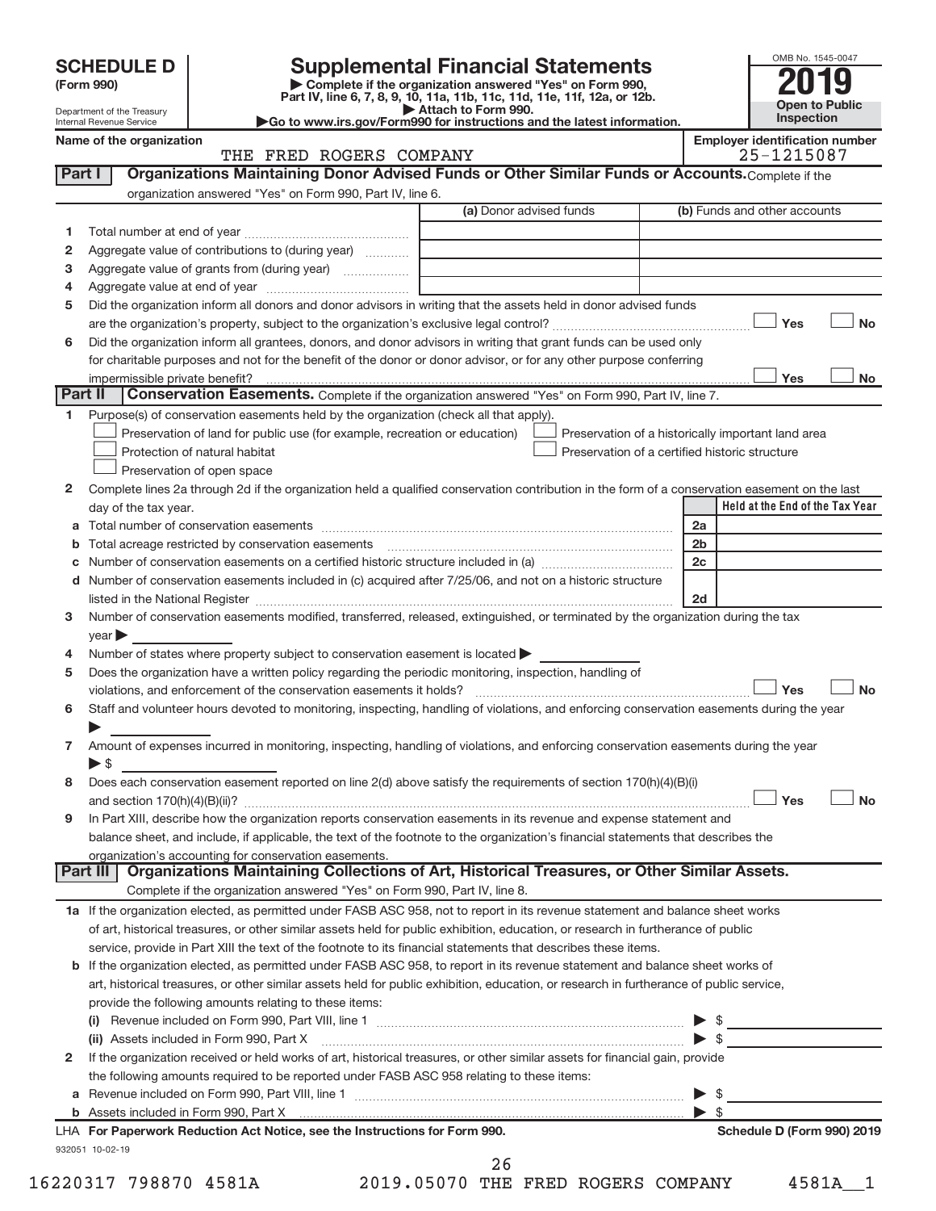# SCHEDULE D (Form 990)

Department of the Treasury
Internal Revenue Service

## Supplemental Financial Statements

▶ Complete if the organization answered "Yes" on Form 990, Part IV, line 6, 7, 8, 9, 10, 11a, 11b, 11c, 11d, 11e, 11f, 12a, or 12b.
▶ Attach to Form 990.
▶Go to www.irs.gov/Form990 for instructions and the latest information.

OMB No. 1545-0047
**2019**
**Open to Public Inspection**

Name of the organization: THE FRED ROGERS COMPANY

Employer identification number: 25-1215087

**Part I — Organizations Maintaining Donor Advised Funds or Other Similar Funds or Accounts.** Complete if the organization answered "Yes" on Form 990, Part IV, line 6.

| | | (a) Donor advised funds | (b) Funds and other accounts |
|---|---|---|---|
| 1 | Total number at end of year | | |
| 2 | Aggregate value of contributions to (during year) | | |
| 3 | Aggregate value of grants from (during year) | | |
| 4 | Aggregate value at end of year | | |

5 Did the organization inform all donors and donor advisors in writing that the assets held in donor advised funds are the organization's property, subject to the organization's exclusive legal control? ☐ Yes ☐ No

6 Did the organization inform all grantees, donors, and donor advisors in writing that grant funds can be used only for charitable purposes and not for the benefit of the donor or donor advisor, or for any other purpose conferring impermissible private benefit? ☐ Yes ☐ No

**Part II — Conservation Easements.** Complete if the organization answered "Yes" on Form 990, Part IV, line 7.

1 Purpose(s) of conservation easements held by the organization (check all that apply).

- ☐ Preservation of land for public use (for example, recreation or education)
- ☐ Protection of natural habitat
- ☐ Preservation of open space
- ☐ Preservation of a historically important land area
- ☐ Preservation of a certified historic structure

2 Complete lines 2a through 2d if the organization held a qualified conservation contribution in the form of a conservation easement on the last day of the tax year.

| | | | Held at the End of the Tax Year |
|---|---|---|---|
| a | Total number of conservation easements | 2a | |
| b | Total acreage restricted by conservation easements | 2b | |
| c | Number of conservation easements on a certified historic structure included in (a) | 2c | |
| d | Number of conservation easements included in (c) acquired after 7/25/06, and not on a historic structure listed in the National Register | 2d | |

3 Number of conservation easements modified, transferred, released, extinguished, or terminated by the organization during the tax year ▶

4 Number of states where property subject to conservation easement is located ▶

5 Does the organization have a written policy regarding the periodic monitoring, inspection, handling of violations, and enforcement of the conservation easements it holds? ☐ Yes ☐ No

6 Staff and volunteer hours devoted to monitoring, inspecting, handling of violations, and enforcing conservation easements during the year ▶

7 Amount of expenses incurred in monitoring, inspecting, handling of violations, and enforcing conservation easements during the year ▶ $

8 Does each conservation easement reported on line 2(d) above satisfy the requirements of section 170(h)(4)(B)(i) and section 170(h)(4)(B)(ii)? ☐ Yes ☐ No

9 In Part XIII, describe how the organization reports conservation easements in its revenue and expense statement and balance sheet, and include, if applicable, the text of the footnote to the organization's financial statements that describes the organization's accounting for conservation easements.

**Part III — Organizations Maintaining Collections of Art, Historical Treasures, or Other Similar Assets.** Complete if the organization answered "Yes" on Form 990, Part IV, line 8.

1a If the organization elected, as permitted under FASB ASC 958, not to report in its revenue statement and balance sheet works of art, historical treasures, or other similar assets held for public exhibition, education, or research in furtherance of public service, provide in Part XIII the text of the footnote to its financial statements that describes these items.

b If the organization elected, as permitted under FASB ASC 958, to report in its revenue statement and balance sheet works of art, historical treasures, or other similar assets held for public exhibition, education, or research in furtherance of public service, provide the following amounts relating to these items:

(i) Revenue included on Form 990, Part VIII, line 1 ▶ $

(ii) Assets included in Form 990, Part X ▶ $

2 If the organization received or held works of art, historical treasures, or other similar assets for financial gain, provide the following amounts required to be reported under FASB ASC 958 relating to these items:

a Revenue included on Form 990, Part VIII, line 1 ▶ $

b Assets included in Form 990, Part X ▶ $

LHA For Paperwork Reduction Act Notice, see the Instructions for Form 990. Schedule D (Form 990) 2019

932051 10-02-19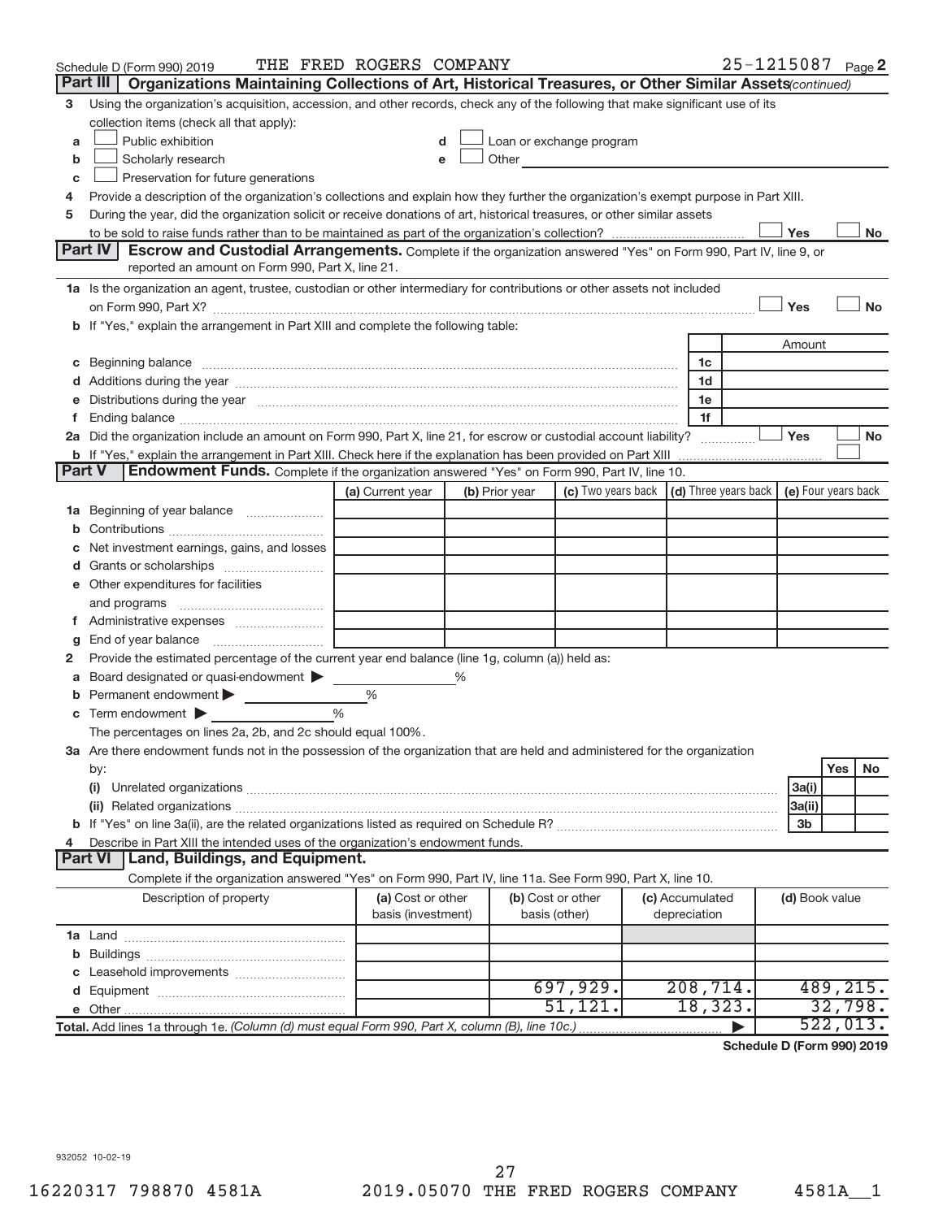Schedule D (Form 990) 2019 THE FRED ROGERS COMPANY 25-1215087 Page 2

## Part III Organizations Maintaining Collections of Art, Historical Treasures, or Other Similar Assets *(continued)*

3 Using the organization's acquisition, accession, and other records, check any of the following that make significant use of its collection items (check all that apply):

- a ☐ Public exhibition
- b ☐ Scholarly research
- c ☐ Preservation for future generations
- d ☐ Loan or exchange program
- e ☐ Other

4 Provide a description of the organization's collections and explain how they further the organization's exempt purpose in Part XIII.

5 During the year, did the organization solicit or receive donations of art, historical treasures, or other similar assets to be sold to raise funds rather than to be maintained as part of the organization's collection? ☐ Yes ☐ No

## Part IV Escrow and Custodial Arrangements.

Complete if the organization answered "Yes" on Form 990, Part IV, line 9, or reported an amount on Form 990, Part X, line 21.

1a Is the organization an agent, trustee, custodian or other intermediary for contributions or other assets not included on Form 990, Part X? ☐ Yes ☐ No

b If "Yes," explain the arrangement in Part XIII and complete the following table:

| | | Amount |
|---|---|---|
| c Beginning balance | 1c | |
| d Additions during the year | 1d | |
| e Distributions during the year | 1e | |
| f Ending balance | 1f | |

2a Did the organization include an amount on Form 990, Part X, line 21, for escrow or custodial account liability? ☐ Yes ☐ No

b If "Yes," explain the arrangement in Part XIII. Check here if the explanation has been provided on Part XIII ☐

## Part V Endowment Funds.

Complete if the organization answered "Yes" on Form 990, Part IV, line 10.

| | (a) Current year | (b) Prior year | (c) Two years back | (d) Three years back | (e) Four years back |
|---|---|---|---|---|---|
| 1a Beginning of year balance | | | | | |
| b Contributions | | | | | |
| c Net investment earnings, gains, and losses | | | | | |
| d Grants or scholarships | | | | | |
| e Other expenditures for facilities and programs | | | | | |
| f Administrative expenses | | | | | |
| g End of year balance | | | | | |

2 Provide the estimated percentage of the current year end balance (line 1g, column (a)) held as:

a Board designated or quasi-endowment ▶ %

b Permanent endowment ▶ %

c Term endowment ▶ %

The percentages on lines 2a, 2b, and 2c should equal 100%.

3a Are there endowment funds not in the possession of the organization that are held and administered for the organization by:

| | | Yes | No |
|---|---|---|---|
| (i) Unrelated organizations | 3a(i) | | |
| (ii) Related organizations | 3a(ii) | | |
| b If "Yes" on line 3a(ii), are the related organizations listed as required on Schedule R? | 3b | | |

4 Describe in Part XIII the intended uses of the organization's endowment funds.

## Part VI Land, Buildings, and Equipment.

Complete if the organization answered "Yes" on Form 990, Part IV, line 11a. See Form 990, Part X, line 10.

| Description of property | (a) Cost or other basis (investment) | (b) Cost or other basis (other) | (c) Accumulated depreciation | (d) Book value |
|---|---|---|---|---|
| 1a Land | | | | |
| b Buildings | | | | |
| c Leasehold improvements | | | | |
| d Equipment | | 697,929. | 208,714. | 489,215. |
| e Other | | 51,121. | 18,323. | 32,798. |
| Total. Add lines 1a through 1e. *(Column (d) must equal Form 990, Part X, column (B), line 10c.)* | | | ▶ | 522,013. |

Schedule D (Form 990) 2019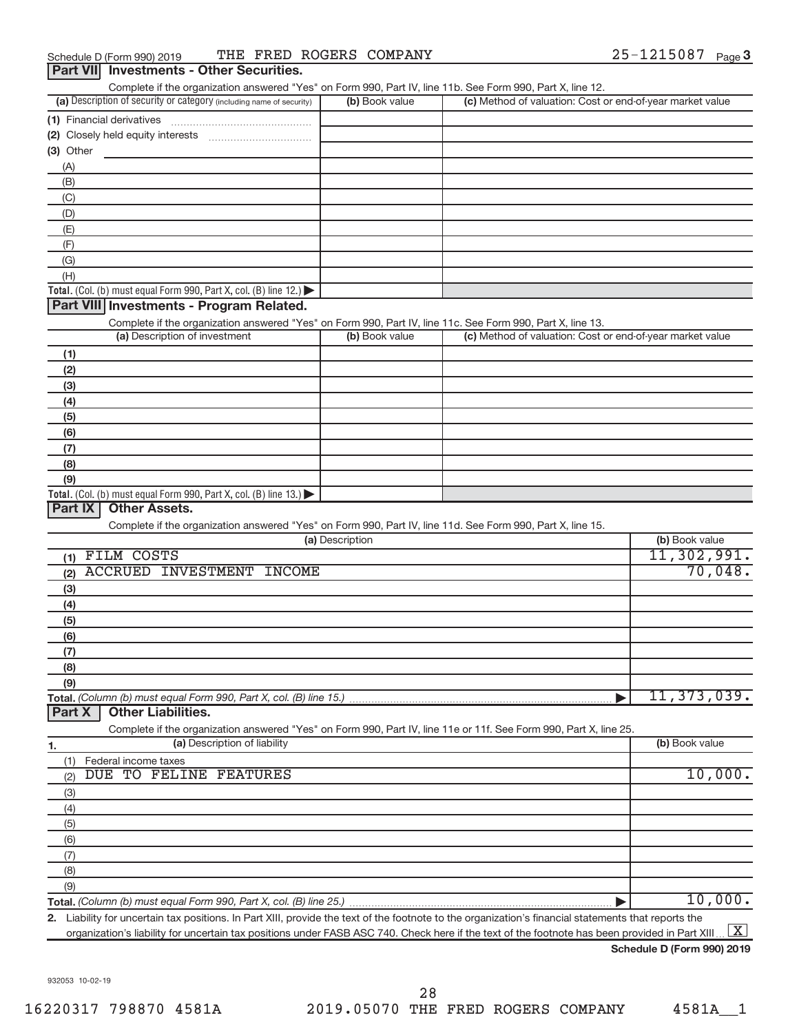Schedule D (Form 990) 2019 THE FRED ROGERS COMPANY 25-1215087 Page 3

## Part VII Investments - Other Securities.

Complete if the organization answered "Yes" on Form 990, Part IV, line 11b. See Form 990, Part X, line 12.

| (a) Description of security or category (including name of security) | (b) Book value | (c) Method of valuation: Cost or end-of-year market value |
|---|---|---|
| (1) Financial derivatives | | |
| (2) Closely held equity interests | | |
| (3) Other | | |
| (A) | | |
| (B) | | |
| (C) | | |
| (D) | | |
| (E) | | |
| (F) | | |
| (G) | | |
| (H) | | |
| **Total.** (Col. (b) must equal Form 990, Part X, col. (B) line 12.) | | |

## Part VIII Investments - Program Related.

Complete if the organization answered "Yes" on Form 990, Part IV, line 11c. See Form 990, Part X, line 13.

| (a) Description of investment | (b) Book value | (c) Method of valuation: Cost or end-of-year market value |
|---|---|---|
| (1) | | |
| (2) | | |
| (3) | | |
| (4) | | |
| (5) | | |
| (6) | | |
| (7) | | |
| (8) | | |
| (9) | | |
| **Total.** (Col. (b) must equal Form 990, Part X, col. (B) line 13.) | | |

## Part IX Other Assets.

Complete if the organization answered "Yes" on Form 990, Part IV, line 11d. See Form 990, Part X, line 15.

| (a) Description | (b) Book value |
|---|---|
| (1) FILM COSTS | 11,302,991. |
| (2) ACCRUED INVESTMENT INCOME | 70,048. |
| (3) | |
| (4) | |
| (5) | |
| (6) | |
| (7) | |
| (8) | |
| (9) | |
| **Total.** *(Column (b) must equal Form 990, Part X, col. (B) line 15.)* | 11,373,039. |

## Part X Other Liabilities.

Complete if the organization answered "Yes" on Form 990, Part IV, line 11e or 11f. See Form 990, Part X, line 25.

| 1. (a) Description of liability | (b) Book value |
|---|---|
| (1) Federal income taxes | |
| (2) DUE TO FELINE FEATURES | 10,000. |
| (3) | |
| (4) | |
| (5) | |
| (6) | |
| (7) | |
| (8) | |
| (9) | |
| **Total.** *(Column (b) must equal Form 990, Part X, col. (B) line 25.)* | 10,000. |

2. Liability for uncertain tax positions. In Part XIII, provide the text of the footnote to the organization's financial statements that reports the organization's liability for uncertain tax positions under FASB ASC 740. Check here if the text of the footnote has been provided in Part XIII [X]

**Schedule D (Form 990) 2019**

932053 10-02-19

16220317 798870 4581A 2019.05070 THE FRED ROGERS COMPANY 4581A__1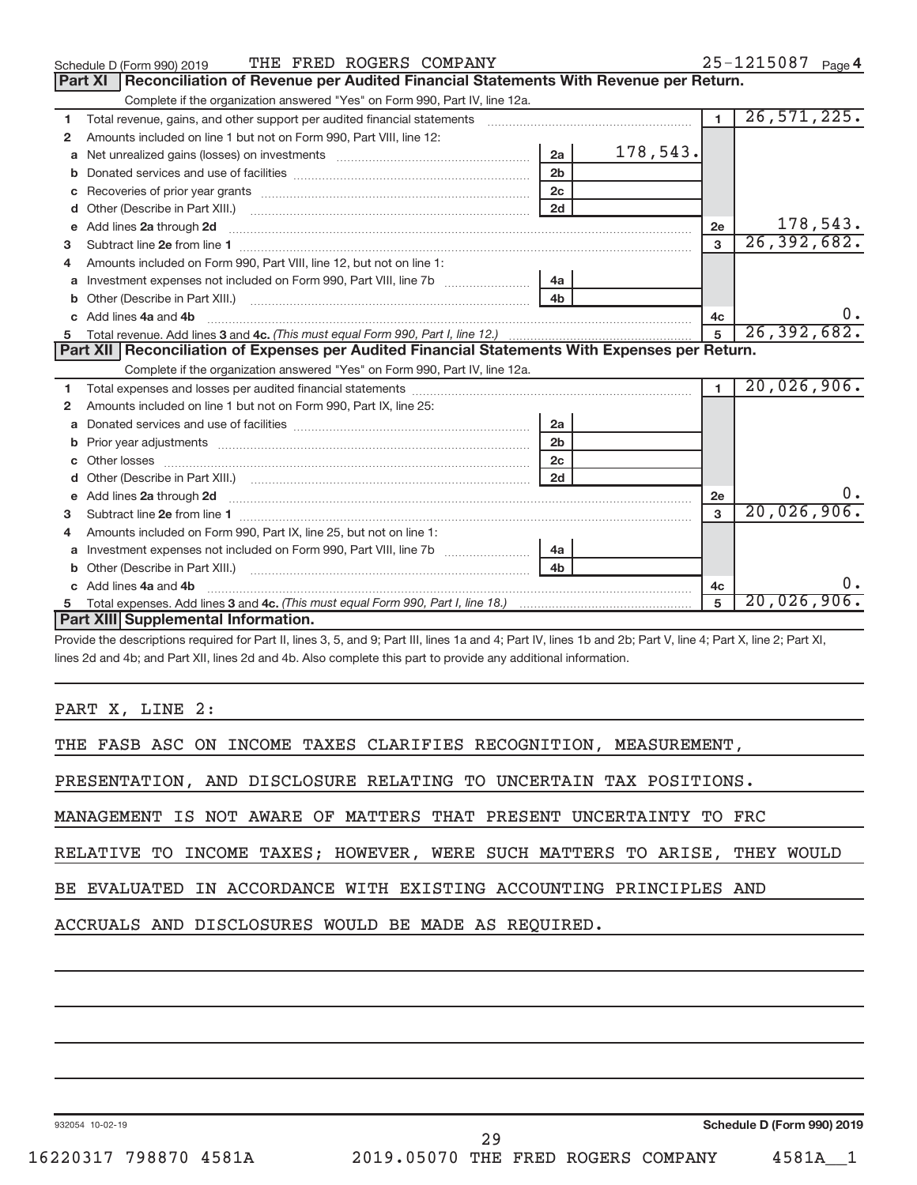Schedule D (Form 990) 2019 THE FRED ROGERS COMPANY 25-1215087 Page 4

## Part XI Reconciliation of Revenue per Audited Financial Statements With Revenue per Return.

Complete if the organization answered "Yes" on Form 990, Part IV, line 12a.

| | | | | | |
|---|---|---|---|---|---|
| 1 | Total revenue, gains, and other support per audited financial statements | | | 1 | 26,571,225. |
| 2 | Amounts included on line 1 but not on Form 990, Part VIII, line 12: | | | | |
| a | Net unrealized gains (losses) on investments | 2a | 178,543. | | |
| b | Donated services and use of facilities | 2b | | | |
| c | Recoveries of prior year grants | 2c | | | |
| d | Other (Describe in Part XIII.) | 2d | | | |
| e | Add lines 2a through 2d | | | 2e | 178,543. |
| 3 | Subtract line 2e from line 1 | | | 3 | 26,392,682. |
| 4 | Amounts included on Form 990, Part VIII, line 12, but not on line 1: | | | | |
| a | Investment expenses not included on Form 990, Part VIII, line 7b | 4a | | | |
| b | Other (Describe in Part XIII.) | 4b | | | |
| c | Add lines 4a and 4b | | | 4c | 0. |
| 5 | Total revenue. Add lines 3 and 4c. *(This must equal Form 990, Part I, line 12.)* | | | 5 | 26,392,682. |

## Part XII Reconciliation of Expenses per Audited Financial Statements With Expenses per Return.

Complete if the organization answered "Yes" on Form 990, Part IV, line 12a.

| | | | | | |
|---|---|---|---|---|---|
| 1 | Total expenses and losses per audited financial statements | | | 1 | 20,026,906. |
| 2 | Amounts included on line 1 but not on Form 990, Part IX, line 25: | | | | |
| a | Donated services and use of facilities | 2a | | | |
| b | Prior year adjustments | 2b | | | |
| c | Other losses | 2c | | | |
| d | Other (Describe in Part XIII.) | 2d | | | |
| e | Add lines 2a through 2d | | | 2e | 0. |
| 3 | Subtract line 2e from line 1 | | | 3 | 20,026,906. |
| 4 | Amounts included on Form 990, Part IX, line 25, but not on line 1: | | | | |
| a | Investment expenses not included on Form 990, Part VIII, line 7b | 4a | | | |
| b | Other (Describe in Part XIII.) | 4b | | | |
| c | Add lines 4a and 4b | | | 4c | 0. |
| 5 | Total expenses. Add lines 3 and 4c. *(This must equal Form 990, Part I, line 18.)* | | | 5 | 20,026,906. |

## Part XIII Supplemental Information.

Provide the descriptions required for Part II, lines 3, 5, and 9; Part III, lines 1a and 4; Part IV, lines 1b and 2b; Part V, line 4; Part X, line 2; Part XI, lines 2d and 4b; and Part XII, lines 2d and 4b. Also complete this part to provide any additional information.

PART X, LINE 2:

THE FASB ASC ON INCOME TAXES CLARIFIES RECOGNITION, MEASUREMENT, PRESENTATION, AND DISCLOSURE RELATING TO UNCERTAIN TAX POSITIONS. MANAGEMENT IS NOT AWARE OF MATTERS THAT PRESENT UNCERTAINTY TO FRC RELATIVE TO INCOME TAXES; HOWEVER, WERE SUCH MATTERS TO ARISE, THEY WOULD BE EVALUATED IN ACCORDANCE WITH EXISTING ACCOUNTING PRINCIPLES AND ACCRUALS AND DISCLOSURES WOULD BE MADE AS REQUIRED.

932054 10-02-19 Schedule D (Form 990) 2019

16220317 798870 4581A 2019.05070 THE FRED ROGERS COMPANY 4581A__1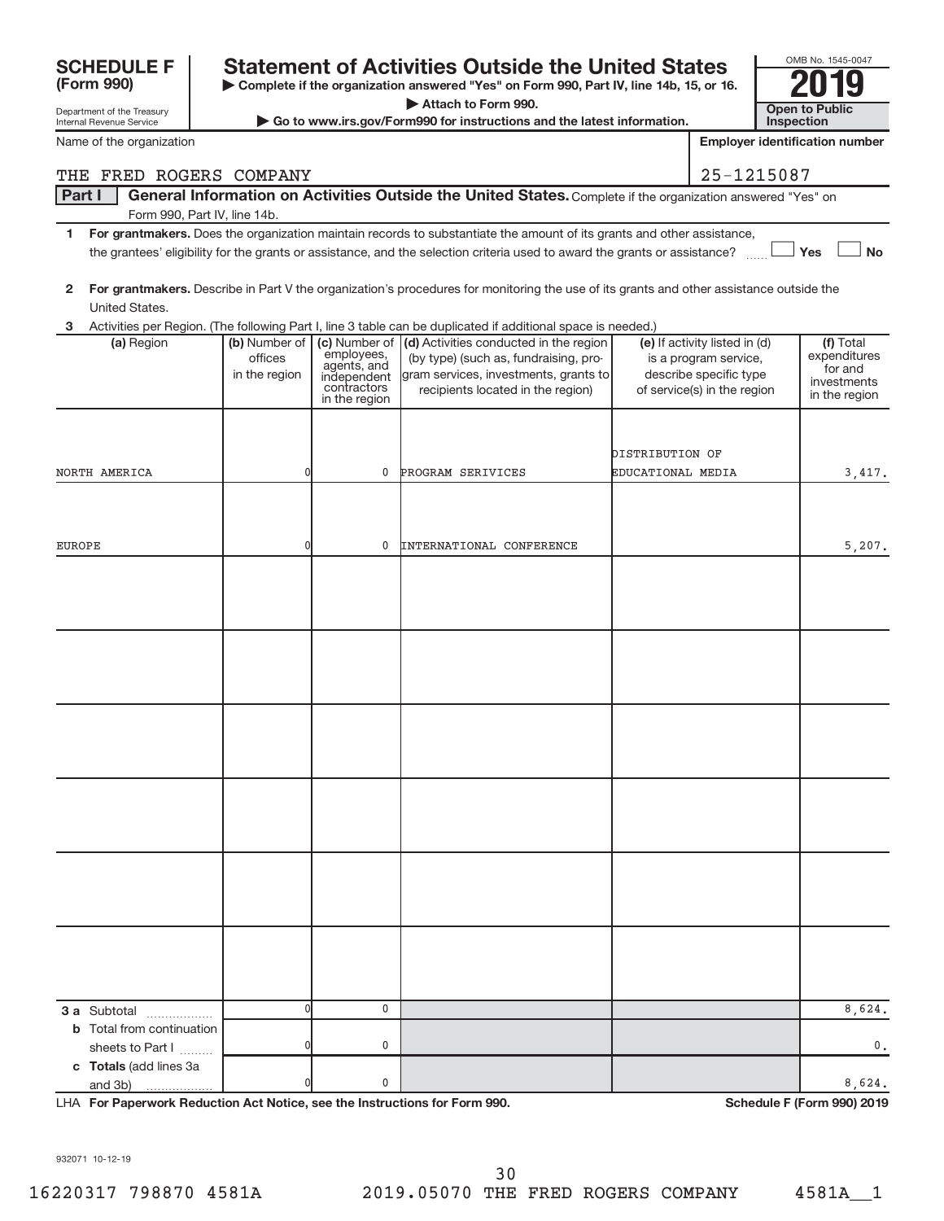**SCHEDULE F (Form 990)**

Department of the Treasury
Internal Revenue Service

# Statement of Activities Outside the United States

▶ Complete if the organization answered "Yes" on Form 990, Part IV, line 14b, 15, or 16.
▶ Attach to Form 990.
▶ Go to www.irs.gov/Form990 for instructions and the latest information.

OMB No. 1545-0047

**2019**

**Open to Public Inspection**

Name of the organization: THE FRED ROGERS COMPANY

Employer identification number: 25-1215087

**Part I — General Information on Activities Outside the United States.** Complete if the organization answered "Yes" on Form 990, Part IV, line 14b.

1. **For grantmakers.** Does the organization maintain records to substantiate the amount of its grants and other assistance, the grantees' eligibility for the grants or assistance, and the selection criteria used to award the grants or assistance? ☐ Yes ☐ No

2. **For grantmakers.** Describe in Part V the organization's procedures for monitoring the use of its grants and other assistance outside the United States.

3. Activities per Region. (The following Part I, line 3 table can be duplicated if additional space is needed.)

| (a) Region | (b) Number of offices in the region | (c) Number of employees, agents, and independent contractors in the region | (d) Activities conducted in the region (by type) (such as, fundraising, program services, investments, grants to recipients located in the region) | (e) If activity listed in (d) is a program service, describe specific type of service(s) in the region | (f) Total expenditures for and investments in the region |
|---|---|---|---|---|---|
| NORTH AMERICA | 0 | 0 | PROGRAM SERIVICES | DISTRIBUTION OF EDUCATIONAL MEDIA | 3,417. |
| EUROPE | 0 | 0 | INTERNATIONAL CONFERENCE | | 5,207. |
| | | | | | |
| | | | | | |
| | | | | | |
| | | | | | |
| | | | | | |
| | | | | | |
| **3 a** Subtotal | 0 | 0 | | | 8,624. |
| **b** Total from continuation sheets to Part I | 0 | 0 | | | 0. |
| **c Totals** (add lines 3a and 3b) | 0 | 0 | | | 8,624. |

LHA **For Paperwork Reduction Act Notice, see the Instructions for Form 990.** **Schedule F (Form 990) 2019**

932071 10-12-19

16220317 798870 4581A 2019.05070 THE FRED ROGERS COMPANY 4581A__1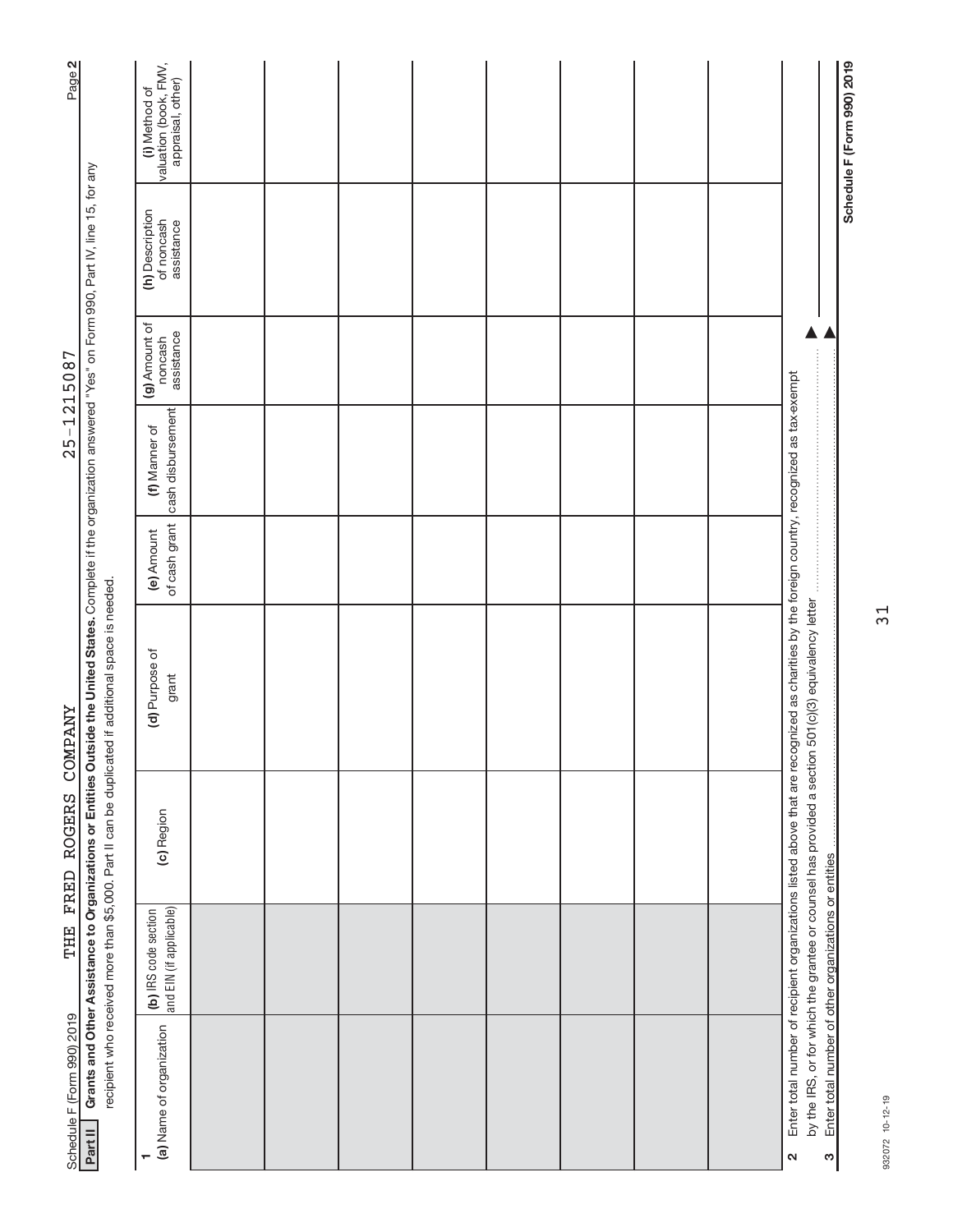Schedule F (Form 990) 2019 THE FRED ROGERS COMPANY 25-1215087

**Part II** **Grants and Other Assistance to Organizations or Entities Outside the United States.** Complete if the organization answered "Yes" on Form 990, Part IV, line 15, for any recipient who received more than $5,000. Part II can be duplicated if additional space is needed.

1

| (a) Name of organization | (b) IRS code section and EIN (if applicable) | (c) Region | (d) Purpose of grant | (e) Amount of cash grant | (f) Manner of cash disbursement | (g) Amount of noncash assistance | (h) Description of noncash assistance | (i) Method of valuation (book, FMV, appraisal, other) |
|---|---|---|---|---|---|---|---|---|
| | | | | | | | | |
| | | | | | | | | |
| | | | | | | | | |
| | | | | | | | | |
| | | | | | | | | |
| | | | | | | | | |
| | | | | | | | | |
| | | | | | | | | |
| | | | | | | | | |
| | | | | | | | | |
| | | | | | | | | |
| | | | | | | | | |

2 Enter total number of recipient organizations listed above that are recognized as charities by the foreign country, recognized as tax-exempt by the IRS, or for which the grantee or counsel has provided a section 501(c)(3) equivalency letter ▶

3 Enter total number of other organizations or entities ▶

932072 10-12-19

Schedule F (Form 990) 2019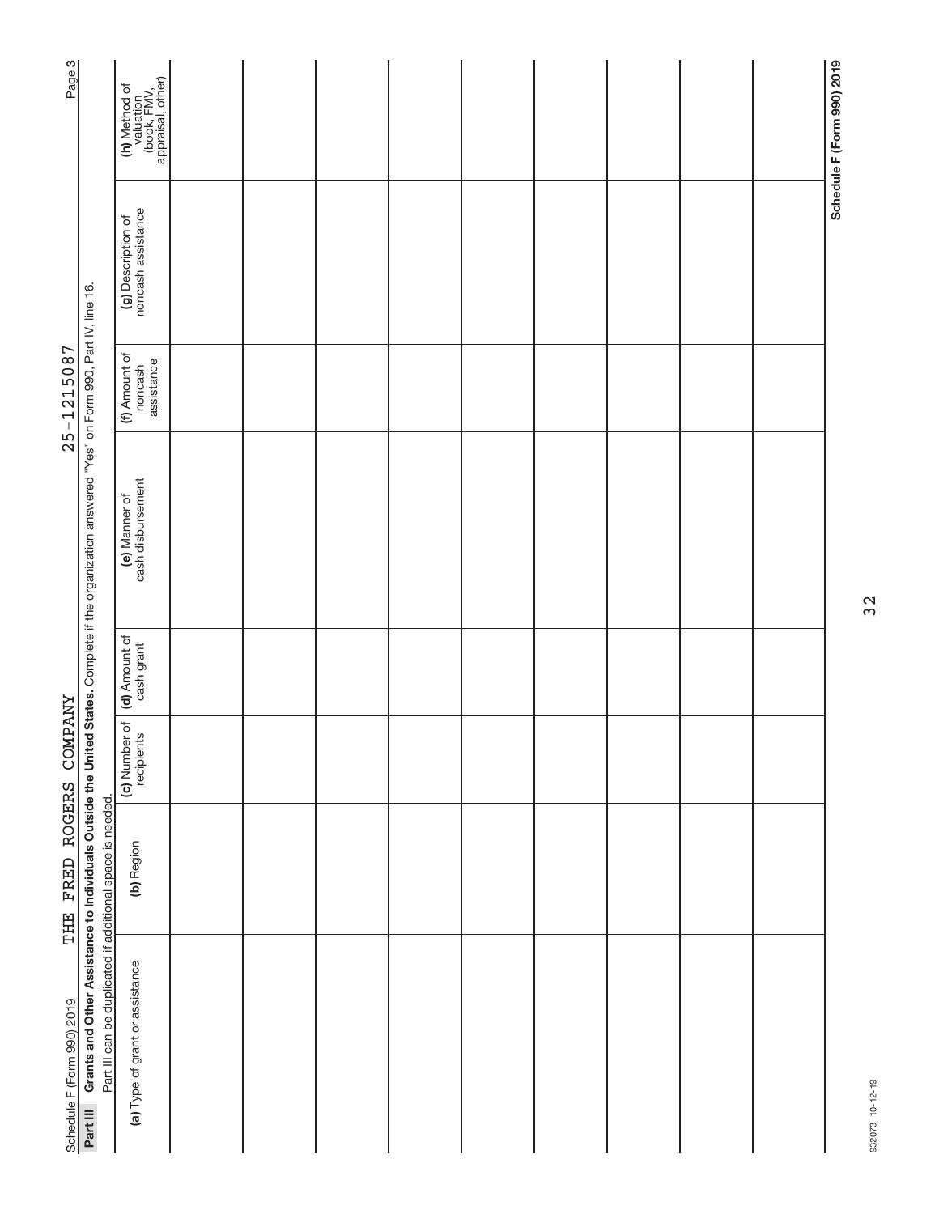Schedule F (Form 990) 2019 THE FRED ROGERS COMPANY 25-1215087 Page **3**

**Part III** **Grants and Other Assistance to Individuals Outside the United States.** Complete if the organization answered "Yes" on Form 990, Part IV, line 16.

Part III can be duplicated if additional space is needed.

| **(a)** Type of grant or assistance | **(b)** Region | **(c)** Number of recipients | **(d)** Amount of cash grant | **(e)** Manner of cash disbursement | **(f)** Amount of noncash assistance | **(g)** Description of noncash assistance | **(h)** Method of valuation (book, FMV, appraisal, other) |
|---|---|---|---|---|---|---|---|
| | | | | | | | |
| | | | | | | | |
| | | | | | | | |
| | | | | | | | |
| | | | | | | | |
| | | | | | | | |
| | | | | | | | |
| | | | | | | | |
| | | | | | | | |

**Schedule F (Form 990) 2019**

932073 10-12-19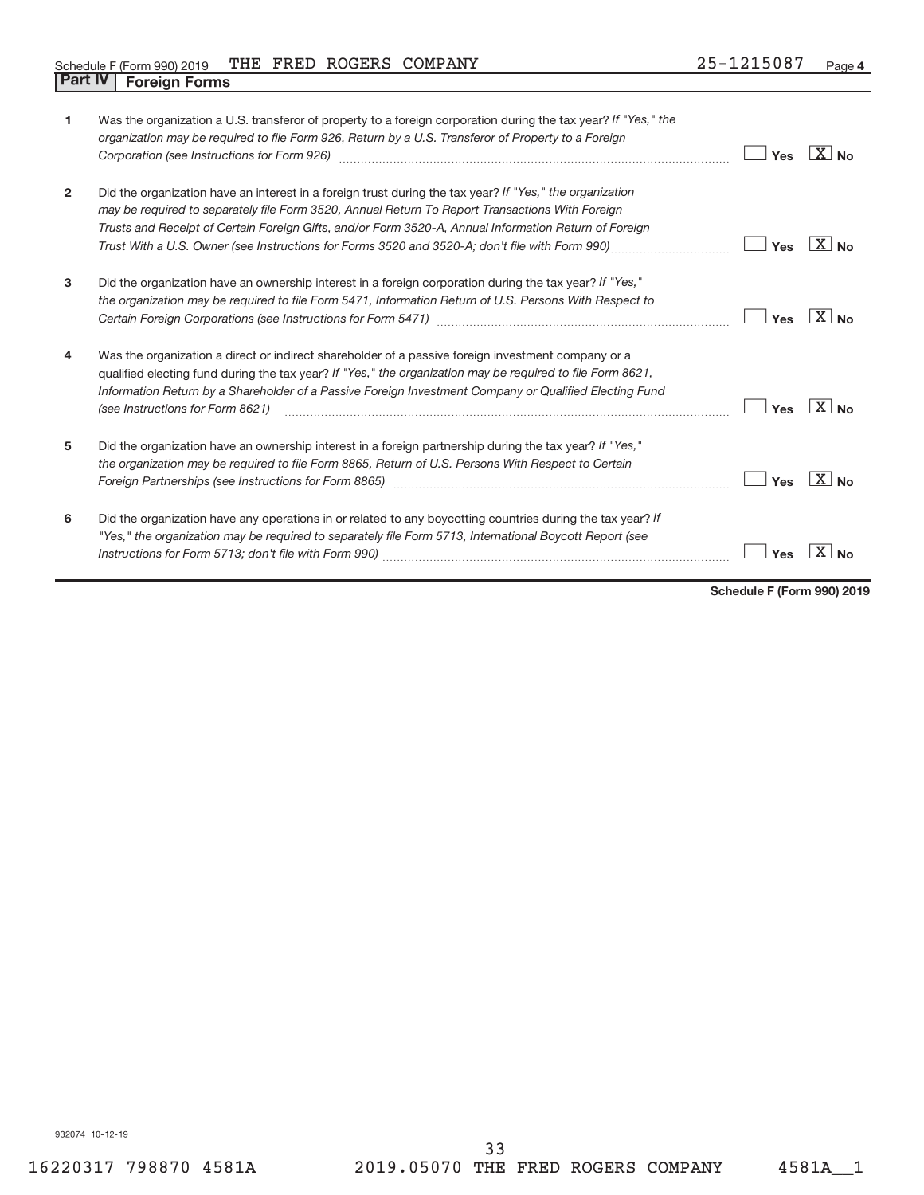Schedule F (Form 990) 2019 THE FRED ROGERS COMPANY 25-1215087

## Part IV Foreign Forms

| | | Yes | No |
|---|---|---|---|
| **1** | Was the organization a U.S. transferor of property to a foreign corporation during the tax year? *If "Yes," the organization may be required to file Form 926, Return by a U.S. Transferor of Property to a Foreign Corporation (see Instructions for Form 926)* | | X |
| **2** | Did the organization have an interest in a foreign trust during the tax year? *If "Yes," the organization may be required to separately file Form 3520, Annual Return To Report Transactions With Foreign Trusts and Receipt of Certain Foreign Gifts, and/or Form 3520-A, Annual Information Return of Foreign Trust With a U.S. Owner (see Instructions for Forms 3520 and 3520-A; don't file with Form 990)* | | X |
| **3** | Did the organization have an ownership interest in a foreign corporation during the tax year? *If "Yes," the organization may be required to file Form 5471, Information Return of U.S. Persons With Respect to Certain Foreign Corporations (see Instructions for Form 5471)* | | X |
| **4** | Was the organization a direct or indirect shareholder of a passive foreign investment company or a qualified electing fund during the tax year? *If "Yes," the organization may be required to file Form 8621, Information Return by a Shareholder of a Passive Foreign Investment Company or Qualified Electing Fund (see Instructions for Form 8621)* | | X |
| **5** | Did the organization have an ownership interest in a foreign partnership during the tax year? *If "Yes," the organization may be required to file Form 8865, Return of U.S. Persons With Respect to Certain Foreign Partnerships (see Instructions for Form 8865)* | | X |
| **6** | Did the organization have any operations in or related to any boycotting countries during the tax year? *If "Yes," the organization may be required to separately file Form 5713, International Boycott Report (see Instructions for Form 5713; don't file with Form 990)* | | X |

**Schedule F (Form 990) 2019**

932074 10-12-19

16220317 798870 4581A 2019.05070 THE FRED ROGERS COMPANY 4581A__1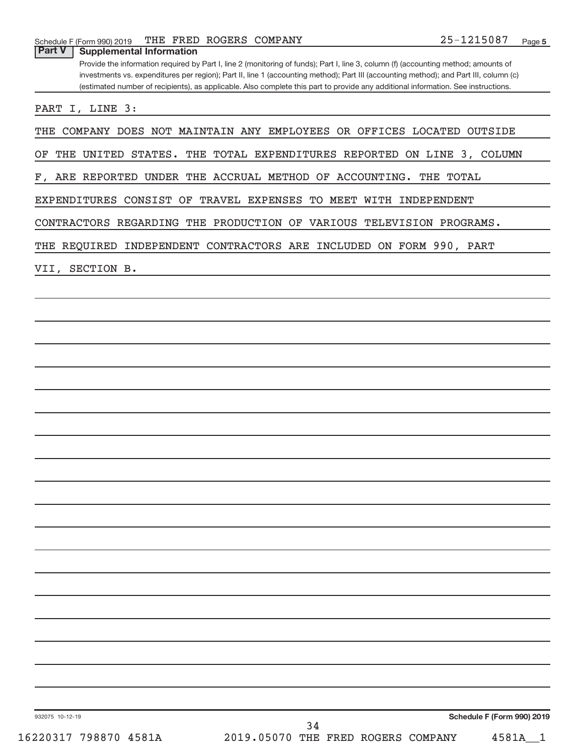Schedule F (Form 990) 2019 THE FRED ROGERS COMPANY 25-1215087 Page 5

## Part V Supplemental Information

Provide the information required by Part I, line 2 (monitoring of funds); Part I, line 3, column (f) (accounting method; amounts of investments vs. expenditures per region); Part II, line 1 (accounting method); Part III (accounting method); and Part III, column (c) (estimated number of recipients), as applicable. Also complete this part to provide any additional information. See instructions.

PART I, LINE 3:

THE COMPANY DOES NOT MAINTAIN ANY EMPLOYEES OR OFFICES LOCATED OUTSIDE OF THE UNITED STATES. THE TOTAL EXPENDITURES REPORTED ON LINE 3, COLUMN F, ARE REPORTED UNDER THE ACCRUAL METHOD OF ACCOUNTING. THE TOTAL EXPENDITURES CONSIST OF TRAVEL EXPENSES TO MEET WITH INDEPENDENT CONTRACTORS REGARDING THE PRODUCTION OF VARIOUS TELEVISION PROGRAMS. THE REQUIRED INDEPENDENT CONTRACTORS ARE INCLUDED ON FORM 990, PART VII, SECTION B.

932075 10-12-19 Schedule F (Form 990) 2019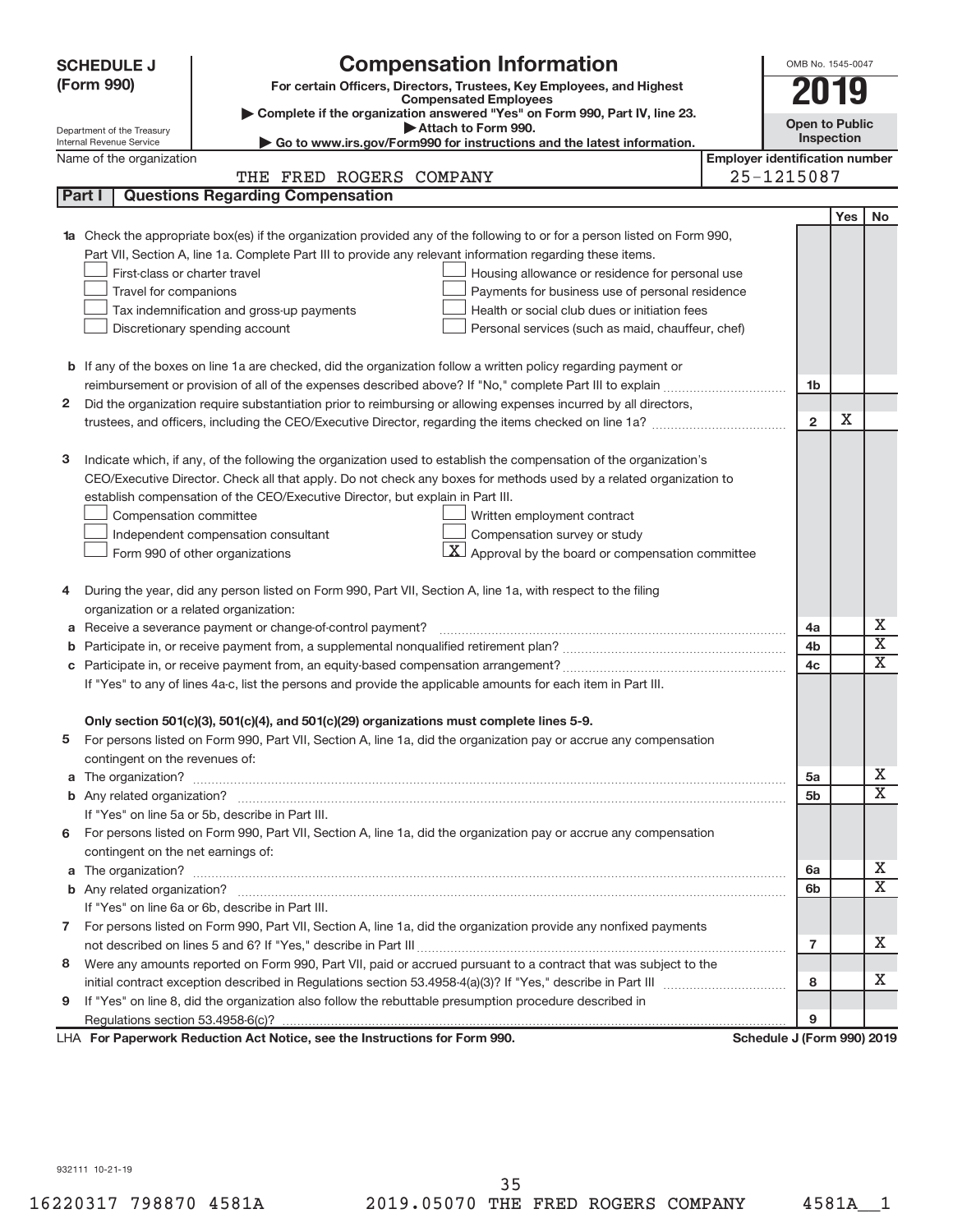**SCHEDULE J (Form 990)**

# Compensation Information

**For certain Officers, Directors, Trustees, Key Employees, and Highest Compensated Employees**

▶ Complete if the organization answered "Yes" on Form 990, Part IV, line 23.

▶ Attach to Form 990.

▶ Go to www.irs.gov/Form990 for instructions and the latest information.

Department of the Treasury
Internal Revenue Service

OMB No. 1545-0047

**2019**

**Open to Public Inspection**

Name of the organization: THE FRED ROGERS COMPANY

Employer identification number: 25-1215087

## Part I Questions Regarding Compensation

| | | | Yes | No |
|---|---|---|---|---|
| **1a** | Check the appropriate box(es) if the organization provided any of the following to or for a person listed on Form 990, Part VII, Section A, line 1a. Complete Part III to provide any relevant information regarding these items.<br>☐ First-class or charter travel ☐ Housing allowance or residence for personal use<br>☐ Travel for companions ☐ Payments for business use of personal residence<br>☐ Tax indemnification and gross-up payments ☐ Health or social club dues or initiation fees<br>☐ Discretionary spending account ☐ Personal services (such as maid, chauffeur, chef) | | | |
| **b** | If any of the boxes on line 1a are checked, did the organization follow a written policy regarding payment or reimbursement or provision of all of the expenses described above? If "No," complete Part III to explain | 1b | | |
| **2** | Did the organization require substantiation prior to reimbursing or allowing expenses incurred by all directors, trustees, and officers, including the CEO/Executive Director, regarding the items checked on line 1a? | 2 | X | |
| **3** | Indicate which, if any, of the following the organization used to establish the compensation of the organization's CEO/Executive Director. Check all that apply. Do not check any boxes for methods used by a related organization to establish compensation of the CEO/Executive Director, but explain in Part III.<br>☐ Compensation committee ☐ Written employment contract<br>☐ Independent compensation consultant ☐ Compensation survey or study<br>☐ Form 990 of other organizations ☒ Approval by the board or compensation committee | | | |
| **4** | During the year, did any person listed on Form 990, Part VII, Section A, line 1a, with respect to the filing organization or a related organization: | | | |
| **a** | Receive a severance payment or change-of-control payment? | 4a | | X |
| **b** | Participate in, or receive payment from, a supplemental nonqualified retirement plan? | 4b | | X |
| **c** | Participate in, or receive payment from, an equity-based compensation arrangement? | 4c | | X |
| | If "Yes" to any of lines 4a-c, list the persons and provide the applicable amounts for each item in Part III. | | | |
| | **Only section 501(c)(3), 501(c)(4), and 501(c)(29) organizations must complete lines 5-9.** | | | |
| **5** | For persons listed on Form 990, Part VII, Section A, line 1a, did the organization pay or accrue any compensation contingent on the revenues of: | | | |
| **a** | The organization? | 5a | | X |
| **b** | Any related organization? | 5b | | X |
| | If "Yes" on line 5a or 5b, describe in Part III. | | | |
| **6** | For persons listed on Form 990, Part VII, Section A, line 1a, did the organization pay or accrue any compensation contingent on the net earnings of: | | | |
| **a** | The organization? | 6a | | X |
| **b** | Any related organization? | 6b | | X |
| | If "Yes" on line 6a or 6b, describe in Part III. | | | |
| **7** | For persons listed on Form 990, Part VII, Section A, line 1a, did the organization provide any nonfixed payments not described on lines 5 and 6? If "Yes," describe in Part III | 7 | | X |
| **8** | Were any amounts reported on Form 990, Part VII, paid or accrued pursuant to a contract that was subject to the initial contract exception described in Regulations section 53.4958-4(a)(3)? If "Yes," describe in Part III | 8 | | X |
| **9** | If "Yes" on line 8, did the organization also follow the rebuttable presumption procedure described in Regulations section 53.4958-6(c)? | 9 | | |

LHA **For Paperwork Reduction Act Notice, see the Instructions for Form 990.** **Schedule J (Form 990) 2019**

932111 10-21-19

16220317 798870 4581A 2019.05070 THE FRED ROGERS COMPANY 4581A__1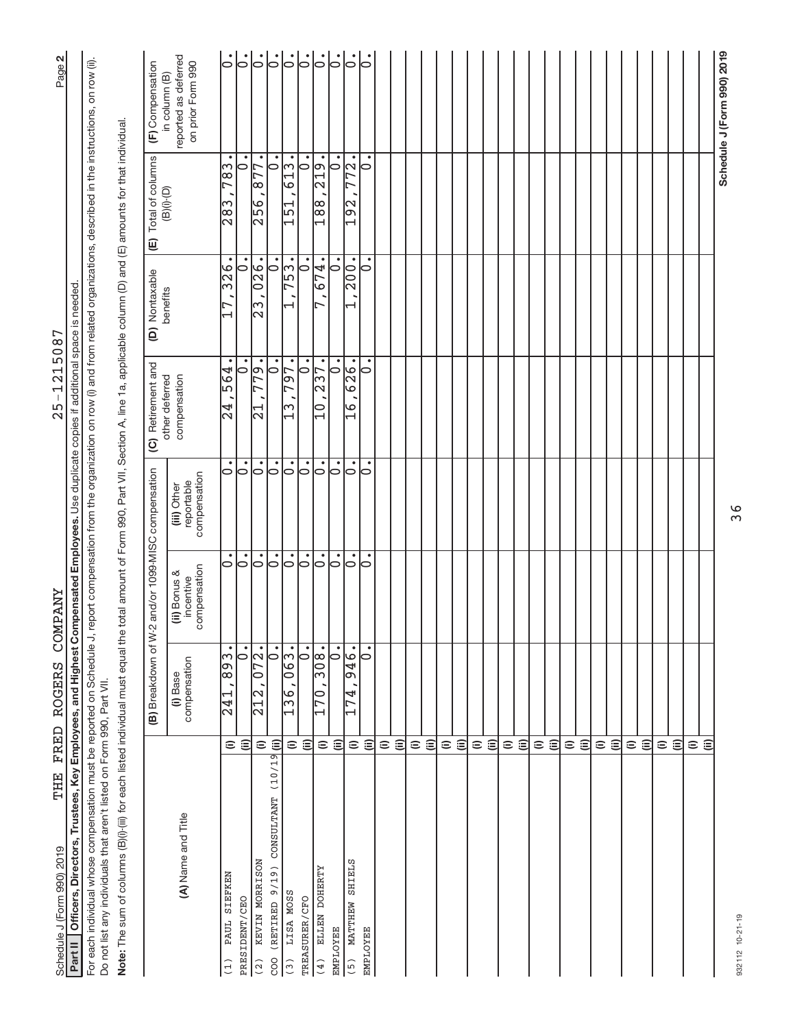Schedule J (Form 990) 2019 THE FRED ROGERS COMPANY 25-1215087 Page 2

**Part II** **Officers, Directors, Trustees, Key Employees, and Highest Compensated Employees.** Use duplicate copies if additional space is needed.

For each individual whose compensation must be reported on Schedule J, report compensation from the organization on row (i) and from related organizations, described in the instructions, on row (ii). Do not list any individuals that aren't listed on Form 990, Part VII.

**Note:** The sum of columns (B)(i)-(iii) for each listed individual must equal the total amount of Form 990, Part VII, Section A, line 1a, applicable column (D) and (E) amounts for that individual.

| (A) Name and Title | | (B) Breakdown of W-2 and/or 1099-MISC compensation | | | (C) Retirement and other deferred compensation | (D) Nontaxable benefits | (E) Total of columns (B)(i)-(D) | (F) Compensation in column (B) reported as deferred on prior Form 990 |
|---|---|---|---|---|---|---|---|---|
| | | (i) Base compensation | (ii) Bonus & incentive compensation | (iii) Other reportable compensation | | | | |
| (1) PAUL SIEFKEN | (i) | 241,893. | 0. | 0. | 24,564. | 17,326. | 283,783. | 0. |
| PRESIDENT/CEO | (ii) | 0. | 0. | 0. | 0. | 0. | 0. | 0. |
| (2) KEVIN MORRISON | (i) | 212,072. | 0. | 0. | 21,779. | 23,026. | 256,877. | 0. |
| COO (RETIRED 9/19) CONSULTANT (10/19 | (ii) | 0. | 0. | 0. | 0. | 0. | 0. | 0. |
| (3) LISA MOSS | (i) | 136,063. | 0. | 0. | 13,797. | 1,753. | 151,613. | 0. |
| TREASURER/CFO | (ii) | 0. | 0. | 0. | 0. | 0. | 0. | 0. |
| (4) ELLEN DOHERTY | (i) | 170,308. | 0. | 0. | 10,237. | 7,674. | 188,219. | 0. |
| EMPLOYEE | (ii) | 0. | 0. | 0. | 0. | 0. | 0. | 0. |
| (5) MATTHEW SHIELS | (i) | 174,946. | 0. | 0. | 16,626. | 1,200. | 192,772. | 0. |
| EMPLOYEE | (ii) | 0. | 0. | 0. | 0. | 0. | 0. | 0. |

932112 10-21-19

Schedule J (Form 990) 2019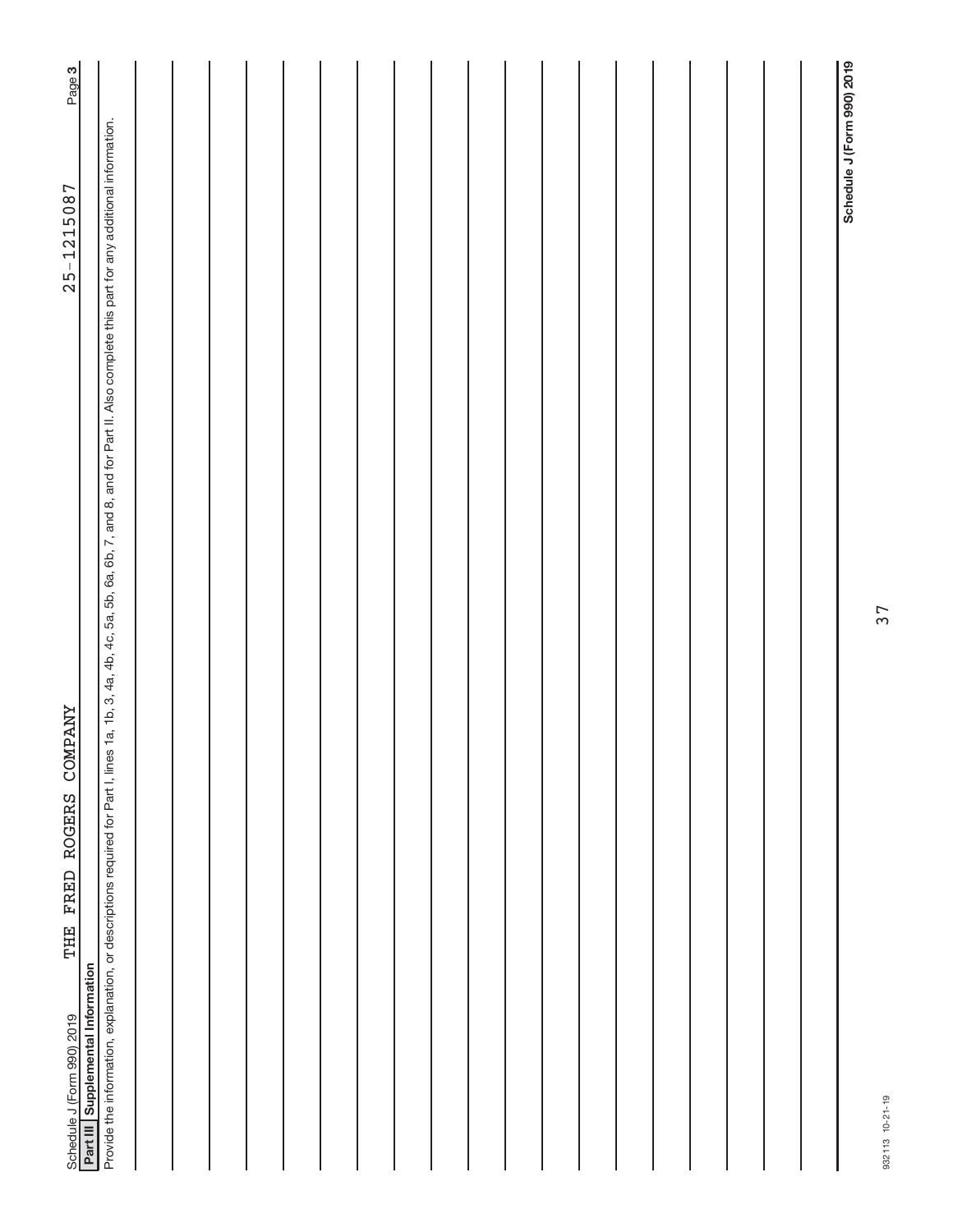Schedule J (Form 990) 2019 THE FRED ROGERS COMPANY 25-1215087

## Part III Supplemental Information

Provide the information, explanation, or descriptions required for Part I, lines 1a, 1b, 3, 4a, 4b, 4c, 5a, 5b, 6a, 6b, 7, and 8, and for Part II. Also complete this part for any additional information.

932113 10-21-19

Schedule J (Form 990) 2019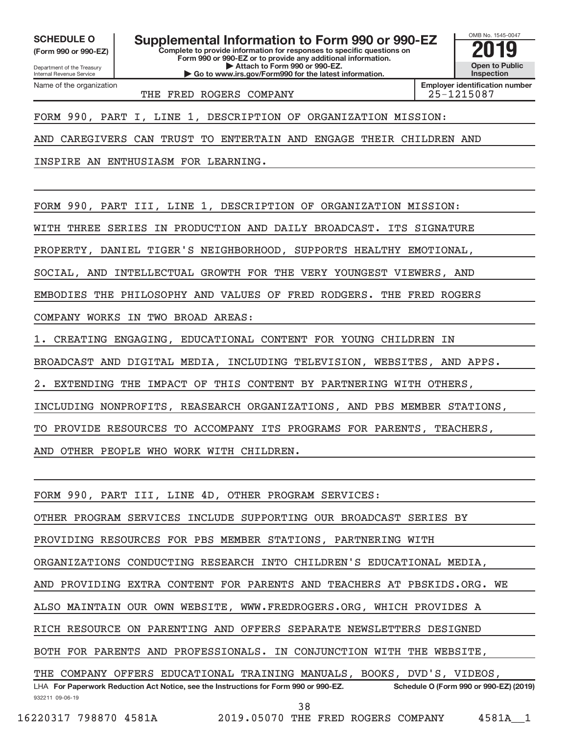**SCHEDULE O**
**(Form 990 or 990-EZ)**

Department of the Treasury
Internal Revenue Service

# Supplemental Information to Form 990 or 990-EZ

**Complete to provide information for responses to specific questions on Form 990 or 990-EZ or to provide any additional information.**
**▶ Attach to Form 990 or 990-EZ.**
**▶ Go to www.irs.gov/Form990 for the latest information.**

OMB No. 1545-0047
**2019**
**Open to Public Inspection**

| Name of the organization | Employer identification number |
|---|---|
| THE FRED ROGERS COMPANY | 25-1215087 |

FORM 990, PART I, LINE 1, DESCRIPTION OF ORGANIZATION MISSION:

AND CAREGIVERS CAN TRUST TO ENTERTAIN AND ENGAGE THEIR CHILDREN AND INSPIRE AN ENTHUSIASM FOR LEARNING.

FORM 990, PART III, LINE 1, DESCRIPTION OF ORGANIZATION MISSION:

WITH THREE SERIES IN PRODUCTION AND DAILY BROADCAST. ITS SIGNATURE PROPERTY, DANIEL TIGER'S NEIGHBORHOOD, SUPPORTS HEALTHY EMOTIONAL, SOCIAL, AND INTELLECTUAL GROWTH FOR THE VERY YOUNGEST VIEWERS, AND EMBODIES THE PHILOSOPHY AND VALUES OF FRED RODGERS. THE FRED ROGERS COMPANY WORKS IN TWO BROAD AREAS:

1. CREATING ENGAGING, EDUCATIONAL CONTENT FOR YOUNG CHILDREN IN BROADCAST AND DIGITAL MEDIA, INCLUDING TELEVISION, WEBSITES, AND APPS.

2. EXTENDING THE IMPACT OF THIS CONTENT BY PARTNERING WITH OTHERS, INCLUDING NONPROFITS, REASEARCH ORGANIZATIONS, AND PBS MEMBER STATIONS, TO PROVIDE RESOURCES TO ACCOMPANY ITS PROGRAMS FOR PARENTS, TEACHERS, AND OTHER PEOPLE WHO WORK WITH CHILDREN.

FORM 990, PART III, LINE 4D, OTHER PROGRAM SERVICES:

OTHER PROGRAM SERVICES INCLUDE SUPPORTING OUR BROADCAST SERIES BY PROVIDING RESOURCES FOR PBS MEMBER STATIONS, PARTNERING WITH ORGANIZATIONS CONDUCTING RESEARCH INTO CHILDREN'S EDUCATIONAL MEDIA, AND PROVIDING EXTRA CONTENT FOR PARENTS AND TEACHERS AT PBSKIDS.ORG. WE ALSO MAINTAIN OUR OWN WEBSITE, WWW.FREDROGERS.ORG, WHICH PROVIDES A RICH RESOURCE ON PARENTING AND OFFERS SEPARATE NEWSLETTERS DESIGNED BOTH FOR PARENTS AND PROFESSIONALS. IN CONJUNCTION WITH THE WEBSITE, THE COMPANY OFFERS EDUCATIONAL TRAINING MANUALS, BOOKS, DVD'S, VIDEOS,

LHA **For Paperwork Reduction Act Notice, see the Instructions for Form 990 or 990-EZ.** **Schedule O (Form 990 or 990-EZ) (2019)**

932211 09-06-19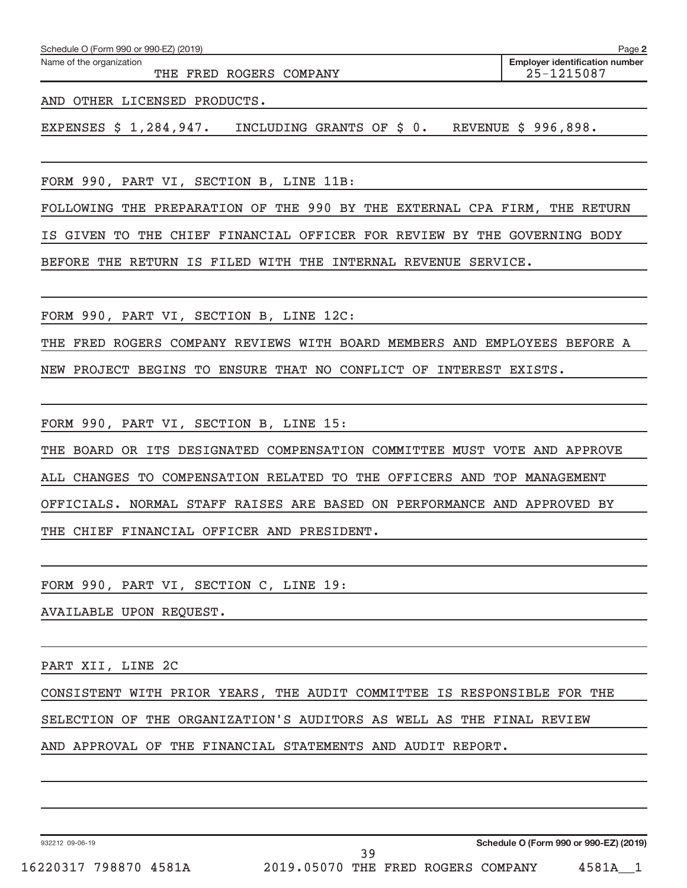Name of the organization: THE FRED ROGERS COMPANY

Employer identification number: 25-1215087

AND OTHER LICENSED PRODUCTS.

EXPENSES $ 1,284,947. INCLUDING GRANTS OF $ 0. REVENUE $ 996,898.

FORM 990, PART VI, SECTION B, LINE 11B:

FOLLOWING THE PREPARATION OF THE 990 BY THE EXTERNAL CPA FIRM, THE RETURN IS GIVEN TO THE CHIEF FINANCIAL OFFICER FOR REVIEW BY THE GOVERNING BODY BEFORE THE RETURN IS FILED WITH THE INTERNAL REVENUE SERVICE.

FORM 990, PART VI, SECTION B, LINE 12C:

THE FRED ROGERS COMPANY REVIEWS WITH BOARD MEMBERS AND EMPLOYEES BEFORE A NEW PROJECT BEGINS TO ENSURE THAT NO CONFLICT OF INTEREST EXISTS.

FORM 990, PART VI, SECTION B, LINE 15:

THE BOARD OR ITS DESIGNATED COMPENSATION COMMITTEE MUST VOTE AND APPROVE ALL CHANGES TO COMPENSATION RELATED TO THE OFFICERS AND TOP MANAGEMENT OFFICIALS. NORMAL STAFF RAISES ARE BASED ON PERFORMANCE AND APPROVED BY THE CHIEF FINANCIAL OFFICER AND PRESIDENT.

FORM 990, PART VI, SECTION C, LINE 19:

AVAILABLE UPON REQUEST.

PART XII, LINE 2C

CONSISTENT WITH PRIOR YEARS, THE AUDIT COMMITTEE IS RESPONSIBLE FOR THE SELECTION OF THE ORGANIZATION'S AUDITORS AS WELL AS THE FINAL REVIEW AND APPROVAL OF THE FINANCIAL STATEMENTS AND AUDIT REPORT.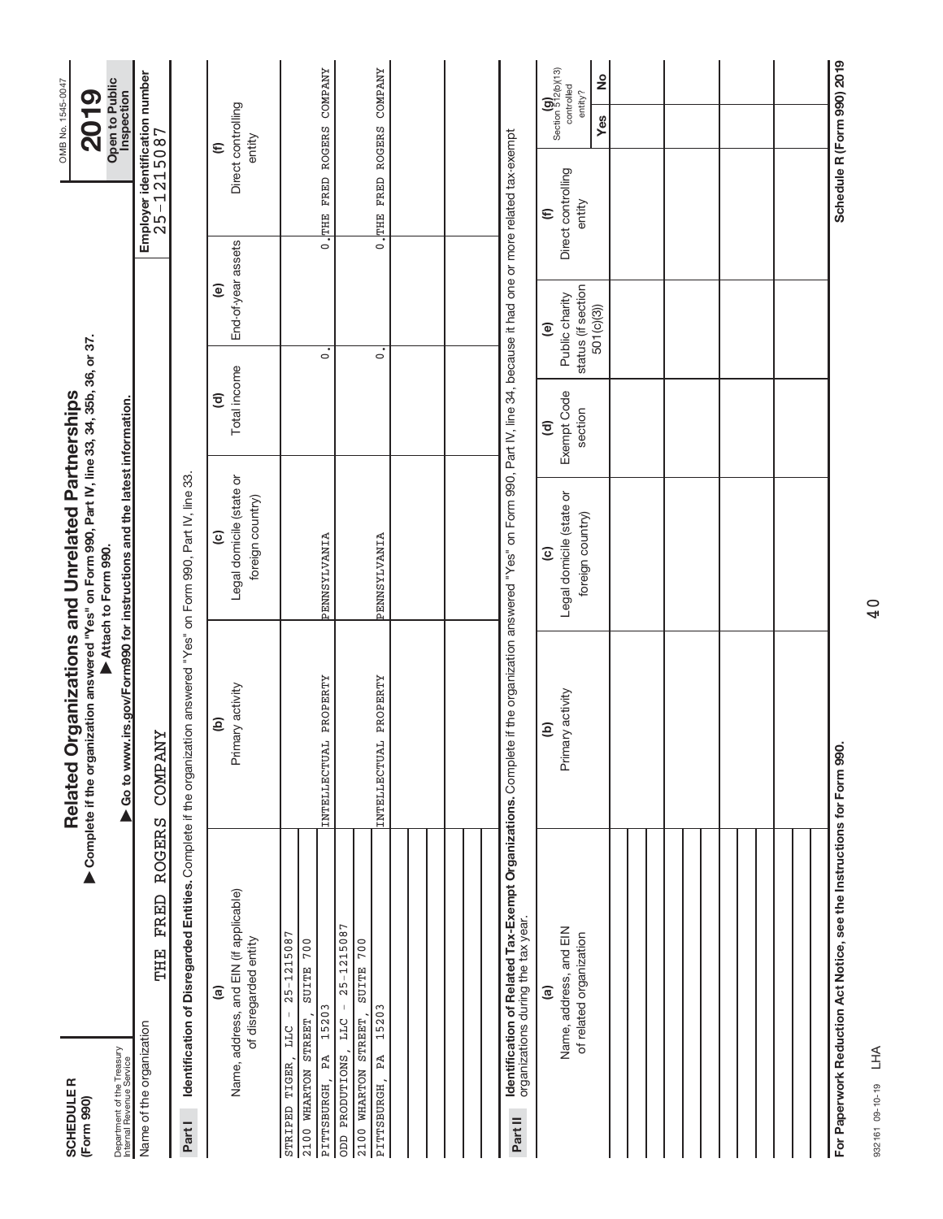**SCHEDULE R (Form 990)**

Department of the Treasury
Internal Revenue Service

# Related Organizations and Unrelated Partnerships

▶ Complete if the organization answered "Yes" on Form 990, Part IV, line 33, 34, 35b, 36, or 37.
▶ Attach to Form 990.
▶ Go to www.irs.gov/Form990 for instructions and the latest information.

OMB No. 1545-0047

**2019**

**Open to Public Inspection**

Name of the organization: THE FRED ROGERS COMPANY

Employer identification number: 25-1215087

**Part I Identification of Disregarded Entities.** Complete if the organization answered "Yes" on Form 990, Part IV, line 33.

| (a) Name, address, and EIN (if applicable) of disregarded entity | (b) Primary activity | (c) Legal domicile (state or foreign country) | (d) Total income | (e) End-of-year assets | (f) Direct controlling entity |
|---|---|---|---|---|---|
| STRIPED TIGER, LLC - 25-1215087<br>2100 WHARTON STREET, SUITE 700<br>PITTSBURGH, PA 15203 | INTELLECTUAL PROPERTY | PENNSYLVANIA | 0. | 0. | THE FRED ROGERS COMPANY |
| ODD PRODUTIONS, LLC - 25-1215087<br>2100 WHARTON STREET, SUITE 700<br>PITTSBURGH, PA 15203 | INTELLECTUAL PROPERTY | PENNSYLVANIA | 0. | 0. | THE FRED ROGERS COMPANY |

**Part II Identification of Related Tax-Exempt Organizations.** Complete if the organization answered "Yes" on Form 990, Part IV, line 34, because it had one or more related tax-exempt organizations during the tax year.

| (a) Name, address, and EIN of related organization | (b) Primary activity | (c) Legal domicile (state or foreign country) | (d) Exempt Code section | (e) Public charity status (if section 501(c)(3)) | (f) Direct controlling entity | (g) Section 512(b)(13) controlled entity? Yes | No |
|---|---|---|---|---|---|---|---|
| | | | | | | | |

For Paperwork Reduction Act Notice, see the Instructions for Form 990.

Schedule R (Form 990) 2019

932161 09-10-19 LHA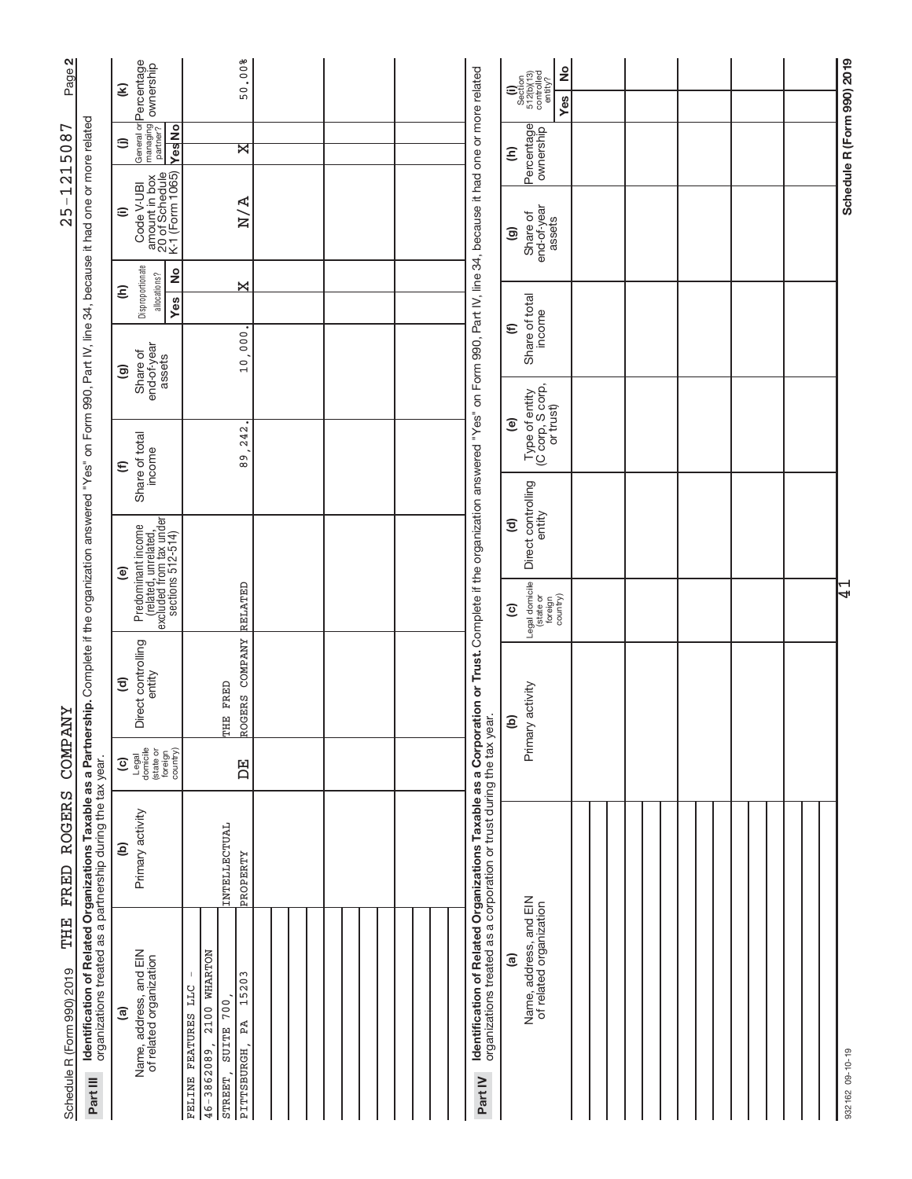Schedule R (Form 990) 2019 THE FRED ROGERS COMPANY 25-1215087 Page 2

**Part III** **Identification of Related Organizations Taxable as a Partnership.** Complete if the organization answered "Yes" on Form 990, Part IV, line 34, because it had one or more related organizations treated as a partnership during the tax year.

| (a) Name, address, and EIN of related organization | (b) Primary activity | (c) Legal domicile (state or foreign country) | (d) Direct controlling entity | (e) Predominant income (related, unrelated, excluded from tax under sections 512-514) | (f) Share of total income | (g) Share of end-of-year assets | (h) Disproportionate allocations? Yes | No | (i) Code V-UBI amount in box 20 of Schedule K-1 (Form 1065) | (j) General or managing partner? Yes | No | (k) Percentage ownership |
|---|---|---|---|---|---|---|---|---|---|---|---|---|
| FELINE FEATURES LLC - 46-3862089, 2100 WHARTON STREET, SUITE 700, PITTSBURGH, PA 15203 | INTELLECTUAL PROPERTY | DE | THE FRED ROGERS COMPANY | RELATED | 89,242. | 10,000. | | X | N/A | X | | 50.00% |
| | | | | | | | | | | | | |
| | | | | | | | | | | | | |
| | | | | | | | | | | | | |
| | | | | | | | | | | | | |

**Part IV** **Identification of Related Organizations Taxable as a Corporation or Trust.** Complete if the organization answered "Yes" on Form 990, Part IV, line 34, because it had one or more related organizations treated as a corporation or trust during the tax year.

| (a) Name, address, and EIN of related organization | (b) Primary activity | (c) Legal domicile (state or foreign country) | (d) Direct controlling entity | (e) Type of entity (C corp, S corp, or trust) | (f) Share of total income | (g) Share of end-of-year assets | (h) Percentage ownership | (i) Section 512(b)(13) controlled entity? Yes | No |
|---|---|---|---|---|---|---|---|---|---|
| | | | | | | | | | |
| | | | | | | | | | |
| | | | | | | | | | |
| | | | | | | | | | |
| | | | | | | | | | |
| | | | | | | | | | |
| | | | | | | | | | |

932162 09-10-19 Schedule R (Form 990) 2019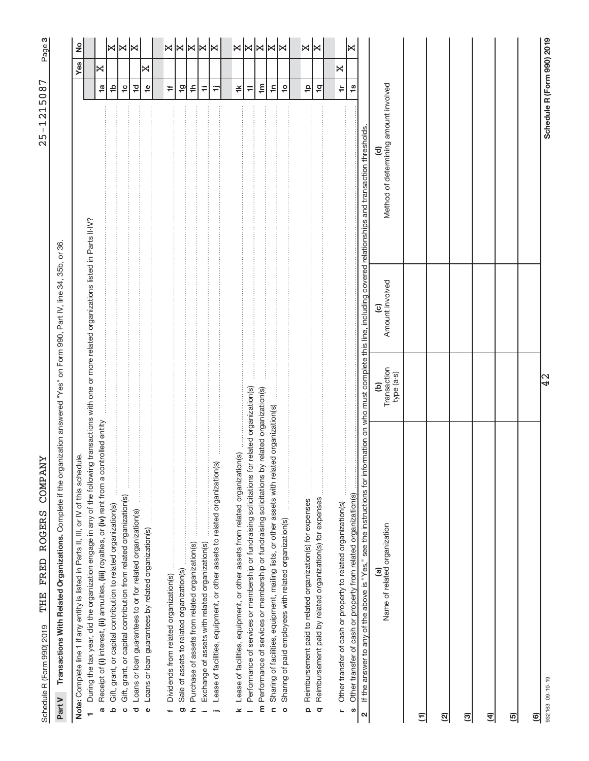Schedule R (Form 990) 2019 THE FRED ROGERS COMPANY 25-1215087 Page 3

## Part V Transactions With Related Organizations. Complete if the organization answered "Yes" on Form 990, Part IV, line 34, 35b, or 36.

**Note:** Complete line 1 if any entity is listed in Parts II, III, or IV of this schedule.

1 During the tax year, did the organization engage in any of the following transactions with one or more related organizations listed in Parts II-IV?

| | | | Yes | No |
|---|---|---|---|---|
| a | Receipt of (i) interest, (ii) annuities, (iii) royalties, or (iv) rent from a controlled entity | 1a | X | |
| b | Gift, grant, or capital contribution to related organization(s) | 1b | | X |
| c | Gift, grant, or capital contribution from related organization(s) | 1c | | X |
| d | Loans or loan guarantees to or for related organization(s) | 1d | | X |
| e | Loans or loan guarantees by related organization(s) | 1e | X | |
| f | Dividends from related organization(s) | 1f | | X |
| g | Sale of assets to related organization(s) | 1g | | X |
| h | Purchase of assets from related organization(s) | 1h | | X |
| i | Exchange of assets with related organization(s) | 1i | | X |
| j | Lease of facilities, equipment, or other assets to related organization(s) | 1j | | X |
| k | Lease of facilities, equipment, or other assets from related organization(s) | 1k | | X |
| l | Performance of services or membership or fundraising solicitations for related organization(s) | 1l | | X |
| m | Performance of services or membership or fundraising solicitations by related organization(s) | 1m | | X |
| n | Sharing of facilities, equipment, mailing lists, or other assets with related organization(s) | 1n | | X |
| o | Sharing of paid employees with related organization(s) | 1o | | X |
| p | Reimbursement paid to related organization(s) for expenses | 1p | | X |
| q | Reimbursement paid by related organization(s) for expenses | 1q | | X |
| r | Other transfer of cash or property to related organization(s) | 1r | X | |
| s | Other transfer of cash or property from related organization(s) | 1s | | X |

2 If the answer to any of the above is "Yes," see the instructions for information on who must complete this line, including covered relationships and transaction thresholds.

| | (a) Name of related organization | (b) Transaction type (a-s) | (c) Amount involved | (d) Method of determining amount involved |
|---|---|---|---|---|
| (1) | | | | |
| (2) | | | | |
| (3) | | | | |
| (4) | | | | |
| (5) | | | | |
| (6) | | | | |

932163 09-10-19

42

Schedule R (Form 990) 2019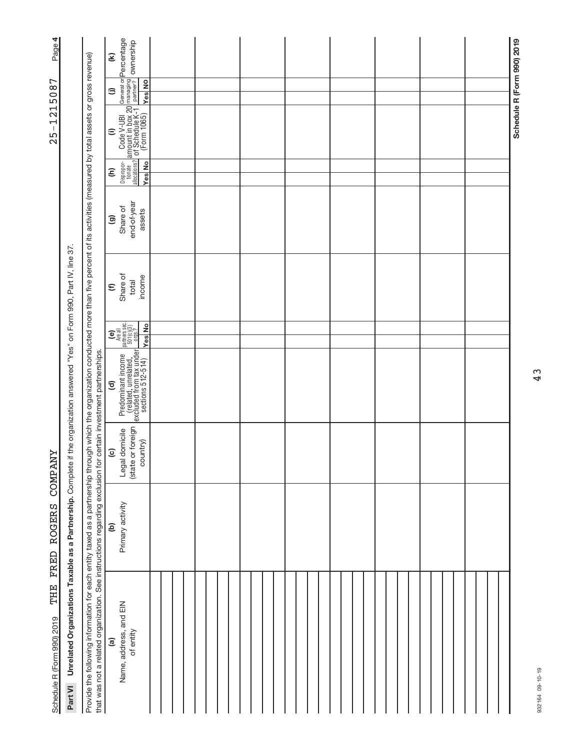Schedule R (Form 990) 2019 THE FRED ROGERS COMPANY 25-1215087 Page 4

**Part VI** **Unrelated Organizations Taxable as a Partnership.** Complete if the organization answered "Yes" on Form 990, Part IV, line 37.

Provide the following information for each entity taxed as a partnership through which the organization conducted more than five percent of its activities (measured by total assets or gross revenue) that was not a related organization. See instructions regarding exclusion for certain investment partnerships.

| (a) Name, address, and EIN of entity | (b) Primary activity | (c) Legal domicile (state or foreign country) | (d) Predominant income (related, unrelated, excluded from tax under sections 512-514) | (e) Are all partners sec. 501(c)(3) orgs.? | | (f) Share of total income | (g) Share of end-of-year assets | (h) Disproportionate allocations? | | (i) Code V-UBI amount in box 20 of Schedule K-1 (Form 1065) | (j) General or managing partner? | | (k) Percentage ownership |
|---|---|---|---|---|---|---|---|---|---|---|---|---|---|
| | | | | Yes | No | | | Yes | No | | Yes | No | |
| | | | | | | | | | | | | | |
| | | | | | | | | | | | | | |
| | | | | | | | | | | | | | |
| | | | | | | | | | | | | | |
| | | | | | | | | | | | | | |
| | | | | | | | | | | | | | |
| | | | | | | | | | | | | | |
| | | | | | | | | | | | | | |
| | | | | | | | | | | | | | |
| | | | | | | | | | | | | | |

**Schedule R (Form 990) 2019**

932164 09-10-19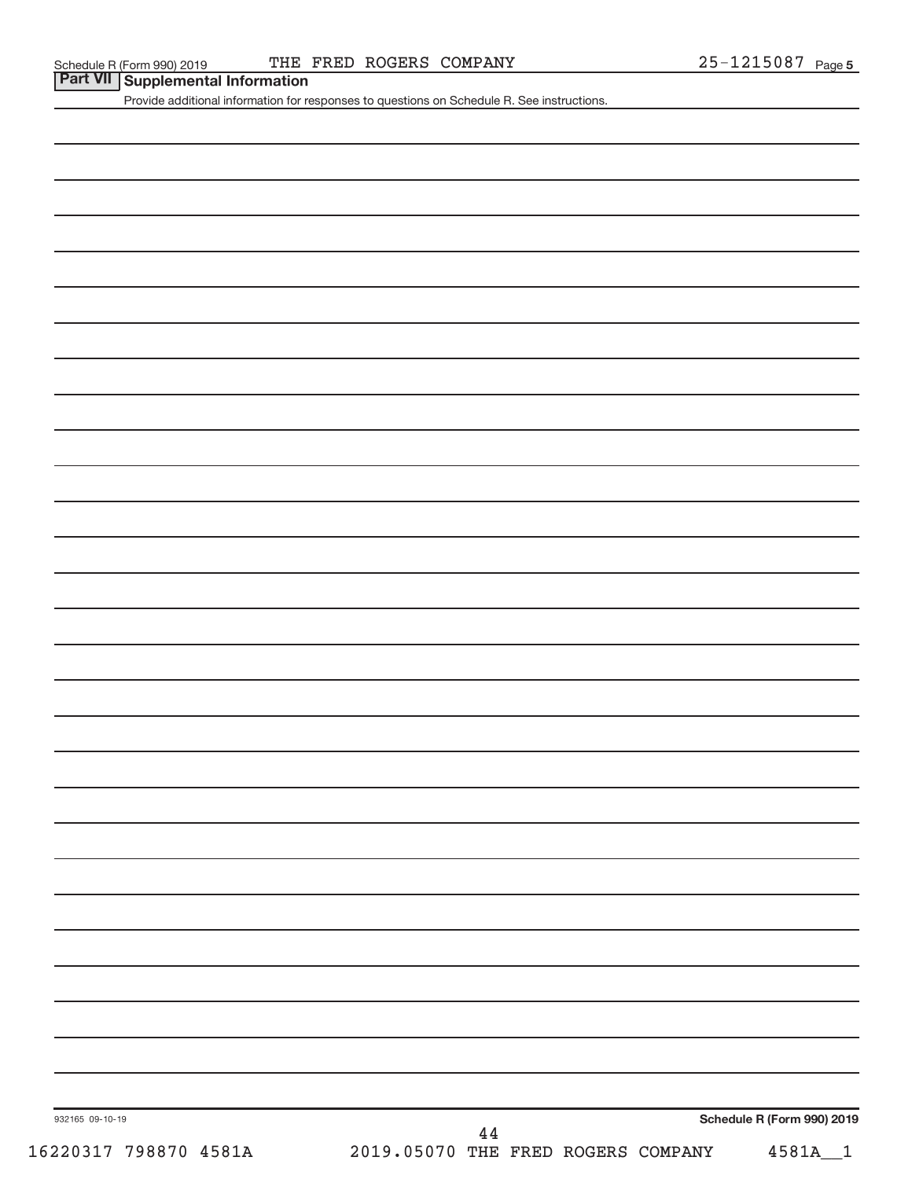Schedule R (Form 990) 2019 THE FRED ROGERS COMPANY 25-1215087 Page 5

## Part VII Supplemental Information

Provide additional information for responses to questions on Schedule R. See instructions.

932165 09-10-19

**Schedule R (Form 990) 2019**

16220317 798870 4581A 2019.05070 THE FRED ROGERS COMPANY 4581A__1